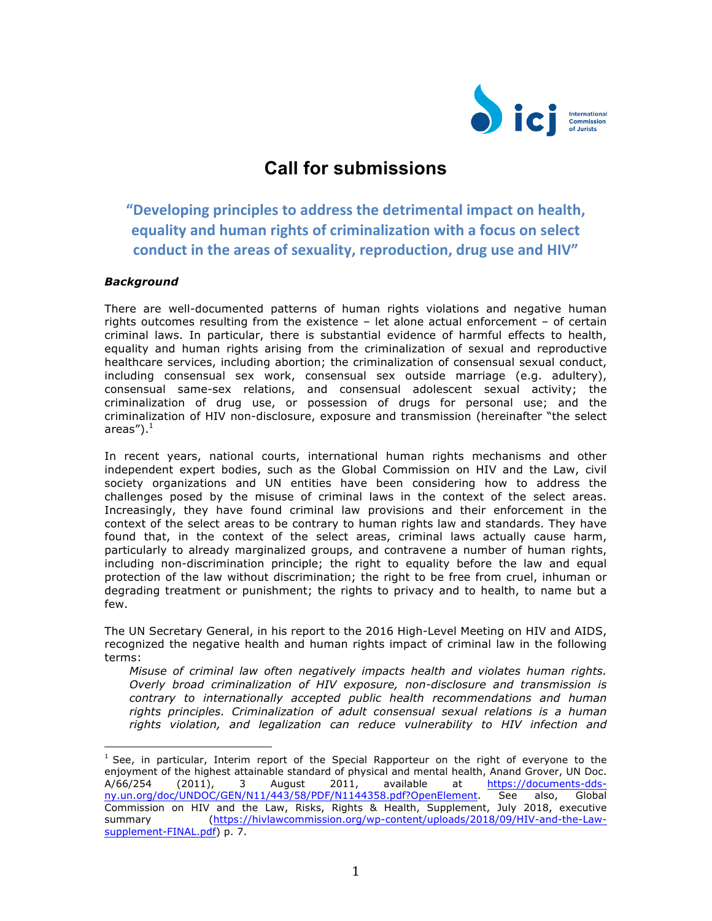# Call for submissions

## "Developing principles to address the detrimental impact on health, equality and human rights of criminalization with a focus on select conduct in the areas of sexuality, reproduction, drug use and HIV"

***Background***

There are well-documented patterns of human rights violations and negative human rights outcomes resulting from the existence – let alone actual enforcement – of certain criminal laws. In particular, there is substantial evidence of harmful effects to health, equality and human rights arising from the criminalization of sexual and reproductive healthcare services, including abortion; the criminalization of consensual sexual conduct, including consensual sex work, consensual sex outside marriage (e.g. adultery), consensual same-sex relations, and consensual adolescent sexual activity; the criminalization of drug use, or possession of drugs for personal use; and the criminalization of HIV non-disclosure, exposure and transmission (hereinafter "the select areas").[1]

In recent years, national courts, international human rights mechanisms and other independent expert bodies, such as the Global Commission on HIV and the Law, civil society organizations and UN entities have been considering how to address the challenges posed by the misuse of criminal laws in the context of the select areas. Increasingly, they have found criminal law provisions and their enforcement in the context of the select areas to be contrary to human rights law and standards. They have found that, in the context of the select areas, criminal laws actually cause harm, particularly to already marginalized groups, and contravene a number of human rights, including non-discrimination principle; the right to equality before the law and equal protection of the law without discrimination; the right to be free from cruel, inhuman or degrading treatment or punishment; the rights to privacy and to health, to name but a few.

The UN Secretary General, in his report to the 2016 High-Level Meeting on HIV and AIDS, recognized the negative health and human rights impact of criminal law in the following terms:

> *Misuse of criminal law often negatively impacts health and violates human rights. Overly broad criminalization of HIV exposure, non-disclosure and transmission is contrary to internationally accepted public health recommendations and human rights principles. Criminalization of adult consensual sexual relations is a human rights violation, and legalization can reduce vulnerability to HIV infection and*

---

[1] See, in particular, Interim report of the Special Rapporteur on the right of everyone to the enjoyment of the highest attainable standard of physical and mental health, Anand Grover, UN Doc. A/66/254 (2011), 3 August 2011, available at https://documents-dds-ny.un.org/doc/UNDOC/GEN/N11/443/58/PDF/N1144358.pdf?OpenElement. See also, Global Commission on HIV and the Law, Risks, Rights & Health, Supplement, July 2018, executive summary (https://hivlawcommission.org/wp-content/uploads/2018/09/HIV-and-the-Law-supplement-FINAL.pdf) p. 7.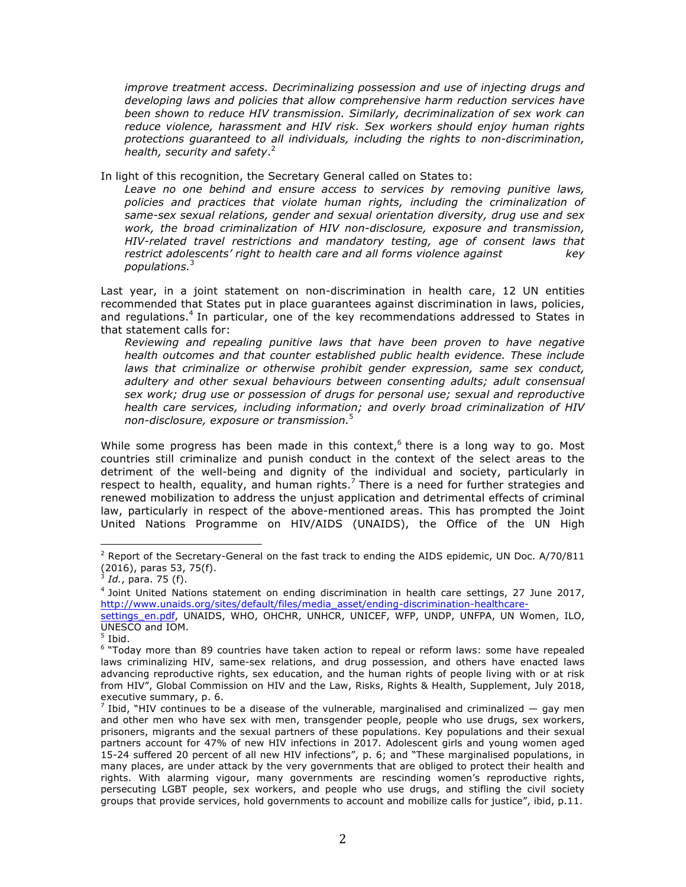*improve treatment access. Decriminalizing possession and use of injecting drugs and developing laws and policies that allow comprehensive harm reduction services have been shown to reduce HIV transmission. Similarly, decriminalization of sex work can reduce violence, harassment and HIV risk. Sex workers should enjoy human rights protections guaranteed to all individuals, including the rights to non-discrimination, health, security and safety*.[2]

In light of this recognition, the Secretary General called on States to:

> *Leave no one behind and ensure access to services by removing punitive laws, policies and practices that violate human rights, including the criminalization of same-sex sexual relations, gender and sexual orientation diversity, drug use and sex work, the broad criminalization of HIV non-disclosure, exposure and transmission, HIV-related travel restrictions and mandatory testing, age of consent laws that restrict adolescents' right to health care and all forms violence against key populations.*[3]

Last year, in a joint statement on non-discrimination in health care, 12 UN entities recommended that States put in place guarantees against discrimination in laws, policies, and regulations.[4] In particular, one of the key recommendations addressed to States in that statement calls for:

> *Reviewing and repealing punitive laws that have been proven to have negative health outcomes and that counter established public health evidence. These include laws that criminalize or otherwise prohibit gender expression, same sex conduct, adultery and other sexual behaviours between consenting adults; adult consensual sex work; drug use or possession of drugs for personal use; sexual and reproductive health care services, including information; and overly broad criminalization of HIV non-disclosure, exposure or transmission.*[5]

While some progress has been made in this context,[6] there is a long way to go. Most countries still criminalize and punish conduct in the context of the select areas to the detriment of the well-being and dignity of the individual and society, particularly in respect to health, equality, and human rights.[7] There is a need for further strategies and renewed mobilization to address the unjust application and detrimental effects of criminal law, particularly in respect of the above-mentioned areas. This has prompted the Joint United Nations Programme on HIV/AIDS (UNAIDS), the Office of the UN High

---

[2] Report of the Secretary-General on the fast track to ending the AIDS epidemic, UN Doc. A/70/811 (2016), paras 53, 75(f).

[3] *Id.*, para. 75 (f).

[4] Joint United Nations statement on ending discrimination in health care settings, 27 June 2017, http://www.unaids.org/sites/default/files/media_asset/ending-discrimination-healthcare-settings_en.pdf, UNAIDS, WHO, OHCHR, UNHCR, UNICEF, WFP, UNDP, UNFPA, UN Women, ILO, UNESCO and IOM.

[5] Ibid.

[6] "Today more than 89 countries have taken action to repeal or reform laws: some have repealed laws criminalizing HIV, same-sex relations, and drug possession, and others have enacted laws advancing reproductive rights, sex education, and the human rights of people living with or at risk from HIV", Global Commission on HIV and the Law, Risks, Rights & Health, Supplement, July 2018, executive summary, p. 6.

[7] Ibid, "HIV continues to be a disease of the vulnerable, marginalised and criminalized — gay men and other men who have sex with men, transgender people, people who use drugs, sex workers, prisoners, migrants and the sexual partners of these populations. Key populations and their sexual partners account for 47% of new HIV infections in 2017. Adolescent girls and young women aged 15-24 suffered 20 percent of all new HIV infections", p. 6; and "These marginalised populations, in many places, are under attack by the very governments that are obliged to protect their health and rights. With alarming vigour, many governments are rescinding women's reproductive rights, persecuting LGBT people, sex workers, and people who use drugs, and stifling the civil society groups that provide services, hold governments to account and mobilize calls for justice", ibid, p.11.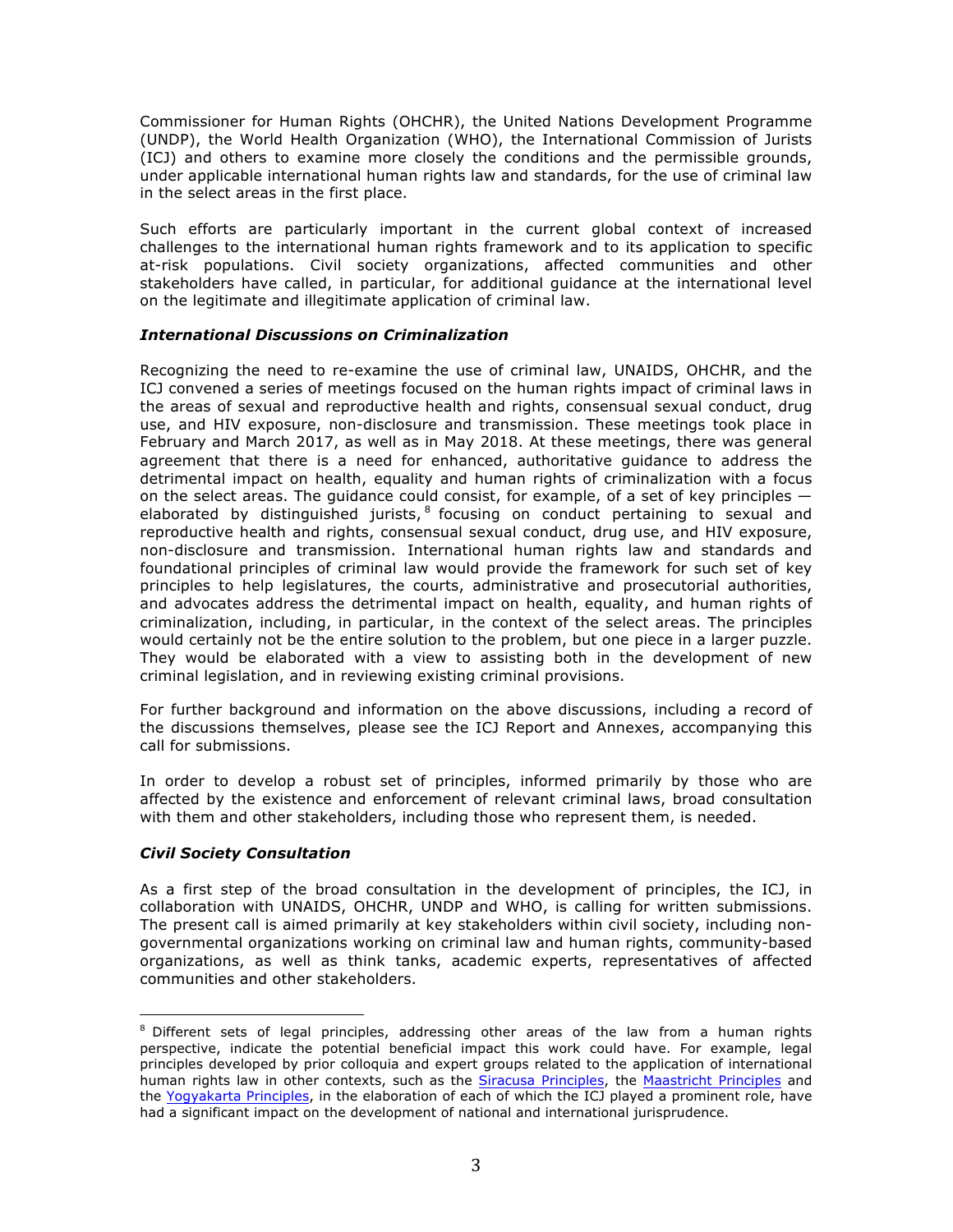Commissioner for Human Rights (OHCHR), the United Nations Development Programme (UNDP), the World Health Organization (WHO), the International Commission of Jurists (ICJ) and others to examine more closely the conditions and the permissible grounds, under applicable international human rights law and standards, for the use of criminal law in the select areas in the first place.

Such efforts are particularly important in the current global context of increased challenges to the international human rights framework and to its application to specific at-risk populations. Civil society organizations, affected communities and other stakeholders have called, in particular, for additional guidance at the international level on the legitimate and illegitimate application of criminal law.

### *International Discussions on Criminalization*

Recognizing the need to re-examine the use of criminal law, UNAIDS, OHCHR, and the ICJ convened a series of meetings focused on the human rights impact of criminal laws in the areas of sexual and reproductive health and rights, consensual sexual conduct, drug use, and HIV exposure, non-disclosure and transmission. These meetings took place in February and March 2017, as well as in May 2018. At these meetings, there was general agreement that there is a need for enhanced, authoritative guidance to address the detrimental impact on health, equality and human rights of criminalization with a focus on the select areas. The guidance could consist, for example, of a set of key principles — elaborated by distinguished jurists,[8] focusing on conduct pertaining to sexual and reproductive health and rights, consensual sexual conduct, drug use, and HIV exposure, non-disclosure and transmission. International human rights law and standards and foundational principles of criminal law would provide the framework for such set of key principles to help legislatures, the courts, administrative and prosecutorial authorities, and advocates address the detrimental impact on health, equality, and human rights of criminalization, including, in particular, in the context of the select areas. The principles would certainly not be the entire solution to the problem, but one piece in a larger puzzle. They would be elaborated with a view to assisting both in the development of new criminal legislation, and in reviewing existing criminal provisions.

For further background and information on the above discussions, including a record of the discussions themselves, please see the ICJ Report and Annexes, accompanying this call for submissions.

In order to develop a robust set of principles, informed primarily by those who are affected by the existence and enforcement of relevant criminal laws, broad consultation with them and other stakeholders, including those who represent them, is needed.

### *Civil Society Consultation*

As a first step of the broad consultation in the development of principles, the ICJ, in collaboration with UNAIDS, OHCHR, UNDP and WHO, is calling for written submissions. The present call is aimed primarily at key stakeholders within civil society, including non-governmental organizations working on criminal law and human rights, community-based organizations, as well as think tanks, academic experts, representatives of affected communities and other stakeholders.

---

[8] Different sets of legal principles, addressing other areas of the law from a human rights perspective, indicate the potential beneficial impact this work could have. For example, legal principles developed by prior colloquia and expert groups related to the application of international human rights law in other contexts, such as the Siracusa Principles, the Maastricht Principles and the Yogyakarta Principles, in the elaboration of each of which the ICJ played a prominent role, have had a significant impact on the development of national and international jurisprudence.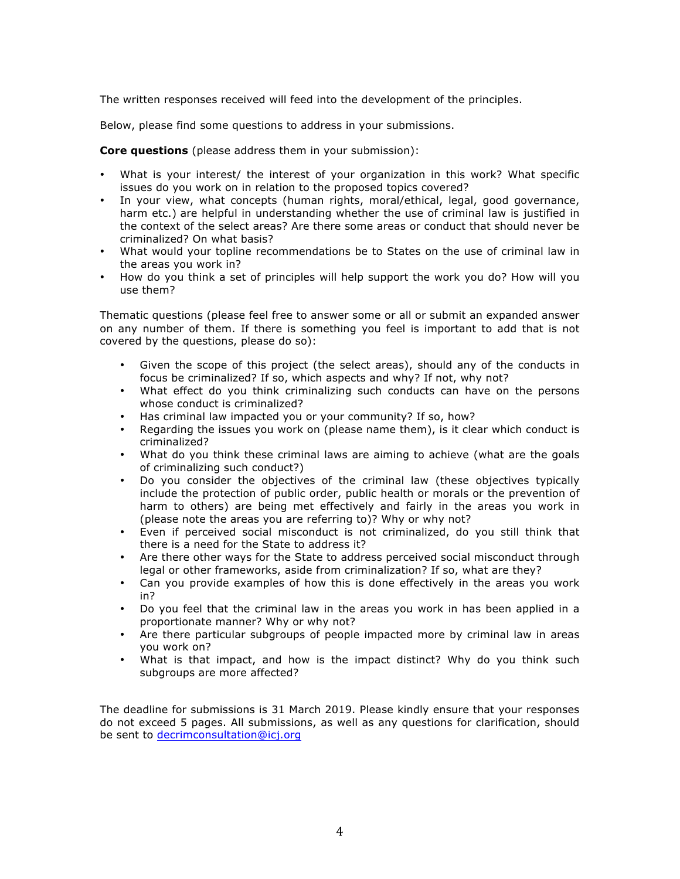The written responses received will feed into the development of the principles.

Below, please find some questions to address in your submissions.

**Core questions** (please address them in your submission):

- What is your interest/ the interest of your organization in this work? What specific issues do you work on in relation to the proposed topics covered?
- In your view, what concepts (human rights, moral/ethical, legal, good governance, harm etc.) are helpful in understanding whether the use of criminal law is justified in the context of the select areas? Are there some areas or conduct that should never be criminalized? On what basis?
- What would your topline recommendations be to States on the use of criminal law in the areas you work in?
- How do you think a set of principles will help support the work you do? How will you use them?

Thematic questions (please feel free to answer some or all or submit an expanded answer on any number of them. If there is something you feel is important to add that is not covered by the questions, please do so):

- Given the scope of this project (the select areas), should any of the conducts in focus be criminalized? If so, which aspects and why? If not, why not?
- What effect do you think criminalizing such conducts can have on the persons whose conduct is criminalized?
- Has criminal law impacted you or your community? If so, how?
- Regarding the issues you work on (please name them), is it clear which conduct is criminalized?
- What do you think these criminal laws are aiming to achieve (what are the goals of criminalizing such conduct?)
- Do you consider the objectives of the criminal law (these objectives typically include the protection of public order, public health or morals or the prevention of harm to others) are being met effectively and fairly in the areas you work in (please note the areas you are referring to)? Why or why not?
- Even if perceived social misconduct is not criminalized, do you still think that there is a need for the State to address it?
- Are there other ways for the State to address perceived social misconduct through legal or other frameworks, aside from criminalization? If so, what are they?
- Can you provide examples of how this is done effectively in the areas you work in?
- Do you feel that the criminal law in the areas you work in has been applied in a proportionate manner? Why or why not?
- Are there particular subgroups of people impacted more by criminal law in areas you work on?
- What is that impact, and how is the impact distinct? Why do you think such subgroups are more affected?

The deadline for submissions is 31 March 2019. Please kindly ensure that your responses do not exceed 5 pages. All submissions, as well as any questions for clarification, should be sent to decrimconsultation@icj.org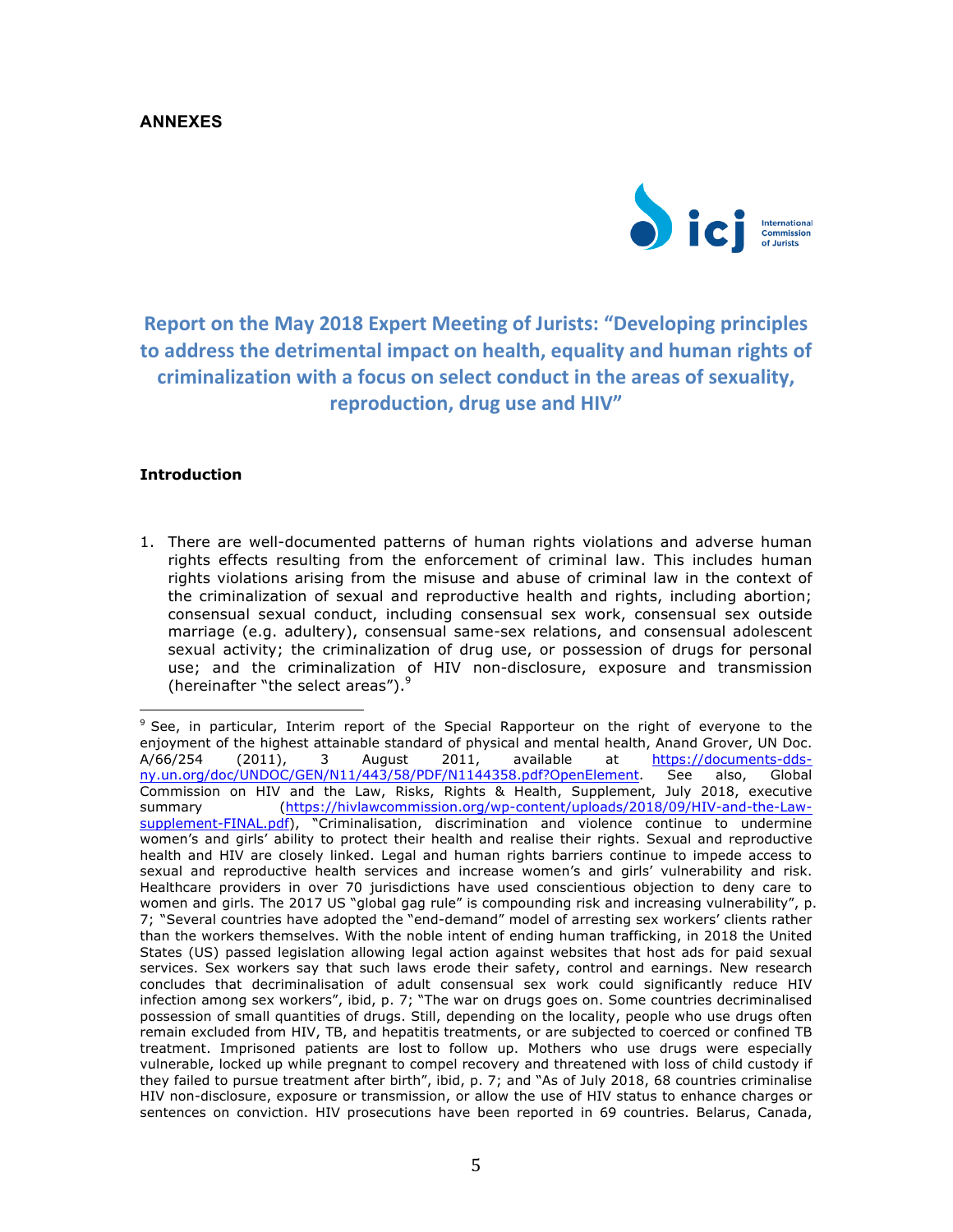**ANNEXES**

## Report on the May 2018 Expert Meeting of Jurists: "Developing principles to address the detrimental impact on health, equality and human rights of criminalization with a focus on select conduct in the areas of sexuality, reproduction, drug use and HIV"

**Introduction**

1. There are well-documented patterns of human rights violations and adverse human rights effects resulting from the enforcement of criminal law. This includes human rights violations arising from the misuse and abuse of criminal law in the context of the criminalization of sexual and reproductive health and rights, including abortion; consensual sexual conduct, including consensual sex work, consensual sex outside marriage (e.g. adultery), consensual same-sex relations, and consensual adolescent sexual activity; the criminalization of drug use, or possession of drugs for personal use; and the criminalization of HIV non-disclosure, exposure and transmission (hereinafter "the select areas").[9]

---

[9] See, in particular, Interim report of the Special Rapporteur on the right of everyone to the enjoyment of the highest attainable standard of physical and mental health, Anand Grover, UN Doc. A/66/254 (2011), 3 August 2011, available at https://documents-dds-ny.un.org/doc/UNDOC/GEN/N11/443/58/PDF/N1144358.pdf?OpenElement. See also, Global Commission on HIV and the Law, Risks, Rights & Health, Supplement, July 2018, executive summary (https://hivlawcommission.org/wp-content/uploads/2018/09/HIV-and-the-Law-supplement-FINAL.pdf), "Criminalisation, discrimination and violence continue to undermine women's and girls' ability to protect their health and realise their rights. Sexual and reproductive health and HIV are closely linked. Legal and human rights barriers continue to impede access to sexual and reproductive health services and increase women's and girls' vulnerability and risk. Healthcare providers in over 70 jurisdictions have used conscientious objection to deny care to women and girls. The 2017 US "global gag rule" is compounding risk and increasing vulnerability", p. 7; "Several countries have adopted the "end-demand" model of arresting sex workers' clients rather than the workers themselves. With the noble intent of ending human trafficking, in 2018 the United States (US) passed legislation allowing legal action against websites that host ads for paid sexual services. Sex workers say that such laws erode their safety, control and earnings. New research concludes that decriminalisation of adult consensual sex work could significantly reduce HIV infection among sex workers", ibid, p. 7; "The war on drugs goes on. Some countries decriminalised possession of small quantities of drugs. Still, depending on the locality, people who use drugs often remain excluded from HIV, TB, and hepatitis treatments, or are subjected to coerced or confined TB treatment. Imprisoned patients are lost to follow up. Mothers who use drugs were especially vulnerable, locked up while pregnant to compel recovery and threatened with loss of child custody if they failed to pursue treatment after birth", ibid, p. 7; and "As of July 2018, 68 countries criminalise HIV non-disclosure, exposure or transmission, or allow the use of HIV status to enhance charges or sentences on conviction. HIV prosecutions have been reported in 69 countries. Belarus, Canada,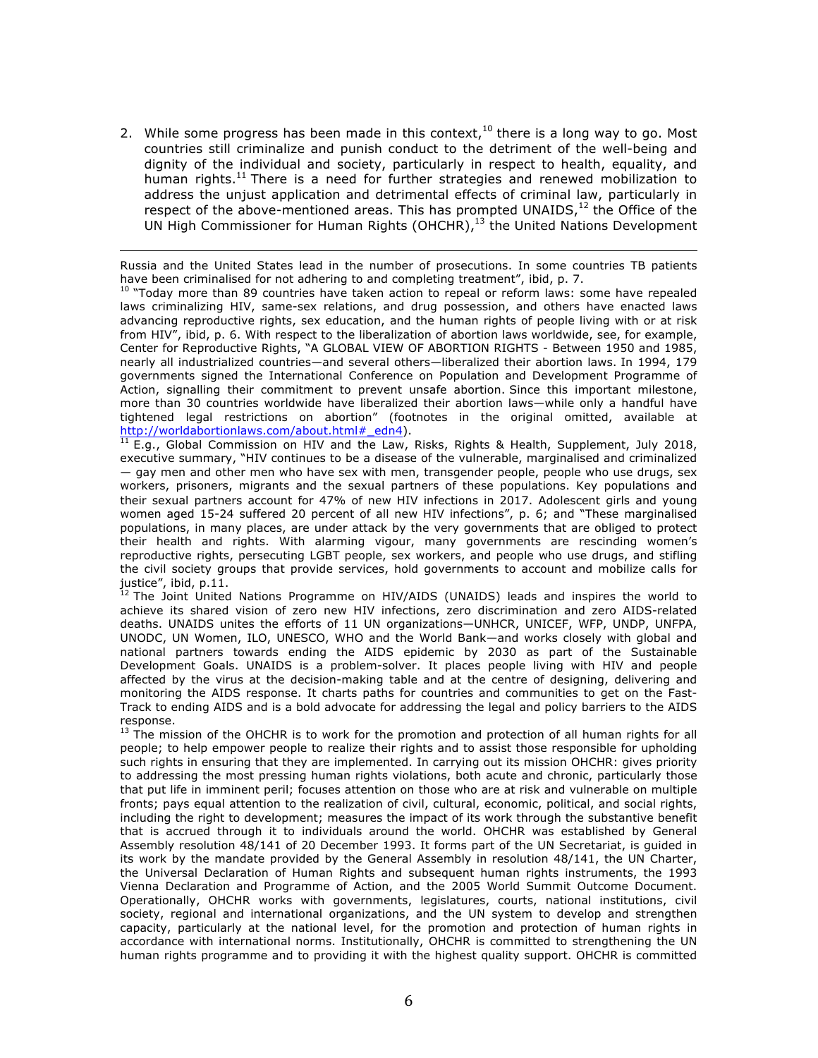2. While some progress has been made in this context,[10] there is a long way to go. Most countries still criminalize and punish conduct to the detriment of the well-being and dignity of the individual and society, particularly in respect to health, equality, and human rights.[11] There is a need for further strategies and renewed mobilization to address the unjust application and detrimental effects of criminal law, particularly in respect of the above-mentioned areas. This has prompted UNAIDS,[12] the Office of the UN High Commissioner for Human Rights (OHCHR),[13] the United Nations Development

---

Russia and the United States lead in the number of prosecutions. In some countries TB patients have been criminalised for not adhering to and completing treatment", ibid, p. 7.

[10] "Today more than 89 countries have taken action to repeal or reform laws: some have repealed laws criminalizing HIV, same-sex relations, and drug possession, and others have enacted laws advancing reproductive rights, sex education, and the human rights of people living with or at risk from HIV", ibid, p. 6. With respect to the liberalization of abortion laws worldwide, see, for example, Center for Reproductive Rights, "A GLOBAL VIEW OF ABORTION RIGHTS - Between 1950 and 1985, nearly all industrialized countries—and several others—liberalized their abortion laws. In 1994, 179 governments signed the International Conference on Population and Development Programme of Action, signalling their commitment to prevent unsafe abortion. Since this important milestone, more than 30 countries worldwide have liberalized their abortion laws—while only a handful have tightened legal restrictions on abortion" (footnotes in the original omitted, available at http://worldabortionlaws.com/about.html#_edn4).

[11] E.g., Global Commission on HIV and the Law, Risks, Rights & Health, Supplement, July 2018, executive summary, "HIV continues to be a disease of the vulnerable, marginalised and criminalized — gay men and other men who have sex with men, transgender people, people who use drugs, sex workers, prisoners, migrants and the sexual partners of these populations. Key populations and their sexual partners account for 47% of new HIV infections in 2017. Adolescent girls and young women aged 15-24 suffered 20 percent of all new HIV infections", p. 6; and "These marginalised populations, in many places, are under attack by the very governments that are obliged to protect their health and rights. With alarming vigour, many governments are rescinding women's reproductive rights, persecuting LGBT people, sex workers, and people who use drugs, and stifling the civil society groups that provide services, hold governments to account and mobilize calls for justice", ibid, p.11.

[12] The Joint United Nations Programme on HIV/AIDS (UNAIDS) leads and inspires the world to achieve its shared vision of zero new HIV infections, zero discrimination and zero AIDS-related deaths. UNAIDS unites the efforts of 11 UN organizations—UNHCR, UNICEF, WFP, UNDP, UNFPA, UNODC, UN Women, ILO, UNESCO, WHO and the World Bank—and works closely with global and national partners towards ending the AIDS epidemic by 2030 as part of the Sustainable Development Goals. UNAIDS is a problem-solver. It places people living with HIV and people affected by the virus at the decision-making table and at the centre of designing, delivering and monitoring the AIDS response. It charts paths for countries and communities to get on the Fast-Track to ending AIDS and is a bold advocate for addressing the legal and policy barriers to the AIDS response.

[13] The mission of the OHCHR is to work for the promotion and protection of all human rights for all people; to help empower people to realize their rights and to assist those responsible for upholding such rights in ensuring that they are implemented. In carrying out its mission OHCHR: gives priority to addressing the most pressing human rights violations, both acute and chronic, particularly those that put life in imminent peril; focuses attention on those who are at risk and vulnerable on multiple fronts; pays equal attention to the realization of civil, cultural, economic, political, and social rights, including the right to development; measures the impact of its work through the substantive benefit that is accrued through it to individuals around the world. OHCHR was established by General Assembly resolution 48/141 of 20 December 1993. It forms part of the UN Secretariat, is guided in its work by the mandate provided by the General Assembly in resolution 48/141, the UN Charter, the Universal Declaration of Human Rights and subsequent human rights instruments, the 1993 Vienna Declaration and Programme of Action, and the 2005 World Summit Outcome Document. Operationally, OHCHR works with governments, legislatures, courts, national institutions, civil society, regional and international organizations, and the UN system to develop and strengthen capacity, particularly at the national level, for the promotion and protection of human rights in accordance with international norms. Institutionally, OHCHR is committed to strengthening the UN human rights programme and to providing it with the highest quality support. OHCHR is committed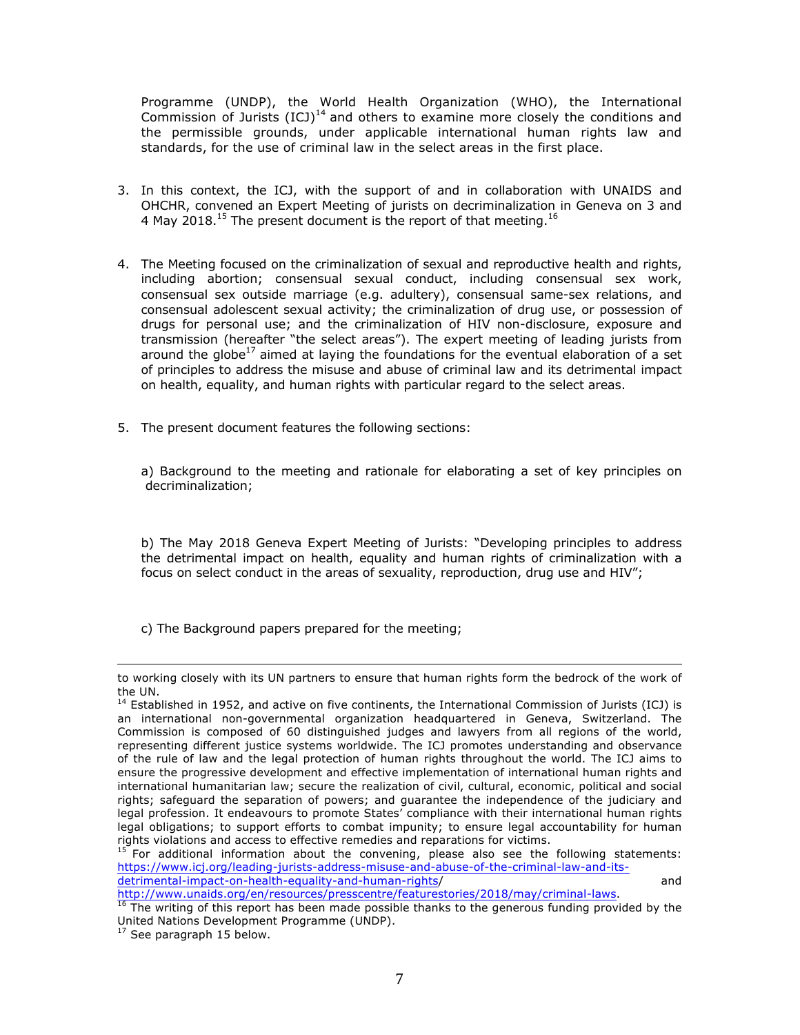Programme (UNDP), the World Health Organization (WHO), the International Commission of Jurists (ICJ)[14] and others to examine more closely the conditions and the permissible grounds, under applicable international human rights law and standards, for the use of criminal law in the select areas in the first place.

3. In this context, the ICJ, with the support of and in collaboration with UNAIDS and OHCHR, convened an Expert Meeting of jurists on decriminalization in Geneva on 3 and 4 May 2018.[15] The present document is the report of that meeting.[16]

4. The Meeting focused on the criminalization of sexual and reproductive health and rights, including abortion; consensual sexual conduct, including consensual sex work, consensual sex outside marriage (e.g. adultery), consensual same-sex relations, and consensual adolescent sexual activity; the criminalization of drug use, or possession of drugs for personal use; and the criminalization of HIV non-disclosure, exposure and transmission (hereafter "the select areas"). The expert meeting of leading jurists from around the globe[17] aimed at laying the foundations for the eventual elaboration of a set of principles to address the misuse and abuse of criminal law and its detrimental impact on health, equality, and human rights with particular regard to the select areas.

5. The present document features the following sections:

   a) Background to the meeting and rationale for elaborating a set of key principles on decriminalization;

   b) The May 2018 Geneva Expert Meeting of Jurists: "Developing principles to address the detrimental impact on health, equality and human rights of criminalization with a focus on select conduct in the areas of sexuality, reproduction, drug use and HIV";

   c) The Background papers prepared for the meeting;

---

to working closely with its UN partners to ensure that human rights form the bedrock of the work of the UN.

[14] Established in 1952, and active on five continents, the International Commission of Jurists (ICJ) is an international non-governmental organization headquartered in Geneva, Switzerland. The Commission is composed of 60 distinguished judges and lawyers from all regions of the world, representing different justice systems worldwide. The ICJ promotes understanding and observance of the rule of law and the legal protection of human rights throughout the world. The ICJ aims to ensure the progressive development and effective implementation of international human rights and international humanitarian law; secure the realization of civil, cultural, economic, political and social rights; safeguard the separation of powers; and guarantee the independence of the judiciary and legal profession. It endeavours to promote States' compliance with their international human rights legal obligations; to support efforts to combat impunity; to ensure legal accountability for human rights violations and access to effective remedies and reparations for victims.

[15] For additional information about the convening, please also see the following statements: https://www.icj.org/leading-jurists-address-misuse-and-abuse-of-the-criminal-law-and-its-detrimental-impact-on-health-equality-and-human-rights/ and http://www.unaids.org/en/resources/presscentre/featurestories/2018/may/criminal-laws.

[16] The writing of this report has been made possible thanks to the generous funding provided by the United Nations Development Programme (UNDP).

[17] See paragraph 15 below.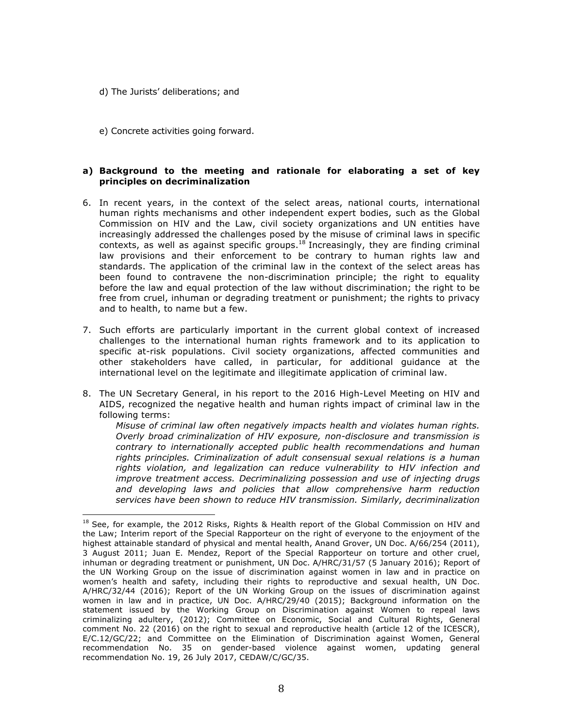d) The Jurists' deliberations; and

e) Concrete activities going forward.

### a) Background to the meeting and rationale for elaborating a set of key principles on decriminalization

6. In recent years, in the context of the select areas, national courts, international human rights mechanisms and other independent expert bodies, such as the Global Commission on HIV and the Law, civil society organizations and UN entities have increasingly addressed the challenges posed by the misuse of criminal laws in specific contexts, as well as against specific groups.[18] Increasingly, they are finding criminal law provisions and their enforcement to be contrary to human rights law and standards. The application of the criminal law in the context of the select areas has been found to contravene the non-discrimination principle; the right to equality before the law and equal protection of the law without discrimination; the right to be free from cruel, inhuman or degrading treatment or punishment; the rights to privacy and to health, to name but a few.

7. Such efforts are particularly important in the current global context of increased challenges to the international human rights framework and to its application to specific at-risk populations. Civil society organizations, affected communities and other stakeholders have called, in particular, for additional guidance at the international level on the legitimate and illegitimate application of criminal law.

8. The UN Secretary General, in his report to the 2016 High-Level Meeting on HIV and AIDS, recognized the negative health and human rights impact of criminal law in the following terms:

   *Misuse of criminal law often negatively impacts health and violates human rights. Overly broad criminalization of HIV exposure, non-disclosure and transmission is contrary to internationally accepted public health recommendations and human rights principles. Criminalization of adult consensual sexual relations is a human rights violation, and legalization can reduce vulnerability to HIV infection and improve treatment access. Decriminalizing possession and use of injecting drugs and developing laws and policies that allow comprehensive harm reduction services have been shown to reduce HIV transmission. Similarly, decriminalization*

---

[18] See, for example, the 2012 Risks, Rights & Health report of the Global Commission on HIV and the Law; Interim report of the Special Rapporteur on the right of everyone to the enjoyment of the highest attainable standard of physical and mental health, Anand Grover, UN Doc. A/66/254 (2011), 3 August 2011; Juan E. Mendez, Report of the Special Rapporteur on torture and other cruel, inhuman or degrading treatment or punishment, UN Doc. A/HRC/31/57 (5 January 2016); Report of the UN Working Group on the issue of discrimination against women in law and in practice on women's health and safety, including their rights to reproductive and sexual health, UN Doc. A/HRC/32/44 (2016); Report of the UN Working Group on the issues of discrimination against women in law and in practice, UN Doc. A/HRC/29/40 (2015); Background information on the statement issued by the Working Group on Discrimination against Women to repeal laws criminalizing adultery, (2012); Committee on Economic, Social and Cultural Rights, General comment No. 22 (2016) on the right to sexual and reproductive health (article 12 of the ICESCR), E/C.12/GC/22; and Committee on the Elimination of Discrimination against Women, General recommendation No. 35 on gender-based violence against women, updating general recommendation No. 19, 26 July 2017, CEDAW/C/GC/35.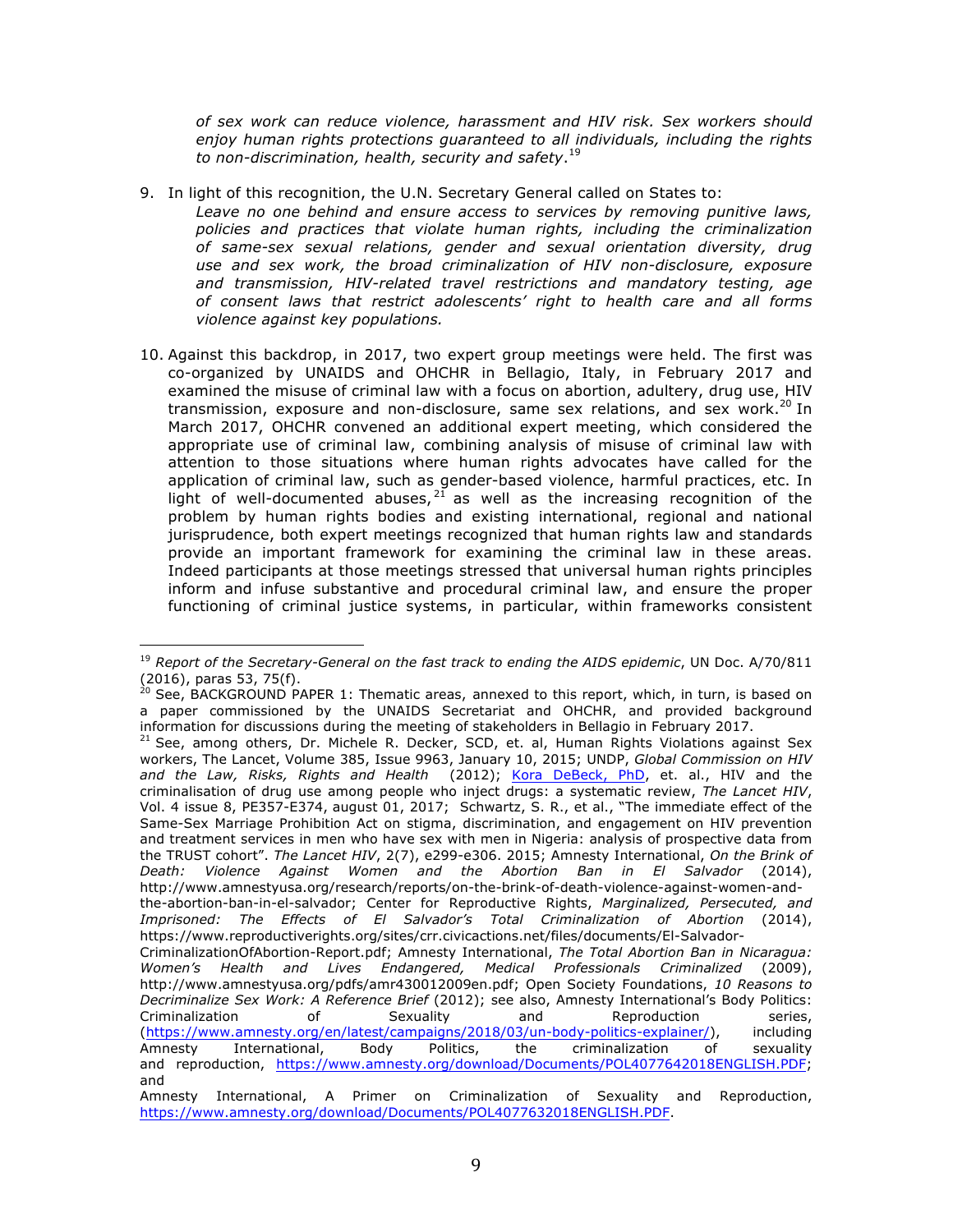*of sex work can reduce violence, harassment and HIV risk. Sex workers should enjoy human rights protections guaranteed to all individuals, including the rights to non-discrimination, health, security and safety*.[19]

9. In light of this recognition, the U.N. Secretary General called on States to:

   *Leave no one behind and ensure access to services by removing punitive laws, policies and practices that violate human rights, including the criminalization of same-sex sexual relations, gender and sexual orientation diversity, drug use and sex work, the broad criminalization of HIV non-disclosure, exposure and transmission, HIV-related travel restrictions and mandatory testing, age of consent laws that restrict adolescents' right to health care and all forms violence against key populations.*

10. Against this backdrop, in 2017, two expert group meetings were held. The first was co-organized by UNAIDS and OHCHR in Bellagio, Italy, in February 2017 and examined the misuse of criminal law with a focus on abortion, adultery, drug use, HIV transmission, exposure and non-disclosure, same sex relations, and sex work.[20] In March 2017, OHCHR convened an additional expert meeting, which considered the appropriate use of criminal law, combining analysis of misuse of criminal law with attention to those situations where human rights advocates have called for the application of criminal law, such as gender-based violence, harmful practices, etc. In light of well-documented abuses,[21] as well as the increasing recognition of the problem by human rights bodies and existing international, regional and national jurisprudence, both expert meetings recognized that human rights law and standards provide an important framework for examining the criminal law in these areas. Indeed participants at those meetings stressed that universal human rights principles inform and infuse substantive and procedural criminal law, and ensure the proper functioning of criminal justice systems, in particular, within frameworks consistent

---

[19] *Report of the Secretary-General on the fast track to ending the AIDS epidemic*, UN Doc. A/70/811 (2016), paras 53, 75(f).

[20] See, BACKGROUND PAPER 1: Thematic areas, annexed to this report, which, in turn, is based on a paper commissioned by the UNAIDS Secretariat and OHCHR, and provided background information for discussions during the meeting of stakeholders in Bellagio in February 2017.

[21] See, among others, Dr. Michele R. Decker, SCD, et. al, Human Rights Violations against Sex workers, The Lancet, Volume 385, Issue 9963, January 10, 2015; UNDP, *Global Commission on HIV and the Law, Risks, Rights and Health* (2012); Kora DeBeck, PhD, et. al., HIV and the criminalisation of drug use among people who inject drugs: a systematic review, *The Lancet HIV*, Vol. 4 issue 8, PE357-E374, august 01, 2017; Schwartz, S. R., et al., "The immediate effect of the Same-Sex Marriage Prohibition Act on stigma, discrimination, and engagement on HIV prevention and treatment services in men who have sex with men in Nigeria: analysis of prospective data from the TRUST cohort". *The Lancet HIV*, 2(7), e299-e306. 2015; Amnesty International, *On the Brink of Death: Violence Against Women and the Abortion Ban in El Salvador* (2014), http://www.amnestyusa.org/research/reports/on-the-brink-of-death-violence-against-women-and-the-abortion-ban-in-el-salvador; Center for Reproductive Rights, *Marginalized, Persecuted, and Imprisoned: The Effects of El Salvador's Total Criminalization of Abortion* (2014), https://www.reproductiverights.org/sites/crr.civicactions.net/files/documents/El-Salvador-CriminalizationOfAbortion-Report.pdf; Amnesty International, *The Total Abortion Ban in Nicaragua: Women's Health and Lives Endangered, Medical Professionals Criminalized* (2009), http://www.amnestyusa.org/pdfs/amr430012009en.pdf; Open Society Foundations, *10 Reasons to Decriminalize Sex Work: A Reference Brief* (2012); see also, Amnesty International's Body Politics: Criminalization of Sexuality and Reproduction series, (https://www.amnesty.org/en/latest/campaigns/2018/03/un-body-politics-explainer/), including Amnesty International, Body Politics, the criminalization of sexuality and reproduction, https://www.amnesty.org/download/Documents/POL4077642018ENGLISH.PDF; and Amnesty International, A Primer on Criminalization of Sexuality and Reproduction, https://www.amnesty.org/download/Documents/POL4077632018ENGLISH.PDF.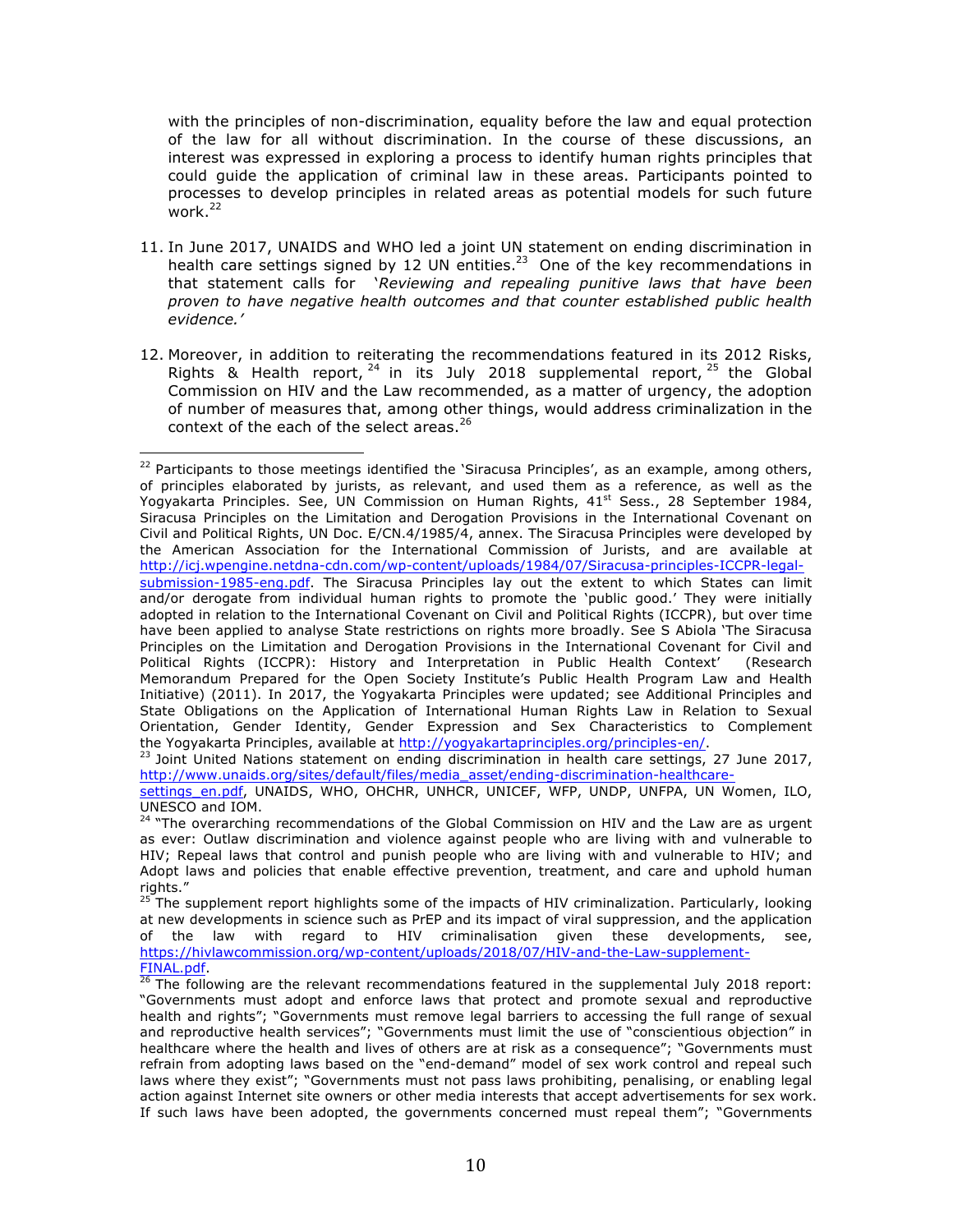with the principles of non-discrimination, equality before the law and equal protection of the law for all without discrimination. In the course of these discussions, an interest was expressed in exploring a process to identify human rights principles that could guide the application of criminal law in these areas. Participants pointed to processes to develop principles in related areas as potential models for such future work.[22]

11. In June 2017, UNAIDS and WHO led a joint UN statement on ending discrimination in health care settings signed by 12 UN entities.[23] One of the key recommendations in that statement calls for *'Reviewing and repealing punitive laws that have been proven to have negative health outcomes and that counter established public health evidence.'*

12. Moreover, in addition to reiterating the recommendations featured in its 2012 Risks, Rights & Health report,[24] in its July 2018 supplemental report,[25] the Global Commission on HIV and the Law recommended, as a matter of urgency, the adoption of number of measures that, among other things, would address criminalization in the context of the each of the select areas.[26]

---

[22] Participants to those meetings identified the 'Siracusa Principles', as an example, among others, of principles elaborated by jurists, as relevant, and used them as a reference, as well as the Yogyakarta Principles. See, UN Commission on Human Rights, 41st Sess., 28 September 1984, Siracusa Principles on the Limitation and Derogation Provisions in the International Covenant on Civil and Political Rights, UN Doc. E/CN.4/1985/4, annex. The Siracusa Principles were developed by the American Association for the International Commission of Jurists, and are available at http://icj.wpengine.netdna-cdn.com/wp-content/uploads/1984/07/Siracusa-principles-ICCPR-legal-submission-1985-eng.pdf. The Siracusa Principles lay out the extent to which States can limit and/or derogate from individual human rights to promote the 'public good.' They were initially adopted in relation to the International Covenant on Civil and Political Rights (ICCPR), but over time have been applied to analyse State restrictions on rights more broadly. See S Abiola 'The Siracusa Principles on the Limitation and Derogation Provisions in the International Covenant for Civil and Political Rights (ICCPR): History and Interpretation in Public Health Context' (Research Memorandum Prepared for the Open Society Institute's Public Health Program Law and Health Initiative) (2011). In 2017, the Yogyakarta Principles were updated; see Additional Principles and State Obligations on the Application of International Human Rights Law in Relation to Sexual Orientation, Gender Identity, Gender Expression and Sex Characteristics to Complement the Yogyakarta Principles, available at http://yogyakartaprinciples.org/principles-en/.

[23] Joint United Nations statement on ending discrimination in health care settings, 27 June 2017, http://www.unaids.org/sites/default/files/media_asset/ending-discrimination-healthcare-settings_en.pdf, UNAIDS, WHO, OHCHR, UNHCR, UNICEF, WFP, UNDP, UNFPA, UN Women, ILO, UNESCO and IOM.

[24] "The overarching recommendations of the Global Commission on HIV and the Law are as urgent as ever: Outlaw discrimination and violence against people who are living with and vulnerable to HIV; Repeal laws that control and punish people who are living with and vulnerable to HIV; and Adopt laws and policies that enable effective prevention, treatment, and care and uphold human rights."

[25] The supplement report highlights some of the impacts of HIV criminalization. Particularly, looking at new developments in science such as PrEP and its impact of viral suppression, and the application of the law with regard to HIV criminalisation given these developments, see, https://hivlawcommission.org/wp-content/uploads/2018/07/HIV-and-the-Law-supplement-FINAL.pdf.

[26] The following are the relevant recommendations featured in the supplemental July 2018 report: "Governments must adopt and enforce laws that protect and promote sexual and reproductive health and rights"; "Governments must remove legal barriers to accessing the full range of sexual and reproductive health services"; "Governments must limit the use of "conscientious objection" in healthcare where the health and lives of others are at risk as a consequence"; "Governments must refrain from adopting laws based on the "end-demand" model of sex work control and repeal such laws where they exist"; "Governments must not pass laws prohibiting, penalising, or enabling legal action against Internet site owners or other media interests that accept advertisements for sex work. If such laws have been adopted, the governments concerned must repeal them"; "Governments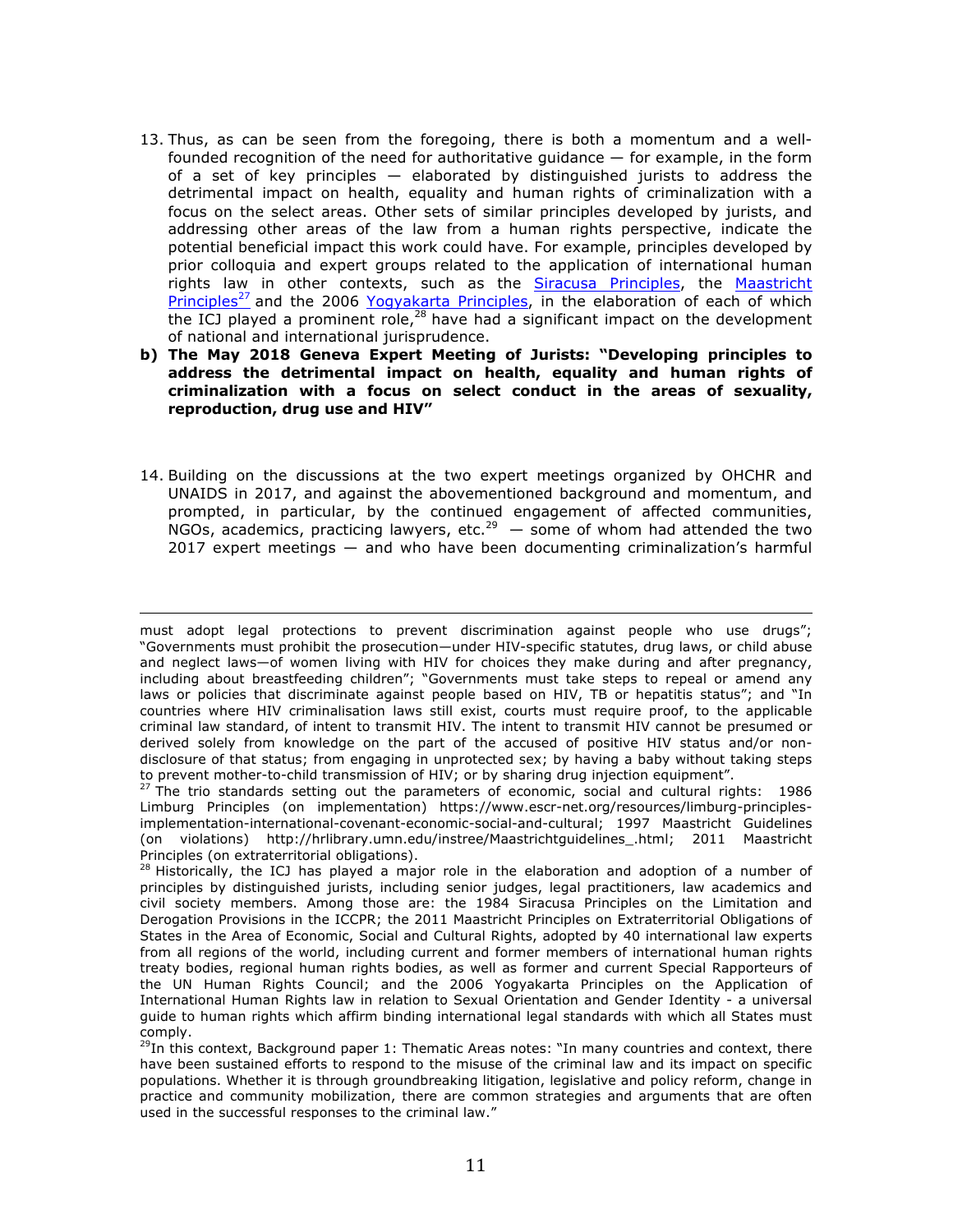13. Thus, as can be seen from the foregoing, there is both a momentum and a well-founded recognition of the need for authoritative guidance — for example, in the form of a set of key principles — elaborated by distinguished jurists to address the detrimental impact on health, equality and human rights of criminalization with a focus on the select areas. Other sets of similar principles developed by jurists, and addressing other areas of the law from a human rights perspective, indicate the potential beneficial impact this work could have. For example, principles developed by prior colloquia and expert groups related to the application of international human rights law in other contexts, such as the Siracusa Principles, the Maastricht Principles[27] and the 2006 Yogyakarta Principles, in the elaboration of each of which the ICJ played a prominent role,[28] have had a significant impact on the development of national and international jurisprudence.

**b) The May 2018 Geneva Expert Meeting of Jurists: "Developing principles to address the detrimental impact on health, equality and human rights of criminalization with a focus on select conduct in the areas of sexuality, reproduction, drug use and HIV"**

14. Building on the discussions at the two expert meetings organized by OHCHR and UNAIDS in 2017, and against the abovementioned background and momentum, and prompted, in particular, by the continued engagement of affected communities, NGOs, academics, practicing lawyers, etc.[29] — some of whom had attended the two 2017 expert meetings — and who have been documenting criminalization's harmful

---

must adopt legal protections to prevent discrimination against people who use drugs"; "Governments must prohibit the prosecution—under HIV-specific statutes, drug laws, or child abuse and neglect laws—of women living with HIV for choices they make during and after pregnancy, including about breastfeeding children"; "Governments must take steps to repeal or amend any laws or policies that discriminate against people based on HIV, TB or hepatitis status"; and "In countries where HIV criminalisation laws still exist, courts must require proof, to the applicable criminal law standard, of intent to transmit HIV. The intent to transmit HIV cannot be presumed or derived solely from knowledge on the part of the accused of positive HIV status and/or non-disclosure of that status; from engaging in unprotected sex; by having a baby without taking steps to prevent mother-to-child transmission of HIV; or by sharing drug injection equipment".

[27] The trio standards setting out the parameters of economic, social and cultural rights: 1986 Limburg Principles (on implementation) https://www.escr-net.org/resources/limburg-principles-implementation-international-covenant-economic-social-and-cultural; 1997 Maastricht Guidelines (on violations) http://hrlibrary.umn.edu/instree/Maastrichtguidelines_.html; 2011 Maastricht Principles (on extraterritorial obligations).

[28] Historically, the ICJ has played a major role in the elaboration and adoption of a number of principles by distinguished jurists, including senior judges, legal practitioners, law academics and civil society members. Among those are: the 1984 Siracusa Principles on the Limitation and Derogation Provisions in the ICCPR; the 2011 Maastricht Principles on Extraterritorial Obligations of States in the Area of Economic, Social and Cultural Rights, adopted by 40 international law experts from all regions of the world, including current and former members of international human rights treaty bodies, regional human rights bodies, as well as former and current Special Rapporteurs of the UN Human Rights Council; and the 2006 Yogyakarta Principles on the Application of International Human Rights law in relation to Sexual Orientation and Gender Identity - a universal guide to human rights which affirm binding international legal standards with which all States must comply.

[29] In this context, Background paper 1: Thematic Areas notes: "In many countries and context, there have been sustained efforts to respond to the misuse of the criminal law and its impact on specific populations. Whether it is through groundbreaking litigation, legislative and policy reform, change in practice and community mobilization, there are common strategies and arguments that are often used in the successful responses to the criminal law."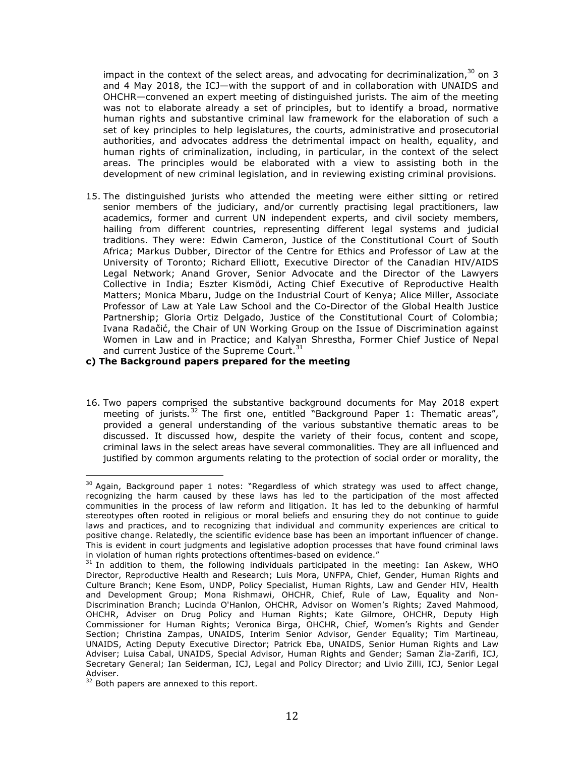impact in the context of the select areas, and advocating for decriminalization,[30] on 3 and 4 May 2018, the ICJ—with the support of and in collaboration with UNAIDS and OHCHR—convened an expert meeting of distinguished jurists. The aim of the meeting was not to elaborate already a set of principles, but to identify a broad, normative human rights and substantive criminal law framework for the elaboration of such a set of key principles to help legislatures, the courts, administrative and prosecutorial authorities, and advocates address the detrimental impact on health, equality, and human rights of criminalization, including, in particular, in the context of the select areas. The principles would be elaborated with a view to assisting both in the development of new criminal legislation, and in reviewing existing criminal provisions.

15. The distinguished jurists who attended the meeting were either sitting or retired senior members of the judiciary, and/or currently practising legal practitioners, law academics, former and current UN independent experts, and civil society members, hailing from different countries, representing different legal systems and judicial traditions. They were: Edwin Cameron, Justice of the Constitutional Court of South Africa; Markus Dubber, Director of the Centre for Ethics and Professor of Law at the University of Toronto; Richard Elliott, Executive Director of the Canadian HIV/AIDS Legal Network; Anand Grover, Senior Advocate and the Director of the Lawyers Collective in India; Eszter Kismödi, Acting Chief Executive of Reproductive Health Matters; Monica Mbaru, Judge on the Industrial Court of Kenya; Alice Miller, Associate Professor of Law at Yale Law School and the Co-Director of the Global Health Justice Partnership; Gloria Ortiz Delgado, Justice of the Constitutional Court of Colombia; Ivana Radačić, the Chair of UN Working Group on the Issue of Discrimination against Women in Law and in Practice; and Kalyan Shrestha, Former Chief Justice of Nepal and current Justice of the Supreme Court.[31]

**c) The Background papers prepared for the meeting**

16. Two papers comprised the substantive background documents for May 2018 expert meeting of jurists.[32] The first one, entitled "Background Paper 1: Thematic areas", provided a general understanding of the various substantive thematic areas to be discussed. It discussed how, despite the variety of their focus, content and scope, criminal laws in the select areas have several commonalities. They are all influenced and justified by common arguments relating to the protection of social order or morality, the

---

[30] Again, Background paper 1 notes: "Regardless of which strategy was used to affect change, recognizing the harm caused by these laws has led to the participation of the most affected communities in the process of law reform and litigation. It has led to the debunking of harmful stereotypes often rooted in religious or moral beliefs and ensuring they do not continue to guide laws and practices, and to recognizing that individual and community experiences are critical to positive change. Relatedly, the scientific evidence base has been an important influencer of change. This is evident in court judgments and legislative adoption processes that have found criminal laws in violation of human rights protections oftentimes-based on evidence."

[31] In addition to them, the following individuals participated in the meeting: Ian Askew, WHO Director, Reproductive Health and Research; Luis Mora, UNFPA, Chief, Gender, Human Rights and Culture Branch; Kene Esom, UNDP, Policy Specialist, Human Rights, Law and Gender HIV, Health and Development Group; Mona Rishmawi, OHCHR, Chief, Rule of Law, Equality and Non-Discrimination Branch; Lucinda O'Hanlon, OHCHR, Advisor on Women's Rights; Zaved Mahmood, OHCHR, Adviser on Drug Policy and Human Rights; Kate Gilmore, OHCHR, Deputy High Commissioner for Human Rights; Veronica Birga, OHCHR, Chief, Women's Rights and Gender Section; Christina Zampas, UNAIDS, Interim Senior Advisor, Gender Equality; Tim Martineau, UNAIDS, Acting Deputy Executive Director; Patrick Eba, UNAIDS, Senior Human Rights and Law Adviser; Luisa Cabal, UNAIDS, Special Advisor, Human Rights and Gender; Saman Zia-Zarifi, ICJ, Secretary General; Ian Seiderman, ICJ, Legal and Policy Director; and Livio Zilli, ICJ, Senior Legal Adviser.

[32] Both papers are annexed to this report.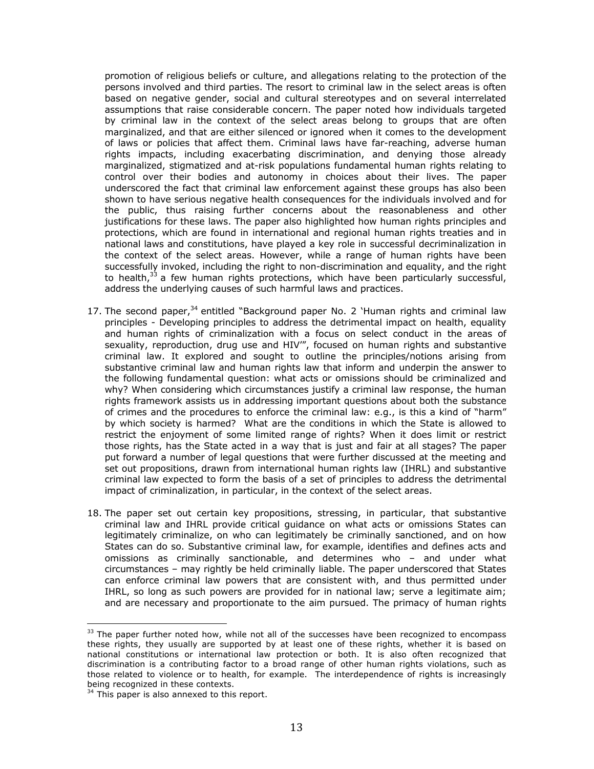promotion of religious beliefs or culture, and allegations relating to the protection of the persons involved and third parties. The resort to criminal law in the select areas is often based on negative gender, social and cultural stereotypes and on several interrelated assumptions that raise considerable concern. The paper noted how individuals targeted by criminal law in the context of the select areas belong to groups that are often marginalized, and that are either silenced or ignored when it comes to the development of laws or policies that affect them. Criminal laws have far-reaching, adverse human rights impacts, including exacerbating discrimination, and denying those already marginalized, stigmatized and at-risk populations fundamental human rights relating to control over their bodies and autonomy in choices about their lives. The paper underscored the fact that criminal law enforcement against these groups has also been shown to have serious negative health consequences for the individuals involved and for the public, thus raising further concerns about the reasonableness and other justifications for these laws. The paper also highlighted how human rights principles and protections, which are found in international and regional human rights treaties and in national laws and constitutions, have played a key role in successful decriminalization in the context of the select areas. However, while a range of human rights have been successfully invoked, including the right to non-discrimination and equality, and the right to health,[33] a few human rights protections, which have been particularly successful, address the underlying causes of such harmful laws and practices.

17. The second paper,[34] entitled "Background paper No. 2 'Human rights and criminal law principles - Developing principles to address the detrimental impact on health, equality and human rights of criminalization with a focus on select conduct in the areas of sexuality, reproduction, drug use and HIV'", focused on human rights and substantive criminal law. It explored and sought to outline the principles/notions arising from substantive criminal law and human rights law that inform and underpin the answer to the following fundamental question: what acts or omissions should be criminalized and why? When considering which circumstances justify a criminal law response, the human rights framework assists us in addressing important questions about both the substance of crimes and the procedures to enforce the criminal law: e.g., is this a kind of "harm" by which society is harmed? What are the conditions in which the State is allowed to restrict the enjoyment of some limited range of rights? When it does limit or restrict those rights, has the State acted in a way that is just and fair at all stages? The paper put forward a number of legal questions that were further discussed at the meeting and set out propositions, drawn from international human rights law (IHRL) and substantive criminal law expected to form the basis of a set of principles to address the detrimental impact of criminalization, in particular, in the context of the select areas.

18. The paper set out certain key propositions, stressing, in particular, that substantive criminal law and IHRL provide critical guidance on what acts or omissions States can legitimately criminalize, on who can legitimately be criminally sanctioned, and on how States can do so. Substantive criminal law, for example, identifies and defines acts and omissions as criminally sanctionable, and determines who – and under what circumstances – may rightly be held criminally liable. The paper underscored that States can enforce criminal law powers that are consistent with, and thus permitted under IHRL, so long as such powers are provided for in national law; serve a legitimate aim; and are necessary and proportionate to the aim pursued. The primacy of human rights

---

[33] The paper further noted how, while not all of the successes have been recognized to encompass these rights, they usually are supported by at least one of these rights, whether it is based on national constitutions or international law protection or both. It is also often recognized that discrimination is a contributing factor to a broad range of other human rights violations, such as those related to violence or to health, for example. The interdependence of rights is increasingly being recognized in these contexts.

[34] This paper is also annexed to this report.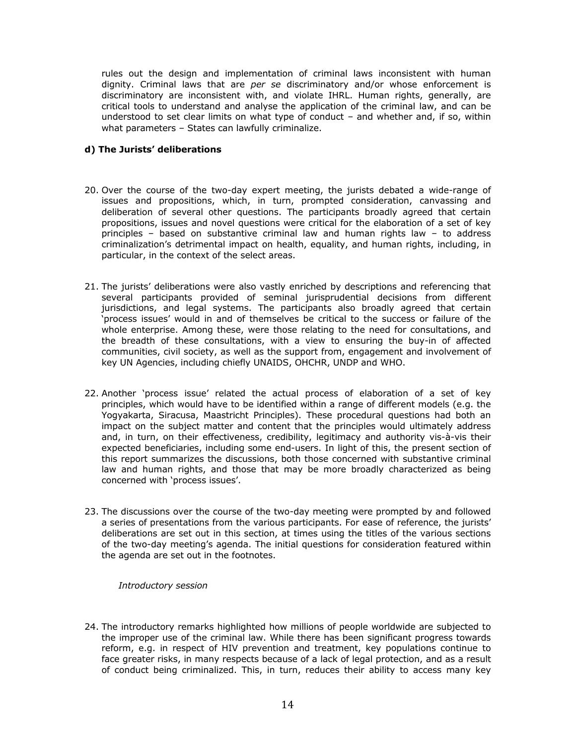rules out the design and implementation of criminal laws inconsistent with human dignity. Criminal laws that are *per se* discriminatory and/or whose enforcement is discriminatory are inconsistent with, and violate IHRL. Human rights, generally, are critical tools to understand and analyse the application of the criminal law, and can be understood to set clear limits on what type of conduct – and whether and, if so, within what parameters – States can lawfully criminalize.

### d) The Jurists' deliberations

20. Over the course of the two-day expert meeting, the jurists debated a wide-range of issues and propositions, which, in turn, prompted consideration, canvassing and deliberation of several other questions. The participants broadly agreed that certain propositions, issues and novel questions were critical for the elaboration of a set of key principles – based on substantive criminal law and human rights law – to address criminalization's detrimental impact on health, equality, and human rights, including, in particular, in the context of the select areas.

21. The jurists' deliberations were also vastly enriched by descriptions and referencing that several participants provided of seminal jurisprudential decisions from different jurisdictions, and legal systems. The participants also broadly agreed that certain 'process issues' would in and of themselves be critical to the success or failure of the whole enterprise. Among these, were those relating to the need for consultations, and the breadth of these consultations, with a view to ensuring the buy-in of affected communities, civil society, as well as the support from, engagement and involvement of key UN Agencies, including chiefly UNAIDS, OHCHR, UNDP and WHO.

22. Another 'process issue' related the actual process of elaboration of a set of key principles, which would have to be identified within a range of different models (e.g. the Yogyakarta, Siracusa, Maastricht Principles). These procedural questions had both an impact on the subject matter and content that the principles would ultimately address and, in turn, on their effectiveness, credibility, legitimacy and authority vis-à-vis their expected beneficiaries, including some end-users. In light of this, the present section of this report summarizes the discussions, both those concerned with substantive criminal law and human rights, and those that may be more broadly characterized as being concerned with 'process issues'.

23. The discussions over the course of the two-day meeting were prompted by and followed a series of presentations from the various participants. For ease of reference, the jurists' deliberations are set out in this section, at times using the titles of the various sections of the two-day meeting's agenda. The initial questions for consideration featured within the agenda are set out in the footnotes.

*Introductory session*

24. The introductory remarks highlighted how millions of people worldwide are subjected to the improper use of the criminal law. While there has been significant progress towards reform, e.g. in respect of HIV prevention and treatment, key populations continue to face greater risks, in many respects because of a lack of legal protection, and as a result of conduct being criminalized. This, in turn, reduces their ability to access many key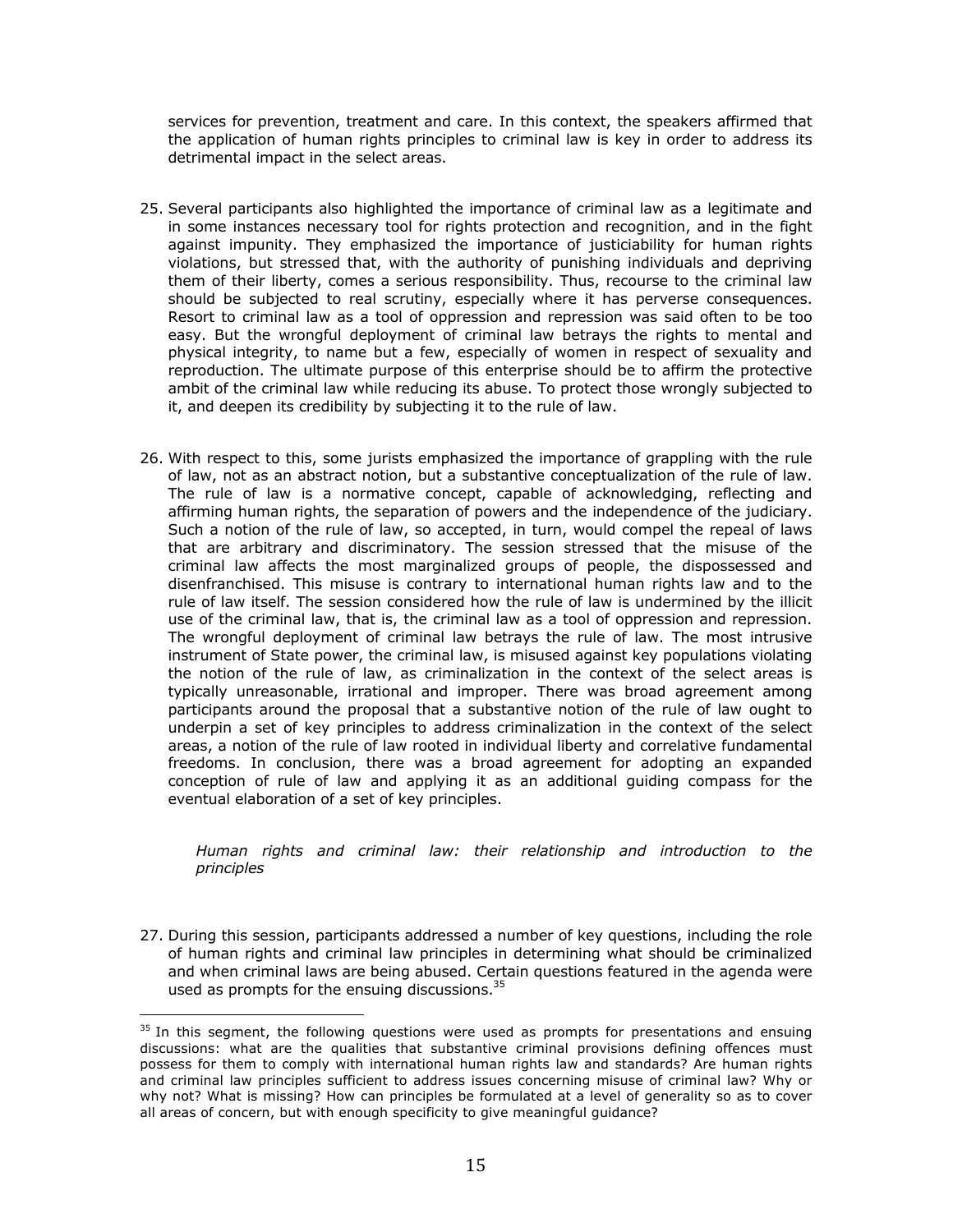services for prevention, treatment and care. In this context, the speakers affirmed that the application of human rights principles to criminal law is key in order to address its detrimental impact in the select areas.

25. Several participants also highlighted the importance of criminal law as a legitimate and in some instances necessary tool for rights protection and recognition, and in the fight against impunity. They emphasized the importance of justiciability for human rights violations, but stressed that, with the authority of punishing individuals and depriving them of their liberty, comes a serious responsibility. Thus, recourse to the criminal law should be subjected to real scrutiny, especially where it has perverse consequences. Resort to criminal law as a tool of oppression and repression was said often to be too easy. But the wrongful deployment of criminal law betrays the rights to mental and physical integrity, to name but a few, especially of women in respect of sexuality and reproduction. The ultimate purpose of this enterprise should be to affirm the protective ambit of the criminal law while reducing its abuse. To protect those wrongly subjected to it, and deepen its credibility by subjecting it to the rule of law.

26. With respect to this, some jurists emphasized the importance of grappling with the rule of law, not as an abstract notion, but a substantive conceptualization of the rule of law. The rule of law is a normative concept, capable of acknowledging, reflecting and affirming human rights, the separation of powers and the independence of the judiciary. Such a notion of the rule of law, so accepted, in turn, would compel the repeal of laws that are arbitrary and discriminatory. The session stressed that the misuse of the criminal law affects the most marginalized groups of people, the dispossessed and disenfranchised. This misuse is contrary to international human rights law and to the rule of law itself. The session considered how the rule of law is undermined by the illicit use of the criminal law, that is, the criminal law as a tool of oppression and repression. The wrongful deployment of criminal law betrays the rule of law. The most intrusive instrument of State power, the criminal law, is misused against key populations violating the notion of the rule of law, as criminalization in the context of the select areas is typically unreasonable, irrational and improper. There was broad agreement among participants around the proposal that a substantive notion of the rule of law ought to underpin a set of key principles to address criminalization in the context of the select areas, a notion of the rule of law rooted in individual liberty and correlative fundamental freedoms. In conclusion, there was a broad agreement for adopting an expanded conception of rule of law and applying it as an additional guiding compass for the eventual elaboration of a set of key principles.

*Human rights and criminal law: their relationship and introduction to the principles*

27. During this session, participants addressed a number of key questions, including the role of human rights and criminal law principles in determining what should be criminalized and when criminal laws are being abused. Certain questions featured in the agenda were used as prompts for the ensuing discussions.[35]

[35] In this segment, the following questions were used as prompts for presentations and ensuing discussions: what are the qualities that substantive criminal provisions defining offences must possess for them to comply with international human rights law and standards? Are human rights and criminal law principles sufficient to address issues concerning misuse of criminal law? Why or why not? What is missing? How can principles be formulated at a level of generality so as to cover all areas of concern, but with enough specificity to give meaningful guidance?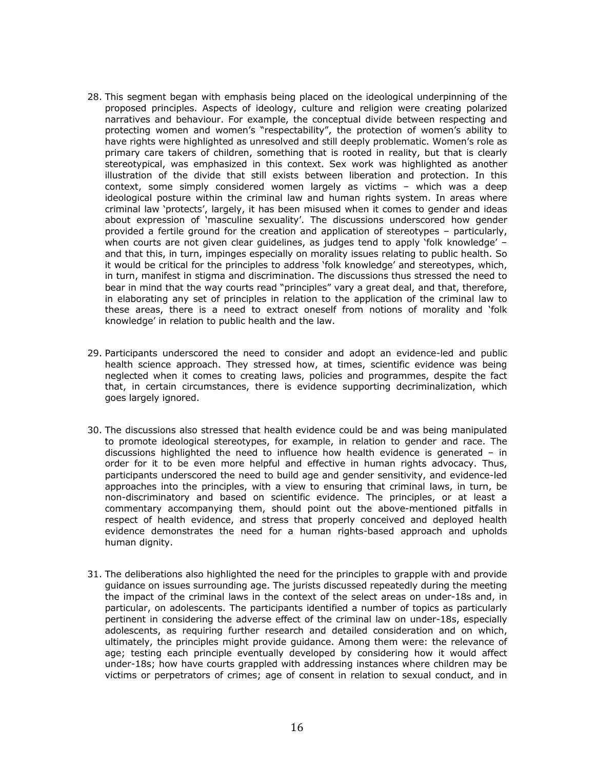28. This segment began with emphasis being placed on the ideological underpinning of the proposed principles. Aspects of ideology, culture and religion were creating polarized narratives and behaviour. For example, the conceptual divide between respecting and protecting women and women's "respectability", the protection of women's ability to have rights were highlighted as unresolved and still deeply problematic. Women's role as primary care takers of children, something that is rooted in reality, but that is clearly stereotypical, was emphasized in this context. Sex work was highlighted as another illustration of the divide that still exists between liberation and protection. In this context, some simply considered women largely as victims – which was a deep ideological posture within the criminal law and human rights system. In areas where criminal law 'protects', largely, it has been misused when it comes to gender and ideas about expression of 'masculine sexuality'. The discussions underscored how gender provided a fertile ground for the creation and application of stereotypes – particularly, when courts are not given clear guidelines, as judges tend to apply 'folk knowledge' – and that this, in turn, impinges especially on morality issues relating to public health. So it would be critical for the principles to address 'folk knowledge' and stereotypes, which, in turn, manifest in stigma and discrimination. The discussions thus stressed the need to bear in mind that the way courts read "principles" vary a great deal, and that, therefore, in elaborating any set of principles in relation to the application of the criminal law to these areas, there is a need to extract oneself from notions of morality and 'folk knowledge' in relation to public health and the law.

29. Participants underscored the need to consider and adopt an evidence-led and public health science approach. They stressed how, at times, scientific evidence was being neglected when it comes to creating laws, policies and programmes, despite the fact that, in certain circumstances, there is evidence supporting decriminalization, which goes largely ignored.

30. The discussions also stressed that health evidence could be and was being manipulated to promote ideological stereotypes, for example, in relation to gender and race. The discussions highlighted the need to influence how health evidence is generated – in order for it to be even more helpful and effective in human rights advocacy. Thus, participants underscored the need to build age and gender sensitivity, and evidence-led approaches into the principles, with a view to ensuring that criminal laws, in turn, be non-discriminatory and based on scientific evidence. The principles, or at least a commentary accompanying them, should point out the above-mentioned pitfalls in respect of health evidence, and stress that properly conceived and deployed health evidence demonstrates the need for a human rights-based approach and upholds human dignity.

31. The deliberations also highlighted the need for the principles to grapple with and provide guidance on issues surrounding age. The jurists discussed repeatedly during the meeting the impact of the criminal laws in the context of the select areas on under-18s and, in particular, on adolescents. The participants identified a number of topics as particularly pertinent in considering the adverse effect of the criminal law on under-18s, especially adolescents, as requiring further research and detailed consideration and on which, ultimately, the principles might provide guidance. Among them were: the relevance of age; testing each principle eventually developed by considering how it would affect under-18s; how have courts grappled with addressing instances where children may be victims or perpetrators of crimes; age of consent in relation to sexual conduct, and in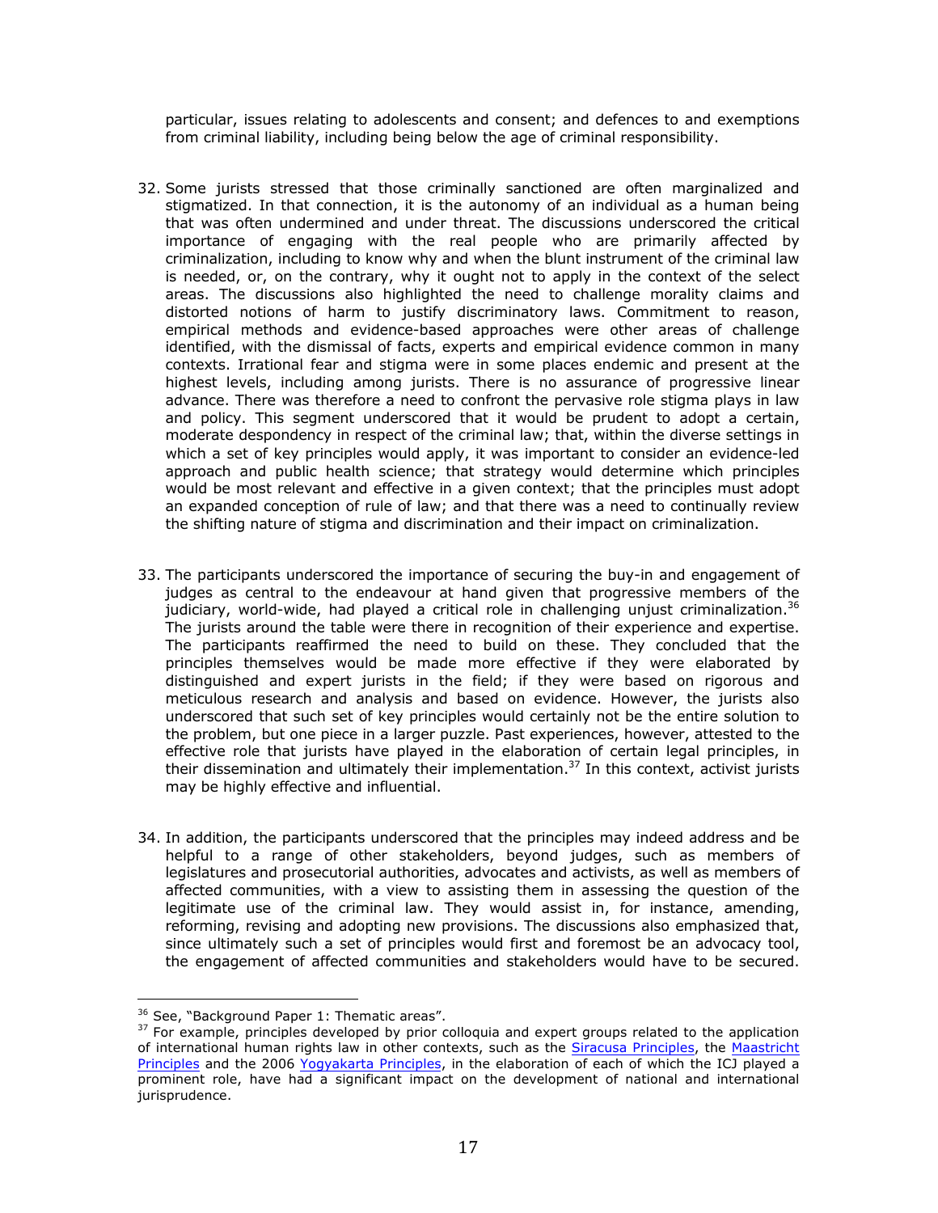particular, issues relating to adolescents and consent; and defences to and exemptions from criminal liability, including being below the age of criminal responsibility.

32. Some jurists stressed that those criminally sanctioned are often marginalized and stigmatized. In that connection, it is the autonomy of an individual as a human being that was often undermined and under threat. The discussions underscored the critical importance of engaging with the real people who are primarily affected by criminalization, including to know why and when the blunt instrument of the criminal law is needed, or, on the contrary, why it ought not to apply in the context of the select areas. The discussions also highlighted the need to challenge morality claims and distorted notions of harm to justify discriminatory laws. Commitment to reason, empirical methods and evidence-based approaches were other areas of challenge identified, with the dismissal of facts, experts and empirical evidence common in many contexts. Irrational fear and stigma were in some places endemic and present at the highest levels, including among jurists. There is no assurance of progressive linear advance. There was therefore a need to confront the pervasive role stigma plays in law and policy. This segment underscored that it would be prudent to adopt a certain, moderate despondency in respect of the criminal law; that, within the diverse settings in which a set of key principles would apply, it was important to consider an evidence-led approach and public health science; that strategy would determine which principles would be most relevant and effective in a given context; that the principles must adopt an expanded conception of rule of law; and that there was a need to continually review the shifting nature of stigma and discrimination and their impact on criminalization.

33. The participants underscored the importance of securing the buy-in and engagement of judges as central to the endeavour at hand given that progressive members of the judiciary, world-wide, had played a critical role in challenging unjust criminalization.[36] The jurists around the table were there in recognition of their experience and expertise. The participants reaffirmed the need to build on these. They concluded that the principles themselves would be made more effective if they were elaborated by distinguished and expert jurists in the field; if they were based on rigorous and meticulous research and analysis and based on evidence. However, the jurists also underscored that such set of key principles would certainly not be the entire solution to the problem, but one piece in a larger puzzle. Past experiences, however, attested to the effective role that jurists have played in the elaboration of certain legal principles, in their dissemination and ultimately their implementation.[37] In this context, activist jurists may be highly effective and influential.

34. In addition, the participants underscored that the principles may indeed address and be helpful to a range of other stakeholders, beyond judges, such as members of legislatures and prosecutorial authorities, advocates and activists, as well as members of affected communities, with a view to assisting them in assessing the question of the legitimate use of the criminal law. They would assist in, for instance, amending, reforming, revising and adopting new provisions. The discussions also emphasized that, since ultimately such a set of principles would first and foremost be an advocacy tool, the engagement of affected communities and stakeholders would have to be secured.

---

[36] See, "Background Paper 1: Thematic areas".

[37] For example, principles developed by prior colloquia and expert groups related to the application of international human rights law in other contexts, such as the Siracusa Principles, the Maastricht Principles and the 2006 Yogyakarta Principles, in the elaboration of each of which the ICJ played a prominent role, have had a significant impact on the development of national and international jurisprudence.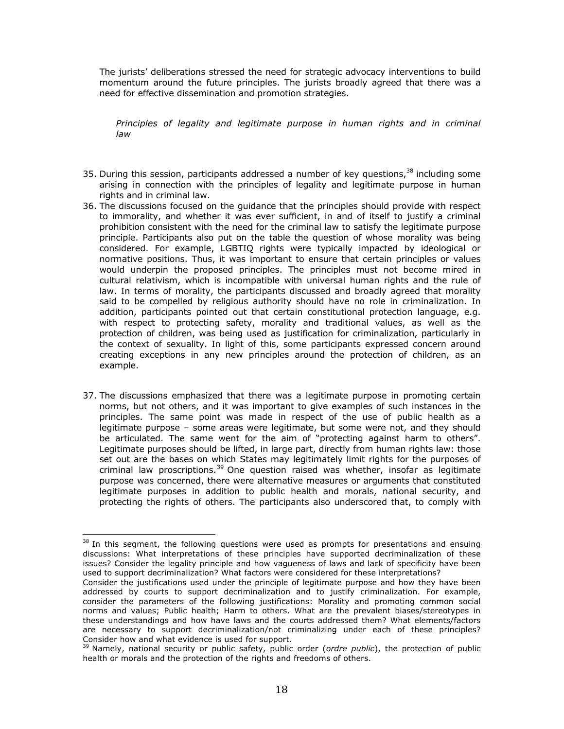The jurists' deliberations stressed the need for strategic advocacy interventions to build momentum around the future principles. The jurists broadly agreed that there was a need for effective dissemination and promotion strategies.

*Principles of legality and legitimate purpose in human rights and in criminal law*

35. During this session, participants addressed a number of key questions,[38] including some arising in connection with the principles of legality and legitimate purpose in human rights and in criminal law.
36. The discussions focused on the guidance that the principles should provide with respect to immorality, and whether it was ever sufficient, in and of itself to justify a criminal prohibition consistent with the need for the criminal law to satisfy the legitimate purpose principle. Participants also put on the table the question of whose morality was being considered. For example, LGBTIQ rights were typically impacted by ideological or normative positions. Thus, it was important to ensure that certain principles or values would underpin the proposed principles. The principles must not become mired in cultural relativism, which is incompatible with universal human rights and the rule of law. In terms of morality, the participants discussed and broadly agreed that morality said to be compelled by religious authority should have no role in criminalization. In addition, participants pointed out that certain constitutional protection language, e.g. with respect to protecting safety, morality and traditional values, as well as the protection of children, was being used as justification for criminalization, particularly in the context of sexuality. In light of this, some participants expressed concern around creating exceptions in any new principles around the protection of children, as an example.

37. The discussions emphasized that there was a legitimate purpose in promoting certain norms, but not others, and it was important to give examples of such instances in the principles. The same point was made in respect of the use of public health as a legitimate purpose – some areas were legitimate, but some were not, and they should be articulated. The same went for the aim of "protecting against harm to others". Legitimate purposes should be lifted, in large part, directly from human rights law: those set out are the bases on which States may legitimately limit rights for the purposes of criminal law proscriptions.[39] One question raised was whether, insofar as legitimate purpose was concerned, there were alternative measures or arguments that constituted legitimate purposes in addition to public health and morals, national security, and protecting the rights of others. The participants also underscored that, to comply with

---

[38] In this segment, the following questions were used as prompts for presentations and ensuing discussions: What interpretations of these principles have supported decriminalization of these issues? Consider the legality principle and how vagueness of laws and lack of specificity have been used to support decriminalization? What factors were considered for these interpretations?
Consider the justifications used under the principle of legitimate purpose and how they have been addressed by courts to support decriminalization and to justify criminalization. For example, consider the parameters of the following justifications: Morality and promoting common social norms and values; Public health; Harm to others. What are the prevalent biases/stereotypes in these understandings and how have laws and the courts addressed them? What elements/factors are necessary to support decriminalization/not criminalizing under each of these principles? Consider how and what evidence is used for support.

[39] Namely, national security or public safety, public order (*ordre public*), the protection of public health or morals and the protection of the rights and freedoms of others.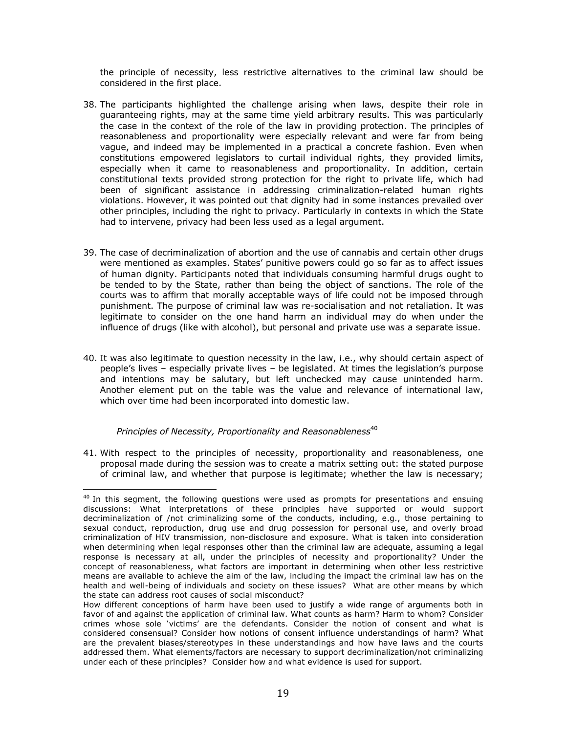the principle of necessity, less restrictive alternatives to the criminal law should be considered in the first place.

38. The participants highlighted the challenge arising when laws, despite their role in guaranteeing rights, may at the same time yield arbitrary results. This was particularly the case in the context of the role of the law in providing protection. The principles of reasonableness and proportionality were especially relevant and were far from being vague, and indeed may be implemented in a practical a concrete fashion. Even when constitutions empowered legislators to curtail individual rights, they provided limits, especially when it came to reasonableness and proportionality. In addition, certain constitutional texts provided strong protection for the right to private life, which had been of significant assistance in addressing criminalization-related human rights violations. However, it was pointed out that dignity had in some instances prevailed over other principles, including the right to privacy. Particularly in contexts in which the State had to intervene, privacy had been less used as a legal argument.

39. The case of decriminalization of abortion and the use of cannabis and certain other drugs were mentioned as examples. States' punitive powers could go so far as to affect issues of human dignity. Participants noted that individuals consuming harmful drugs ought to be tended to by the State, rather than being the object of sanctions. The role of the courts was to affirm that morally acceptable ways of life could not be imposed through punishment. The purpose of criminal law was re-socialisation and not retaliation. It was legitimate to consider on the one hand harm an individual may do when under the influence of drugs (like with alcohol), but personal and private use was a separate issue.

40. It was also legitimate to question necessity in the law, i.e., why should certain aspect of people's lives – especially private lives – be legislated. At times the legislation's purpose and intentions may be salutary, but left unchecked may cause unintended harm. Another element put on the table was the value and relevance of international law, which over time had been incorporated into domestic law.

*Principles of Necessity, Proportionality and Reasonableness*[40]

41. With respect to the principles of necessity, proportionality and reasonableness, one proposal made during the session was to create a matrix setting out: the stated purpose of criminal law, and whether that purpose is legitimate; whether the law is necessary;

---

[40] In this segment, the following questions were used as prompts for presentations and ensuing discussions: What interpretations of these principles have supported or would support decriminalization of /not criminalizing some of the conducts, including, e.g., those pertaining to sexual conduct, reproduction, drug use and drug possession for personal use, and overly broad criminalization of HIV transmission, non-disclosure and exposure. What is taken into consideration when determining when legal responses other than the criminal law are adequate, assuming a legal response is necessary at all, under the principles of necessity and proportionality? Under the concept of reasonableness, what factors are important in determining when other less restrictive means are available to achieve the aim of the law, including the impact the criminal law has on the health and well-being of individuals and society on these issues? What are other means by which the state can address root causes of social misconduct?

How different conceptions of harm have been used to justify a wide range of arguments both in favor of and against the application of criminal law. What counts as harm? Harm to whom? Consider crimes whose sole 'victims' are the defendants. Consider the notion of consent and what is considered consensual? Consider how notions of consent influence understandings of harm? What are the prevalent biases/stereotypes in these understandings and how have laws and the courts addressed them. What elements/factors are necessary to support decriminalization/not criminalizing under each of these principles? Consider how and what evidence is used for support.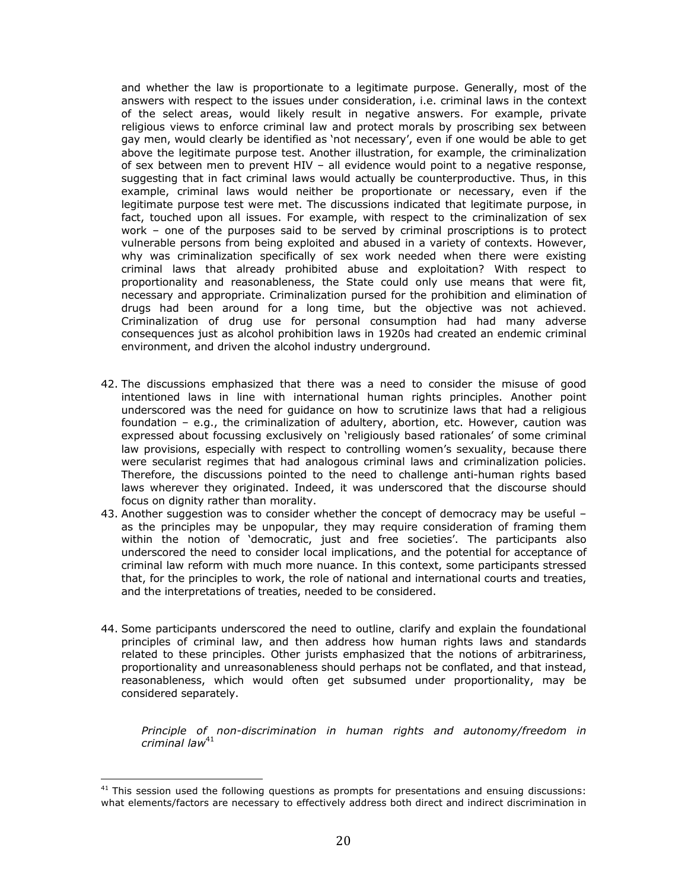and whether the law is proportionate to a legitimate purpose. Generally, most of the answers with respect to the issues under consideration, i.e. criminal laws in the context of the select areas, would likely result in negative answers. For example, private religious views to enforce criminal law and protect morals by proscribing sex between gay men, would clearly be identified as 'not necessary', even if one would be able to get above the legitimate purpose test. Another illustration, for example, the criminalization of sex between men to prevent HIV – all evidence would point to a negative response, suggesting that in fact criminal laws would actually be counterproductive. Thus, in this example, criminal laws would neither be proportionate or necessary, even if the legitimate purpose test were met. The discussions indicated that legitimate purpose, in fact, touched upon all issues. For example, with respect to the criminalization of sex work – one of the purposes said to be served by criminal proscriptions is to protect vulnerable persons from being exploited and abused in a variety of contexts. However, why was criminalization specifically of sex work needed when there were existing criminal laws that already prohibited abuse and exploitation? With respect to proportionality and reasonableness, the State could only use means that were fit, necessary and appropriate. Criminalization pursed for the prohibition and elimination of drugs had been around for a long time, but the objective was not achieved. Criminalization of drug use for personal consumption had had many adverse consequences just as alcohol prohibition laws in 1920s had created an endemic criminal environment, and driven the alcohol industry underground.

42. The discussions emphasized that there was a need to consider the misuse of good intentioned laws in line with international human rights principles. Another point underscored was the need for guidance on how to scrutinize laws that had a religious foundation – e.g., the criminalization of adultery, abortion, etc. However, caution was expressed about focussing exclusively on 'religiously based rationales' of some criminal law provisions, especially with respect to controlling women's sexuality, because there were secularist regimes that had analogous criminal laws and criminalization policies. Therefore, the discussions pointed to the need to challenge anti-human rights based laws wherever they originated. Indeed, it was underscored that the discourse should focus on dignity rather than morality.

43. Another suggestion was to consider whether the concept of democracy may be useful – as the principles may be unpopular, they may require consideration of framing them within the notion of 'democratic, just and free societies'. The participants also underscored the need to consider local implications, and the potential for acceptance of criminal law reform with much more nuance. In this context, some participants stressed that, for the principles to work, the role of national and international courts and treaties, and the interpretations of treaties, needed to be considered.

44. Some participants underscored the need to outline, clarify and explain the foundational principles of criminal law, and then address how human rights laws and standards related to these principles. Other jurists emphasized that the notions of arbitrariness, proportionality and unreasonableness should perhaps not be conflated, and that instead, reasonableness, which would often get subsumed under proportionality, may be considered separately.

*Principle of non-discrimination in human rights and autonomy/freedom in criminal law*[41]

[41] This session used the following questions as prompts for presentations and ensuing discussions: what elements/factors are necessary to effectively address both direct and indirect discrimination in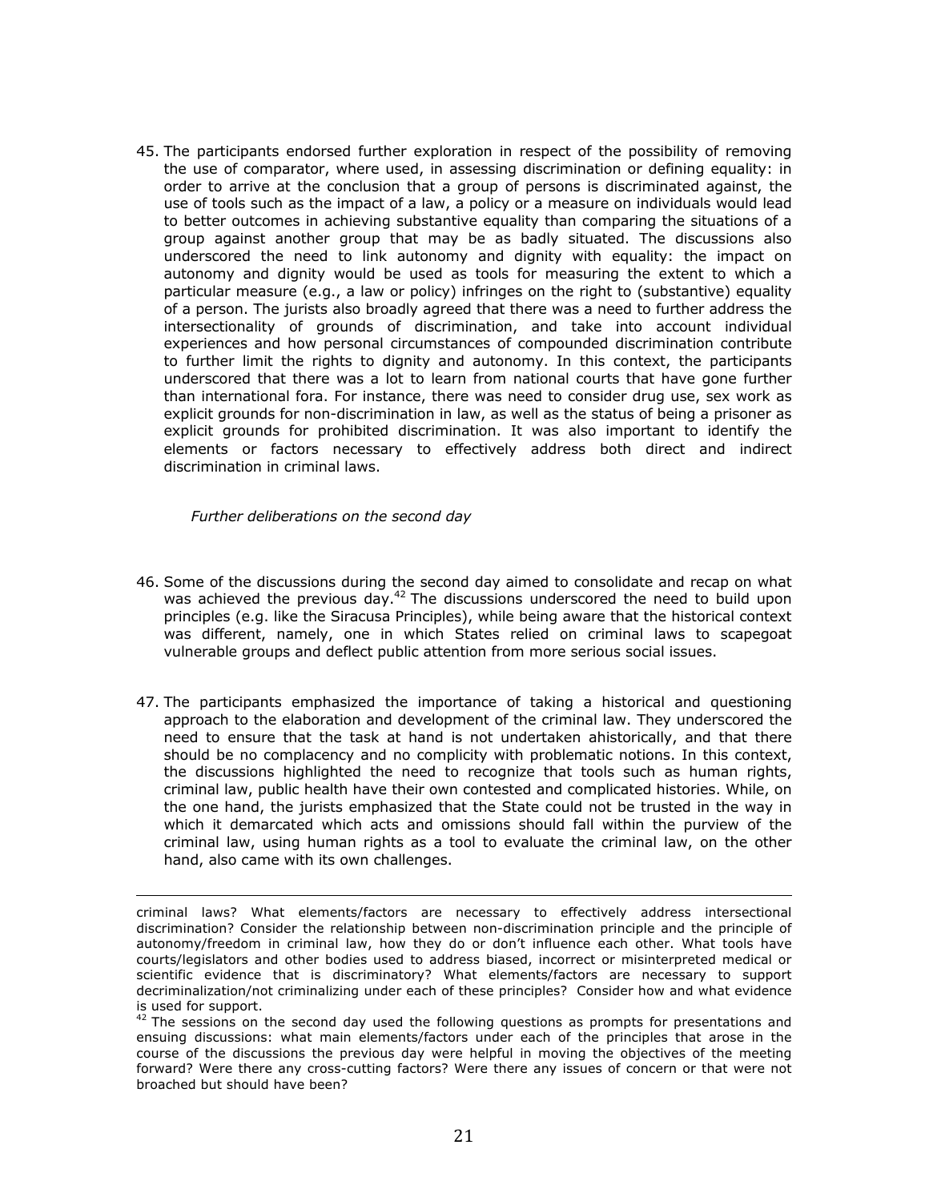45. The participants endorsed further exploration in respect of the possibility of removing the use of comparator, where used, in assessing discrimination or defining equality: in order to arrive at the conclusion that a group of persons is discriminated against, the use of tools such as the impact of a law, a policy or a measure on individuals would lead to better outcomes in achieving substantive equality than comparing the situations of a group against another group that may be as badly situated. The discussions also underscored the need to link autonomy and dignity with equality: the impact on autonomy and dignity would be used as tools for measuring the extent to which a particular measure (e.g., a law or policy) infringes on the right to (substantive) equality of a person. The jurists also broadly agreed that there was a need to further address the intersectionality of grounds of discrimination, and take into account individual experiences and how personal circumstances of compounded discrimination contribute to further limit the rights to dignity and autonomy. In this context, the participants underscored that there was a lot to learn from national courts that have gone further than international fora. For instance, there was need to consider drug use, sex work as explicit grounds for non-discrimination in law, as well as the status of being a prisoner as explicit grounds for prohibited discrimination. It was also important to identify the elements or factors necessary to effectively address both direct and indirect discrimination in criminal laws.

*Further deliberations on the second day*

46. Some of the discussions during the second day aimed to consolidate and recap on what was achieved the previous day.[42] The discussions underscored the need to build upon principles (e.g. like the Siracusa Principles), while being aware that the historical context was different, namely, one in which States relied on criminal laws to scapegoat vulnerable groups and deflect public attention from more serious social issues.

47. The participants emphasized the importance of taking a historical and questioning approach to the elaboration and development of the criminal law. They underscored the need to ensure that the task at hand is not undertaken ahistorically, and that there should be no complacency and no complicity with problematic notions. In this context, the discussions highlighted the need to recognize that tools such as human rights, criminal law, public health have their own contested and complicated histories. While, on the one hand, the jurists emphasized that the State could not be trusted in the way in which it demarcated which acts and omissions should fall within the purview of the criminal law, using human rights as a tool to evaluate the criminal law, on the other hand, also came with its own challenges.

---

criminal laws? What elements/factors are necessary to effectively address intersectional discrimination? Consider the relationship between non-discrimination principle and the principle of autonomy/freedom in criminal law, how they do or don't influence each other. What tools have courts/legislators and other bodies used to address biased, incorrect or misinterpreted medical or scientific evidence that is discriminatory? What elements/factors are necessary to support decriminalization/not criminalizing under each of these principles? Consider how and what evidence is used for support.

[42] The sessions on the second day used the following questions as prompts for presentations and ensuing discussions: what main elements/factors under each of the principles that arose in the course of the discussions the previous day were helpful in moving the objectives of the meeting forward? Were there any cross-cutting factors? Were there any issues of concern or that were not broached but should have been?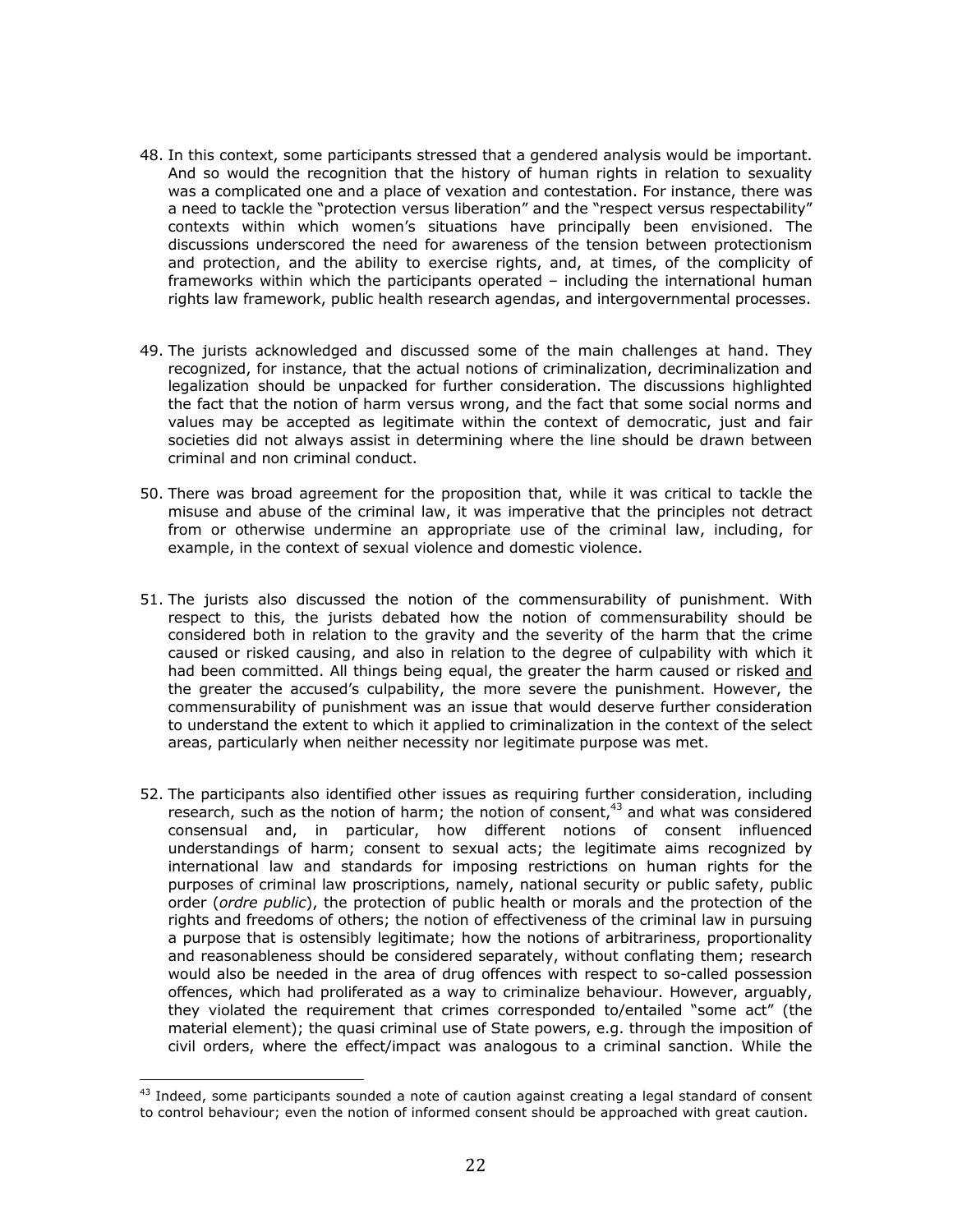48. In this context, some participants stressed that a gendered analysis would be important. And so would the recognition that the history of human rights in relation to sexuality was a complicated one and a place of vexation and contestation. For instance, there was a need to tackle the "protection versus liberation" and the "respect versus respectability" contexts within which women's situations have principally been envisioned. The discussions underscored the need for awareness of the tension between protectionism and protection, and the ability to exercise rights, and, at times, of the complicity of frameworks within which the participants operated – including the international human rights law framework, public health research agendas, and intergovernmental processes.

49. The jurists acknowledged and discussed some of the main challenges at hand. They recognized, for instance, that the actual notions of criminalization, decriminalization and legalization should be unpacked for further consideration. The discussions highlighted the fact that the notion of harm versus wrong, and the fact that some social norms and values may be accepted as legitimate within the context of democratic, just and fair societies did not always assist in determining where the line should be drawn between criminal and non criminal conduct.

50. There was broad agreement for the proposition that, while it was critical to tackle the misuse and abuse of the criminal law, it was imperative that the principles not detract from or otherwise undermine an appropriate use of the criminal law, including, for example, in the context of sexual violence and domestic violence.

51. The jurists also discussed the notion of the commensurability of punishment. With respect to this, the jurists debated how the notion of commensurability should be considered both in relation to the gravity and the severity of the harm that the crime caused or risked causing, and also in relation to the degree of culpability with which it had been committed. All things being equal, the greater the harm caused or risked and the greater the accused's culpability, the more severe the punishment. However, the commensurability of punishment was an issue that would deserve further consideration to understand the extent to which it applied to criminalization in the context of the select areas, particularly when neither necessity nor legitimate purpose was met.

52. The participants also identified other issues as requiring further consideration, including research, such as the notion of harm; the notion of consent,[43] and what was considered consensual and, in particular, how different notions of consent influenced understandings of harm; consent to sexual acts; the legitimate aims recognized by international law and standards for imposing restrictions on human rights for the purposes of criminal law proscriptions, namely, national security or public safety, public order (*ordre public*), the protection of public health or morals and the protection of the rights and freedoms of others; the notion of effectiveness of the criminal law in pursuing a purpose that is ostensibly legitimate; how the notions of arbitrariness, proportionality and reasonableness should be considered separately, without conflating them; research would also be needed in the area of drug offences with respect to so-called possession offences, which had proliferated as a way to criminalize behaviour. However, arguably, they violated the requirement that crimes corresponded to/entailed "some act" (the material element); the quasi criminal use of State powers, e.g. through the imposition of civil orders, where the effect/impact was analogous to a criminal sanction. While the

---

[43] Indeed, some participants sounded a note of caution against creating a legal standard of consent to control behaviour; even the notion of informed consent should be approached with great caution.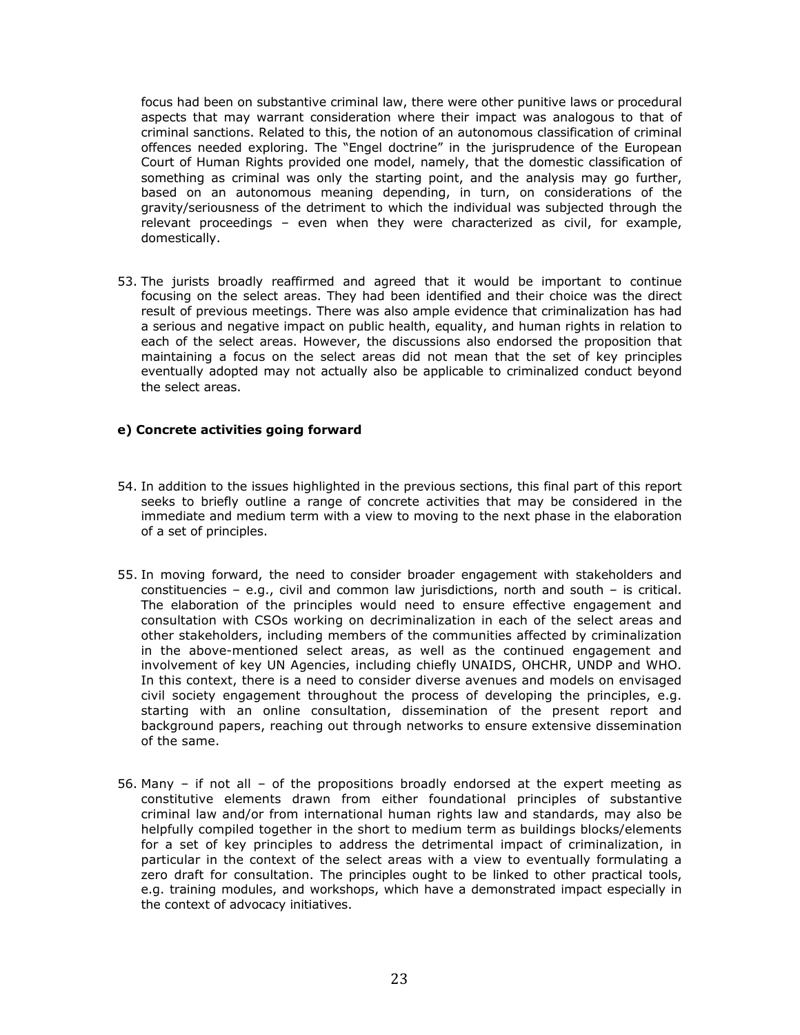focus had been on substantive criminal law, there were other punitive laws or procedural aspects that may warrant consideration where their impact was analogous to that of criminal sanctions. Related to this, the notion of an autonomous classification of criminal offences needed exploring. The "Engel doctrine" in the jurisprudence of the European Court of Human Rights provided one model, namely, that the domestic classification of something as criminal was only the starting point, and the analysis may go further, based on an autonomous meaning depending, in turn, on considerations of the gravity/seriousness of the detriment to which the individual was subjected through the relevant proceedings – even when they were characterized as civil, for example, domestically.

53. The jurists broadly reaffirmed and agreed that it would be important to continue focusing on the select areas. They had been identified and their choice was the direct result of previous meetings. There was also ample evidence that criminalization has had a serious and negative impact on public health, equality, and human rights in relation to each of the select areas. However, the discussions also endorsed the proposition that maintaining a focus on the select areas did not mean that the set of key principles eventually adopted may not actually also be applicable to criminalized conduct beyond the select areas.

#### e) Concrete activities going forward

54. In addition to the issues highlighted in the previous sections, this final part of this report seeks to briefly outline a range of concrete activities that may be considered in the immediate and medium term with a view to moving to the next phase in the elaboration of a set of principles.

55. In moving forward, the need to consider broader engagement with stakeholders and constituencies – e.g., civil and common law jurisdictions, north and south – is critical. The elaboration of the principles would need to ensure effective engagement and consultation with CSOs working on decriminalization in each of the select areas and other stakeholders, including members of the communities affected by criminalization in the above-mentioned select areas, as well as the continued engagement and involvement of key UN Agencies, including chiefly UNAIDS, OHCHR, UNDP and WHO. In this context, there is a need to consider diverse avenues and models on envisaged civil society engagement throughout the process of developing the principles, e.g. starting with an online consultation, dissemination of the present report and background papers, reaching out through networks to ensure extensive dissemination of the same.

56. Many – if not all – of the propositions broadly endorsed at the expert meeting as constitutive elements drawn from either foundational principles of substantive criminal law and/or from international human rights law and standards, may also be helpfully compiled together in the short to medium term as buildings blocks/elements for a set of key principles to address the detrimental impact of criminalization, in particular in the context of the select areas with a view to eventually formulating a zero draft for consultation. The principles ought to be linked to other practical tools, e.g. training modules, and workshops, which have a demonstrated impact especially in the context of advocacy initiatives.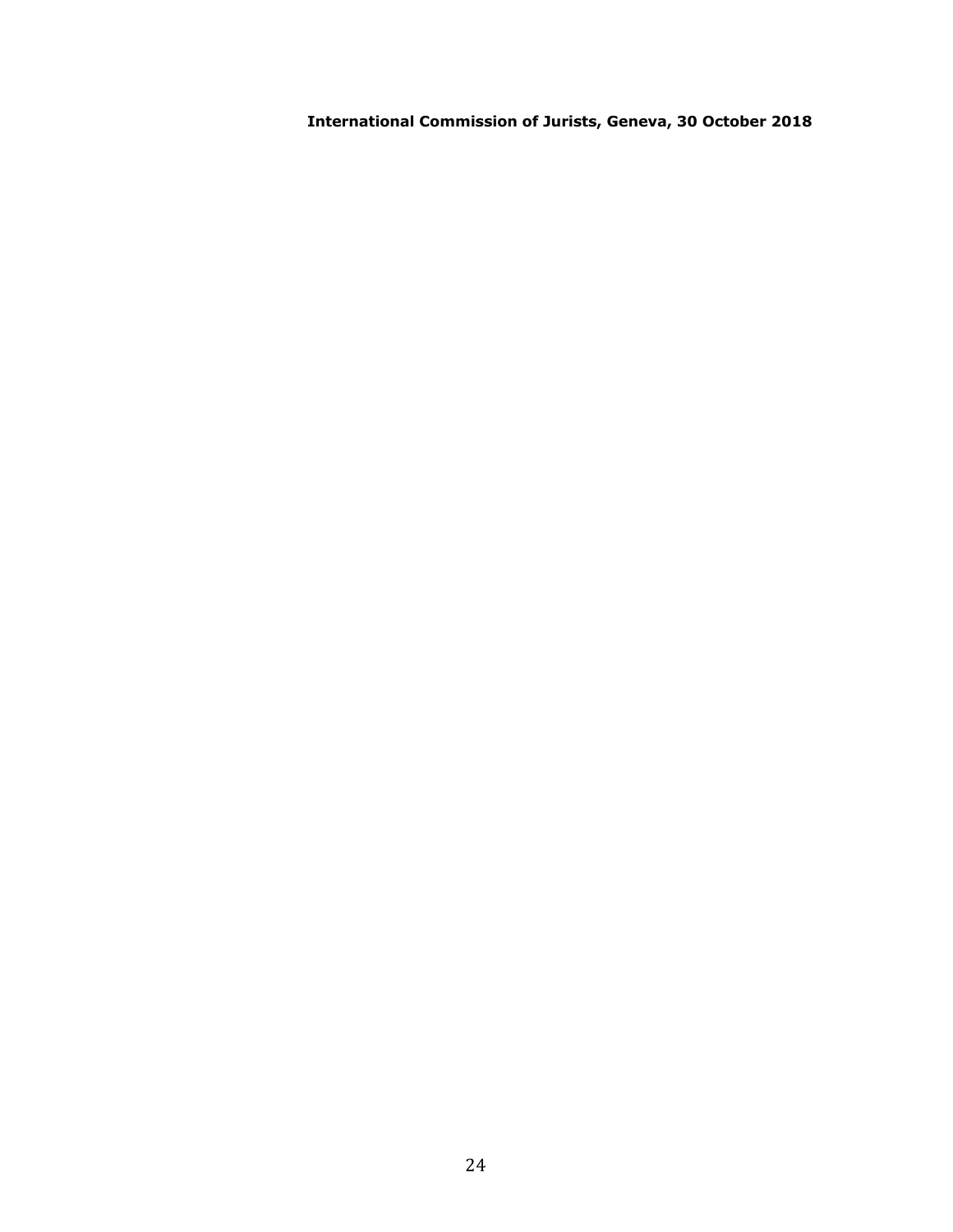**International Commission of Jurists, Geneva, 30 October 2018**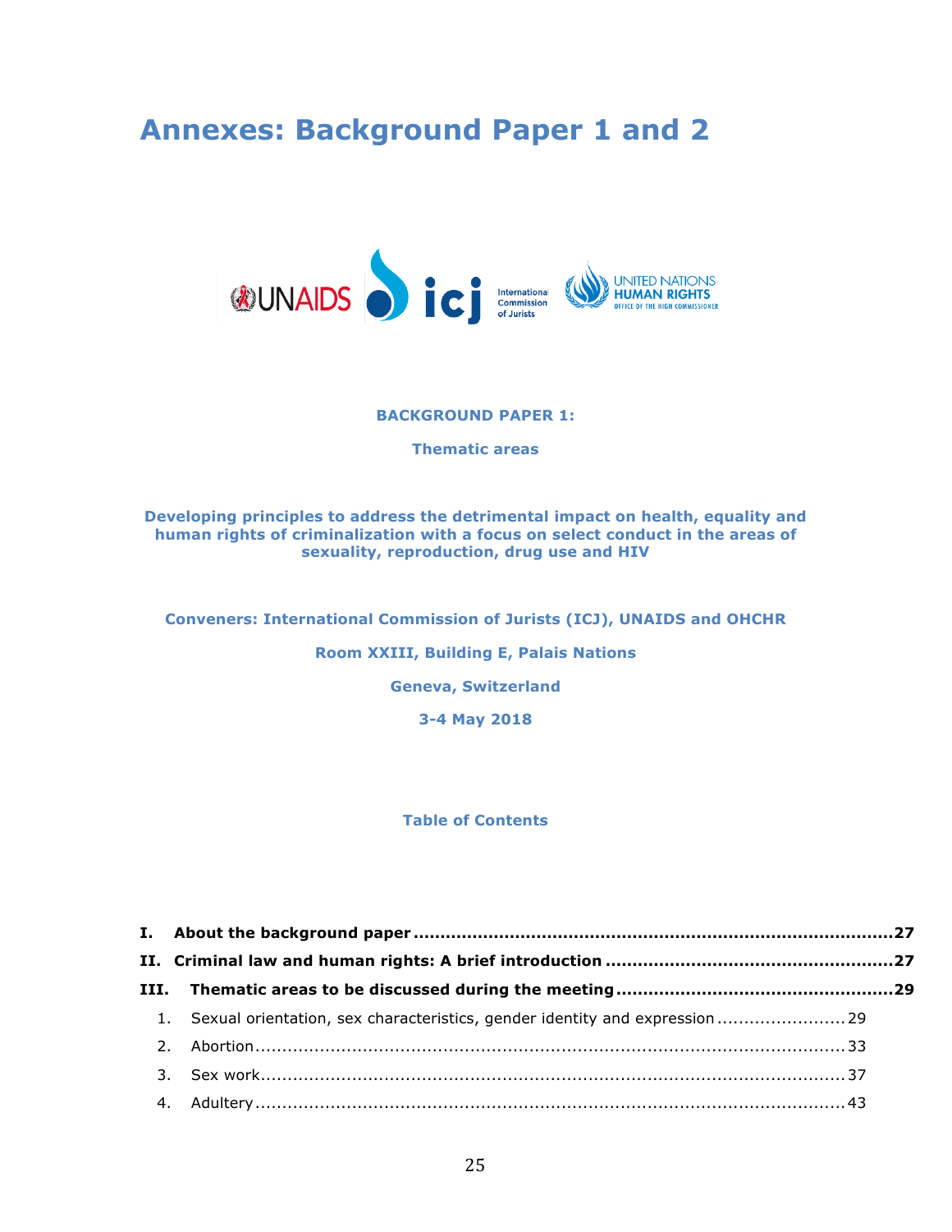# Annexes: Background Paper 1 and 2

**BACKGROUND PAPER 1:**

**Thematic areas**

**Developing principles to address the detrimental impact on health, equality and human rights of criminalization with a focus on select conduct in the areas of sexuality, reproduction, drug use and HIV**

**Conveners: International Commission of Jurists (ICJ), UNAIDS and OHCHR**

**Room XXIII, Building E, Palais Nations**

**Geneva, Switzerland**

**3-4 May 2018**

**Table of Contents**

**I. About the background paper ........................................................................ 27**

**II. Criminal law and human rights: A brief introduction ..................................... 27**

**III. Thematic areas to be discussed during the meeting ..................................... 29**

1. Sexual orientation, sex characteristics, gender identity and expression ........................ 29
2. Abortion ........................................................................................................ 33
3. Sex work ....................................................................................................... 37
4. Adultery ........................................................................................................ 43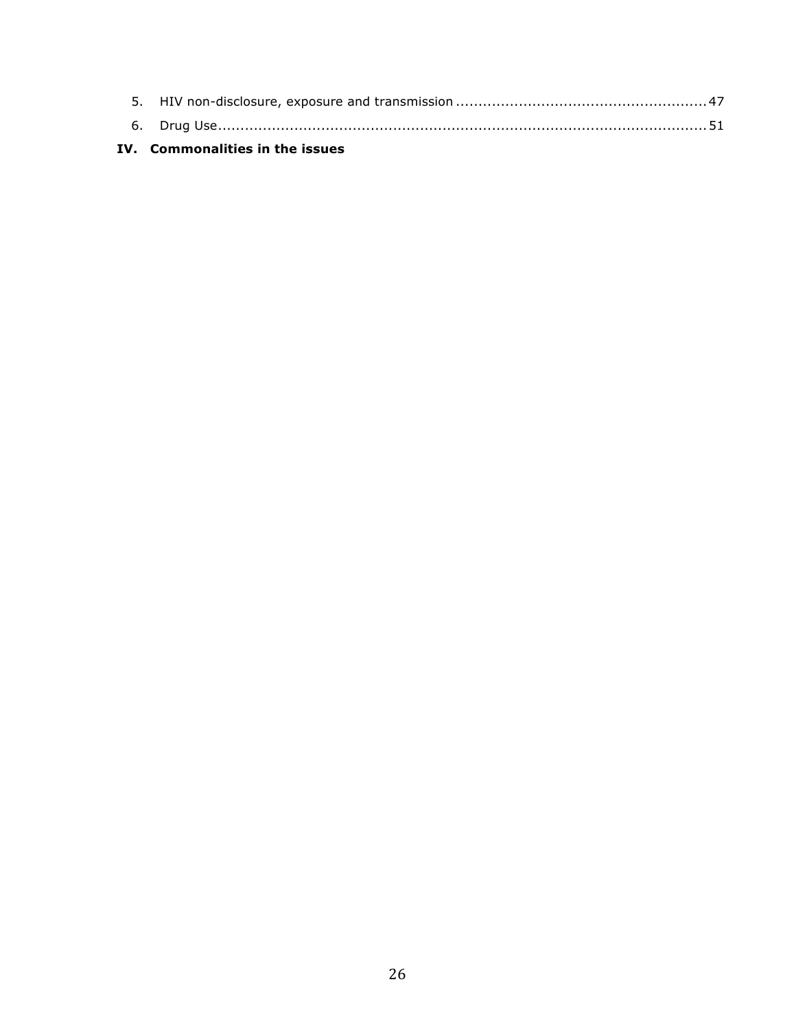5. HIV non-disclosure, exposure and transmission ....................................................... 47
6. Drug Use ........................................................................................................... 51

**IV. Commonalities in the issues**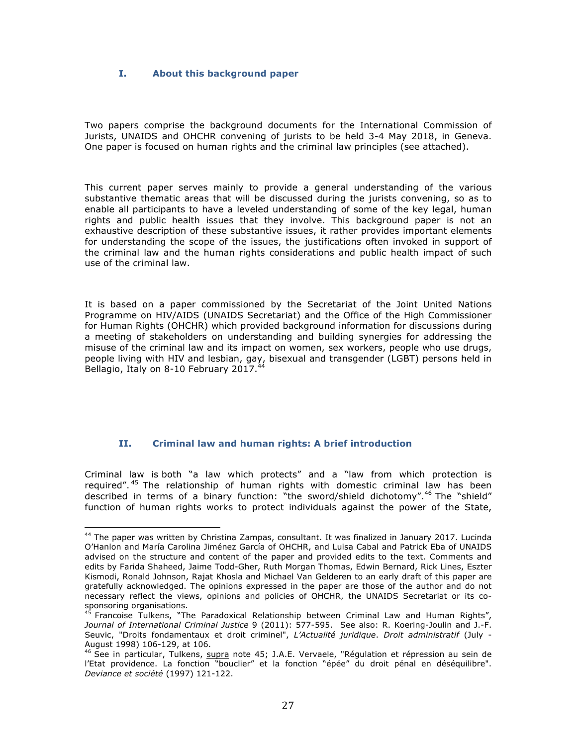## I. About this background paper

Two papers comprise the background documents for the International Commission of Jurists, UNAIDS and OHCHR convening of jurists to be held 3-4 May 2018, in Geneva. One paper is focused on human rights and the criminal law principles (see attached).

This current paper serves mainly to provide a general understanding of the various substantive thematic areas that will be discussed during the jurists convening, so as to enable all participants to have a leveled understanding of some of the key legal, human rights and public health issues that they involve. This background paper is not an exhaustive description of these substantive issues, it rather provides important elements for understanding the scope of the issues, the justifications often invoked in support of the criminal law and the human rights considerations and public health impact of such use of the criminal law.

It is based on a paper commissioned by the Secretariat of the Joint United Nations Programme on HIV/AIDS (UNAIDS Secretariat) and the Office of the High Commissioner for Human Rights (OHCHR) which provided background information for discussions during a meeting of stakeholders on understanding and building synergies for addressing the misuse of the criminal law and its impact on women, sex workers, people who use drugs, people living with HIV and lesbian, gay, bisexual and transgender (LGBT) persons held in Bellagio, Italy on 8-10 February 2017.[44]

## II. Criminal law and human rights: A brief introduction

Criminal law is both "a law which protects" and a "law from which protection is required".[45] The relationship of human rights with domestic criminal law has been described in terms of a binary function: "the sword/shield dichotomy".[46] The "shield" function of human rights works to protect individuals against the power of the State,

---

[44] The paper was written by Christina Zampas, consultant. It was finalized in January 2017. Lucinda O'Hanlon and María Carolina Jiménez García of OHCHR, and Luisa Cabal and Patrick Eba of UNAIDS advised on the structure and content of the paper and provided edits to the text. Comments and edits by Farida Shaheed, Jaime Todd-Gher, Ruth Morgan Thomas, Edwin Bernard, Rick Lines, Eszter Kismodi, Ronald Johnson, Rajat Khosla and Michael Van Gelderen to an early draft of this paper are gratefully acknowledged. The opinions expressed in the paper are those of the author and do not necessary reflect the views, opinions and policies of OHCHR, the UNAIDS Secretariat or its co-sponsoring organisations.

[45] Francoise Tulkens, "The Paradoxical Relationship between Criminal Law and Human Rights", *Journal of International Criminal Justice* 9 (2011): 577-595. See also: R. Koering-Joulin and J.-F. Seuvic, "Droits fondamentaux et droit criminel", *L'Actualité juridique*. *Droit administratif* (July - August 1998) 106-129, at 106.

[46] See in particular, Tulkens, supra note 45; J.A.E. Vervaele, "Régulation et répression au sein de l'Etat providence. La fonction "bouclier" et la fonction "épée" du droit pénal en déséquilibre". *Deviance et société* (1997) 121-122.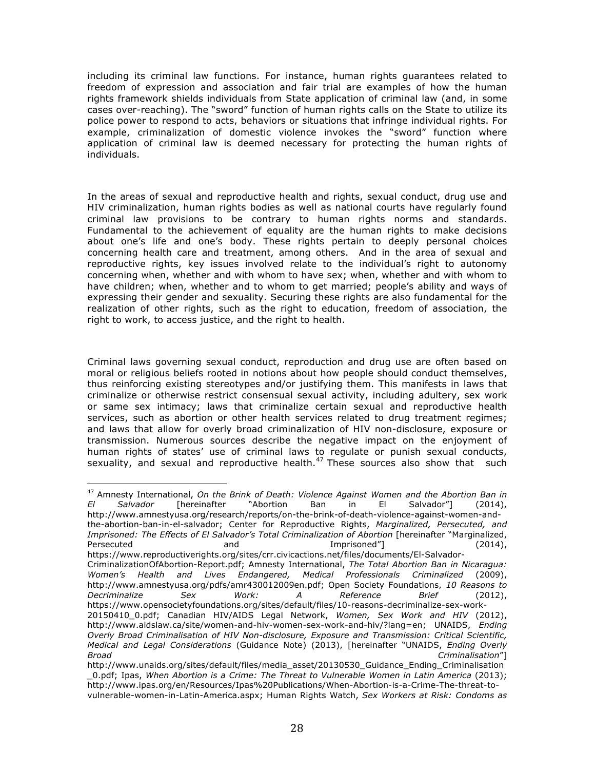including its criminal law functions. For instance, human rights guarantees related to freedom of expression and association and fair trial are examples of how the human rights framework shields individuals from State application of criminal law (and, in some cases over-reaching). The "sword" function of human rights calls on the State to utilize its police power to respond to acts, behaviors or situations that infringe individual rights. For example, criminalization of domestic violence invokes the "sword" function where application of criminal law is deemed necessary for protecting the human rights of individuals.

In the areas of sexual and reproductive health and rights, sexual conduct, drug use and HIV criminalization, human rights bodies as well as national courts have regularly found criminal law provisions to be contrary to human rights norms and standards. Fundamental to the achievement of equality are the human rights to make decisions about one's life and one's body. These rights pertain to deeply personal choices concerning health care and treatment, among others. And in the area of sexual and reproductive rights, key issues involved relate to the individual's right to autonomy concerning when, whether and with whom to have sex; when, whether and with whom to have children; when, whether and to whom to get married; people's ability and ways of expressing their gender and sexuality. Securing these rights are also fundamental for the realization of other rights, such as the right to education, freedom of association, the right to work, to access justice, and the right to health.

Criminal laws governing sexual conduct, reproduction and drug use are often based on moral or religious beliefs rooted in notions about how people should conduct themselves, thus reinforcing existing stereotypes and/or justifying them. This manifests in laws that criminalize or otherwise restrict consensual sexual activity, including adultery, sex work or same sex intimacy; laws that criminalize certain sexual and reproductive health services, such as abortion or other health services related to drug treatment regimes; and laws that allow for overly broad criminalization of HIV non-disclosure, exposure or transmission. Numerous sources describe the negative impact on the enjoyment of human rights of states' use of criminal laws to regulate or punish sexual conducts, sexuality, and sexual and reproductive health.[47] These sources also show that such

[47] Amnesty International, *On the Brink of Death: Violence Against Women and the Abortion Ban in El Salvador* [hereinafter "Abortion Ban in El Salvador"] (2014), http://www.amnestyusa.org/research/reports/on-the-brink-of-death-violence-against-women-and-the-abortion-ban-in-el-salvador; Center for Reproductive Rights, *Marginalized, Persecuted, and Imprisoned: The Effects of El Salvador's Total Criminalization of Abortion* [hereinafter "Marginalized, Persecuted and Imprisoned"] (2014), https://www.reproductiverights.org/sites/crr.civicactions.net/files/documents/El-Salvador-CriminalizationOfAbortion-Report.pdf; Amnesty International, *The Total Abortion Ban in Nicaragua: Women's Health and Lives Endangered, Medical Professionals Criminalized* (2009), http://www.amnestyusa.org/pdfs/amr430012009en.pdf; Open Society Foundations, *10 Reasons to Decriminalize Sex Work: A Reference Brief* (2012), https://www.opensocietyfoundations.org/sites/default/files/10-reasons-decriminalize-sex-work-20150410_0.pdf; Canadian HIV/AIDS Legal Network, *Women, Sex Work and HIV* (2012), http://www.aidslaw.ca/site/women-and-hiv-women-sex-work-and-hiv/?lang=en; UNAIDS, *Ending Overly Broad Criminalisation of HIV Non-disclosure, Exposure and Transmission: Critical Scientific, Medical and Legal Considerations* (Guidance Note) (2013), [hereinafter "UNAIDS, *Ending Overly Broad Criminalisation*"] http://www.unaids.org/sites/default/files/media_asset/20130530_Guidance_Ending_Criminalisation_0.pdf; Ipas, *When Abortion is a Crime: The Threat to Vulnerable Women in Latin America* (2013); http://www.ipas.org/en/Resources/Ipas%20Publications/When-Abortion-is-a-Crime-The-threat-to-vulnerable-women-in-Latin-America.aspx; Human Rights Watch, *Sex Workers at Risk: Condoms as*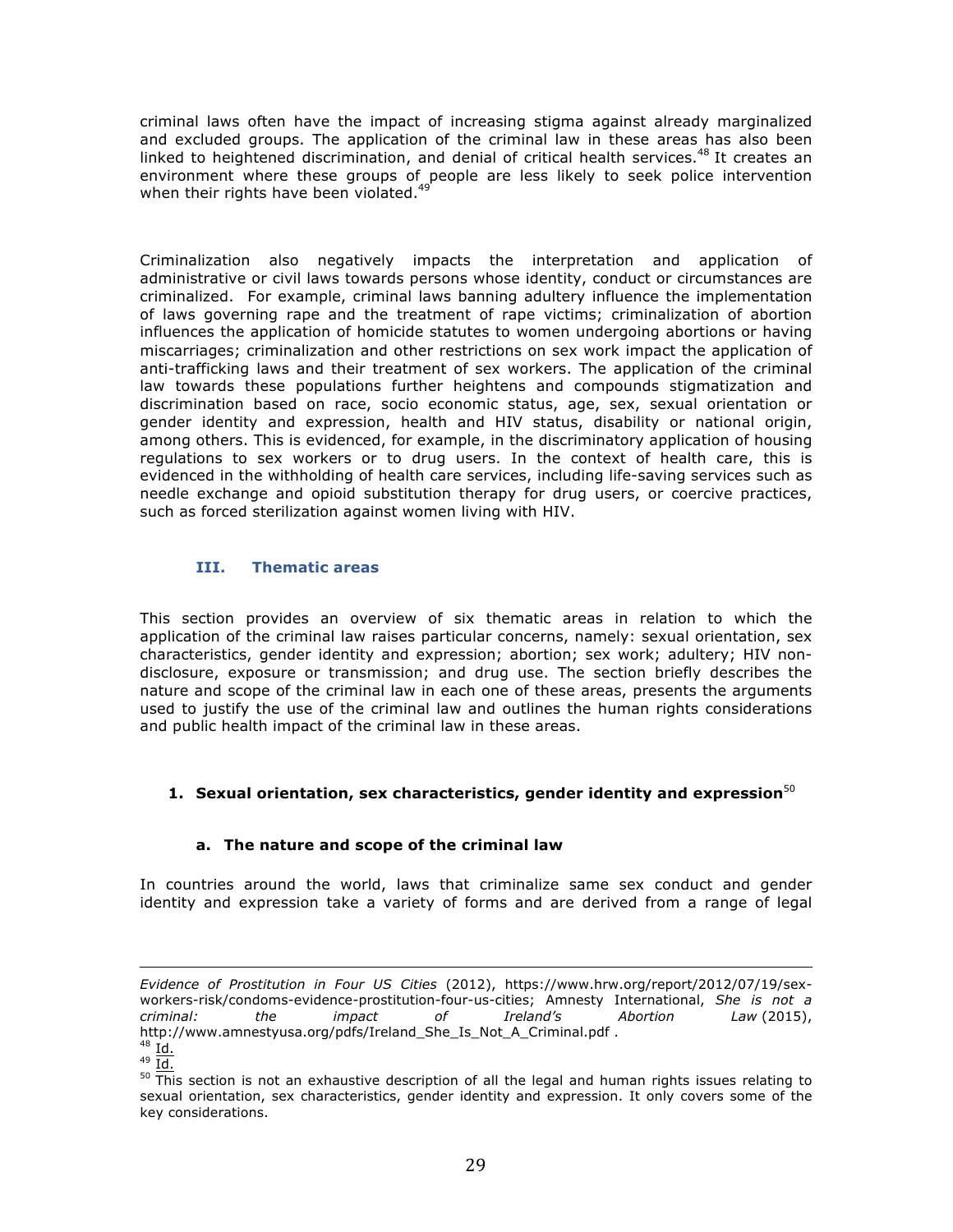criminal laws often have the impact of increasing stigma against already marginalized and excluded groups. The application of the criminal law in these areas has also been linked to heightened discrimination, and denial of critical health services.[48] It creates an environment where these groups of people are less likely to seek police intervention when their rights have been violated.[49]

Criminalization also negatively impacts the interpretation and application of administrative or civil laws towards persons whose identity, conduct or circumstances are criminalized. For example, criminal laws banning adultery influence the implementation of laws governing rape and the treatment of rape victims; criminalization of abortion influences the application of homicide statutes to women undergoing abortions or having miscarriages; criminalization and other restrictions on sex work impact the application of anti-trafficking laws and their treatment of sex workers. The application of the criminal law towards these populations further heightens and compounds stigmatization and discrimination based on race, socio economic status, age, sex, sexual orientation or gender identity and expression, health and HIV status, disability or national origin, among others. This is evidenced, for example, in the discriminatory application of housing regulations to sex workers or to drug users. In the context of health care, this is evidenced in the withholding of health care services, including life-saving services such as needle exchange and opioid substitution therapy for drug users, or coercive practices, such as forced sterilization against women living with HIV.

## III. Thematic areas

This section provides an overview of six thematic areas in relation to which the application of the criminal law raises particular concerns, namely: sexual orientation, sex characteristics, gender identity and expression; abortion; sex work; adultery; HIV non-disclosure, exposure or transmission; and drug use. The section briefly describes the nature and scope of the criminal law in each one of these areas, presents the arguments used to justify the use of the criminal law and outlines the human rights considerations and public health impact of the criminal law in these areas.

### 1. Sexual orientation, sex characteristics, gender identity and expression[50]

#### a. The nature and scope of the criminal law

In countries around the world, laws that criminalize same sex conduct and gender identity and expression take a variety of forms and are derived from a range of legal

---

*Evidence of Prostitution in Four US Cities* (2012), https://www.hrw.org/report/2012/07/19/sex-workers-risk/condoms-evidence-prostitution-four-us-cities; Amnesty International, *She is not a criminal: the impact of Ireland's Abortion Law* (2015), http://www.amnestyusa.org/pdfs/Ireland_She_Is_Not_A_Criminal.pdf .

[48] Id.

[49] Id.

[50] This section is not an exhaustive description of all the legal and human rights issues relating to sexual orientation, sex characteristics, gender identity and expression. It only covers some of the key considerations.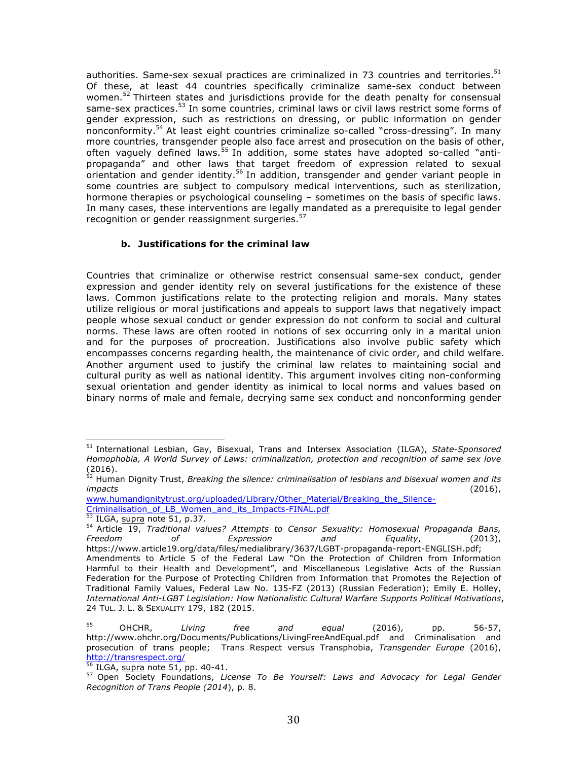authorities. Same-sex sexual practices are criminalized in 73 countries and territories.[51] Of these, at least 44 countries specifically criminalize same-sex conduct between women.[52] Thirteen states and jurisdictions provide for the death penalty for consensual same-sex practices.[53] In some countries, criminal laws or civil laws restrict some forms of gender expression, such as restrictions on dressing, or public information on gender nonconformity.[54] At least eight countries criminalize so-called "cross-dressing". In many more countries, transgender people also face arrest and prosecution on the basis of other, often vaguely defined laws.[55] In addition, some states have adopted so-called "anti-propaganda" and other laws that target freedom of expression related to sexual orientation and gender identity.[56] In addition, transgender and gender variant people in some countries are subject to compulsory medical interventions, such as sterilization, hormone therapies or psychological counseling – sometimes on the basis of specific laws. In many cases, these interventions are legally mandated as a prerequisite to legal gender recognition or gender reassignment surgeries.[57]

### b. Justifications for the criminal law

Countries that criminalize or otherwise restrict consensual same-sex conduct, gender expression and gender identity rely on several justifications for the existence of these laws. Common justifications relate to the protecting religion and morals. Many states utilize religious or moral justifications and appeals to support laws that negatively impact people whose sexual conduct or gender expression do not conform to social and cultural norms. These laws are often rooted in notions of sex occurring only in a marital union and for the purposes of procreation. Justifications also involve public safety which encompasses concerns regarding health, the maintenance of civic order, and child welfare. Another argument used to justify the criminal law relates to maintaining social and cultural purity as well as national identity. This argument involves citing non-conforming sexual orientation and gender identity as inimical to local norms and values based on binary norms of male and female, decrying same sex conduct and nonconforming gender

---

[51] International Lesbian, Gay, Bisexual, Trans and Intersex Association (ILGA), *State-Sponsored Homophobia, A World Survey of Laws: criminalization, protection and recognition of same sex love* (2016).

[52] Human Dignity Trust, *Breaking the silence: criminalisation of lesbians and bisexual women and its impacts* (2016), www.humandignitytrust.org/uploaded/Library/Other_Material/Breaking_the_Silence-Criminalisation_of_LB_Women_and_its_Impacts-FINAL.pdf

[53] ILGA, supra note 51, p.37.

[54] Article 19, *Traditional values? Attempts to Censor Sexuality: Homosexual Propaganda Bans, Freedom of Expression and Equality*, (2013), https://www.article19.org/data/files/medialibrary/3637/LGBT-propaganda-report-ENGLISH.pdf; Amendments to Article 5 of the Federal Law "On the Protection of Children from Information Harmful to their Health and Development", and Miscellaneous Legislative Acts of the Russian Federation for the Purpose of Protecting Children from Information that Promotes the Rejection of Traditional Family Values, Federal Law No. 135-FZ (2013) (Russian Federation); Emily E. Holley, *International Anti-LGBT Legislation: How Nationalistic Cultural Warfare Supports Political Motivations*, 24 TUL. J. L. & SEXUALITY 179, 182 (2015.

[55] OHCHR, *Living free and equal* (2016), pp. 56-57, http://www.ohchr.org/Documents/Publications/LivingFreeAndEqual.pdf and Criminalisation and prosecution of trans people; Trans Respect versus Transphobia, *Transgender Europe* (2016), http://transrespect.org/

[56] ILGA, supra note 51, pp. 40-41.

[57] Open Society Foundations, *License To Be Yourself: Laws and Advocacy for Legal Gender Recognition of Trans People (2014)*, p. 8.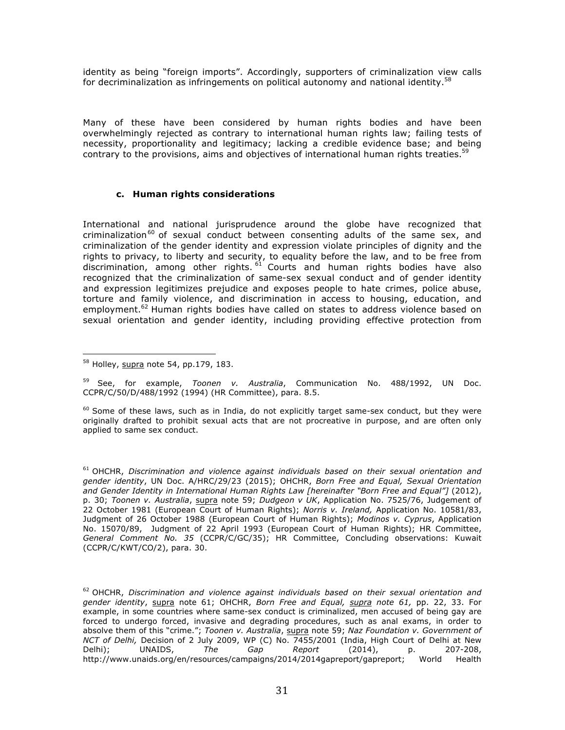identity as being "foreign imports". Accordingly, supporters of criminalization view calls for decriminalization as infringements on political autonomy and national identity.[58]

Many of these have been considered by human rights bodies and have been overwhelmingly rejected as contrary to international human rights law; failing tests of necessity, proportionality and legitimacy; lacking a credible evidence base; and being contrary to the provisions, aims and objectives of international human rights treaties.[59]

### c. Human rights considerations

International and national jurisprudence around the globe have recognized that criminalization[60] of sexual conduct between consenting adults of the same sex, and criminalization of the gender identity and expression violate principles of dignity and the rights to privacy, to liberty and security, to equality before the law, and to be free from discrimination, among other rights.[61] Courts and human rights bodies have also recognized that the criminalization of same-sex sexual conduct and of gender identity and expression legitimizes prejudice and exposes people to hate crimes, police abuse, torture and family violence, and discrimination in access to housing, education, and employment.[62] Human rights bodies have called on states to address violence based on sexual orientation and gender identity, including providing effective protection from

---

[58] Holley, supra note 54, pp.179, 183.

[59] See, for example, *Toonen v. Australia*, Communication No. 488/1992, UN Doc. CCPR/C/50/D/488/1992 (1994) (HR Committee), para. 8.5.

[60] Some of these laws, such as in India, do not explicitly target same-sex conduct, but they were originally drafted to prohibit sexual acts that are not procreative in purpose, and are often only applied to same sex conduct.

[61] OHCHR, *Discrimination and violence against individuals based on their sexual orientation and gender identity*, UN Doc. A/HRC/29/23 (2015); OHCHR, *Born Free and Equal, Sexual Orientation and Gender Identity in International Human Rights Law [hereinafter "Born Free and Equal"]* (2012), p. 30; *Toonen v. Australia*, supra note 59; *Dudgeon v UK*, Application No. 7525/76, Judgement of 22 October 1981 (European Court of Human Rights); *Norris v. Ireland,* Application No. 10581/83, Judgment of 26 October 1988 (European Court of Human Rights); *Modinos v. Cyprus*, Application No. 15070/89, Judgment of 22 April 1993 (European Court of Human Rights); HR Committee, *General Comment No. 35* (CCPR/C/GC/35); HR Committee, Concluding observations: Kuwait (CCPR/C/KWT/CO/2), para. 30.

[62] OHCHR, *Discrimination and violence against individuals based on their sexual orientation and gender identity*, supra note 61; OHCHR, *Born Free and Equal, supra note 61,* pp. 22, 33. For example, in some countries where same-sex conduct is criminalized, men accused of being gay are forced to undergo forced, invasive and degrading procedures, such as anal exams, in order to absolve them of this "crime."; *Toonen v. Australia*, supra note 59; *Naz Foundation v. Government of NCT of Delhi,* Decision of 2 July 2009, WP (C) No. 7455/2001 (India, High Court of Delhi at New Delhi); UNAIDS, *The Gap Report* (2014), p. 207-208, http://www.unaids.org/en/resources/campaigns/2014/2014gapreport/gapreport; World Health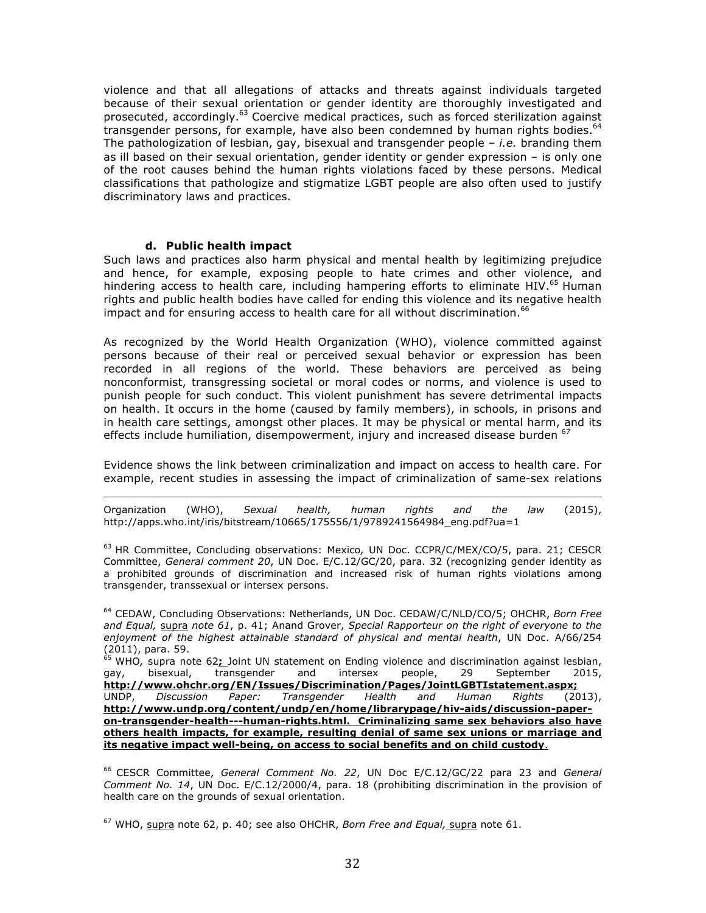violence and that all allegations of attacks and threats against individuals targeted because of their sexual orientation or gender identity are thoroughly investigated and prosecuted, accordingly.[63] Coercive medical practices, such as forced sterilization against transgender persons, for example, have also been condemned by human rights bodies.[64] The pathologization of lesbian, gay, bisexual and transgender people – *i.e.* branding them as ill based on their sexual orientation, gender identity or gender expression – is only one of the root causes behind the human rights violations faced by these persons. Medical classifications that pathologize and stigmatize LGBT people are also often used to justify discriminatory laws and practices.

#### d. Public health impact

Such laws and practices also harm physical and mental health by legitimizing prejudice and hence, for example, exposing people to hate crimes and other violence, and hindering access to health care, including hampering efforts to eliminate HIV.[65] Human rights and public health bodies have called for ending this violence and its negative health impact and for ensuring access to health care for all without discrimination.[66]

As recognized by the World Health Organization (WHO), violence committed against persons because of their real or perceived sexual behavior or expression has been recorded in all regions of the world. These behaviors are perceived as being nonconformist, transgressing societal or moral codes or norms, and violence is used to punish people for such conduct. This violent punishment has severe detrimental impacts on health. It occurs in the home (caused by family members), in schools, in prisons and in health care settings, amongst other places. It may be physical or mental harm, and its effects include humiliation, disempowerment, injury and increased disease burden [67]

Evidence shows the link between criminalization and impact on access to health care. For example, recent studies in assessing the impact of criminalization of same-sex relations

---

Organization (WHO), *Sexual health, human rights and the law* (2015), http://apps.who.int/iris/bitstream/10665/175556/1/9789241564984_eng.pdf?ua=1

[63] HR Committee, Concluding observations: Mexico*,* UN Doc. CCPR/C/MEX/CO/5, para. 21; CESCR Committee, *General comment 20*, UN Doc. E/C.12/GC/20, para. 32 (recognizing gender identity as a prohibited grounds of discrimination and increased risk of human rights violations among transgender, transsexual or intersex persons.

[64] CEDAW, Concluding Observations: Netherlands, UN Doc. CEDAW/C/NLD/CO/5; OHCHR, *Born Free and Equal,* supra *note 61*, p. 41; Anand Grover, *Special Rapporteur on the right of everyone to the enjoyment of the highest attainable standard of physical and mental health*, UN Doc. A/66/254 (2011), para. 59.

[65] WHO*,* supra note 62**;** Joint UN statement on Ending violence and discrimination against lesbian, gay, bisexual, transgender and intersex people, 29 September 2015, **http://www.ohchr.org/EN/Issues/Discrimination/Pages/JointLGBTIstatement.aspx;** UNDP, *Discussion Paper: Transgender Health and Human Rights* (2013), **http://www.undp.org/content/undp/en/home/librarypage/hiv-aids/discussion-paper-on-transgender-health---human-rights.html. Criminalizing same sex behaviors also have others health impacts, for example, resulting denial of same sex unions or marriage and its negative impact well-being, on access to social benefits and on child custody**.

[66] CESCR Committee, *General Comment No. 22*, UN Doc E/C.12/GC/22 para 23 and *General Comment No. 14*, UN Doc. E/C.12/2000/4, para. 18 (prohibiting discrimination in the provision of health care on the grounds of sexual orientation.

[67] WHO, supra note 62, p. 40; see also OHCHR, *Born Free and Equal,* supra note 61.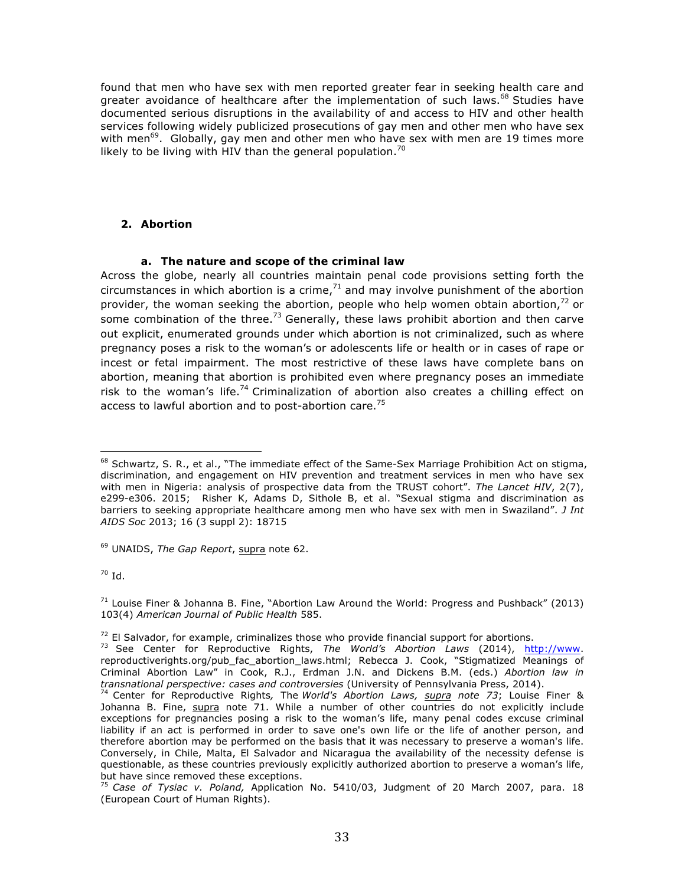found that men who have sex with men reported greater fear in seeking health care and greater avoidance of healthcare after the implementation of such laws.[68] Studies have documented serious disruptions in the availability of and access to HIV and other health services following widely publicized prosecutions of gay men and other men who have sex with men[69]. Globally, gay men and other men who have sex with men are 19 times more likely to be living with HIV than the general population.[70]

### 2. Abortion

#### a. The nature and scope of the criminal law

Across the globe, nearly all countries maintain penal code provisions setting forth the circumstances in which abortion is a crime,[71] and may involve punishment of the abortion provider, the woman seeking the abortion, people who help women obtain abortion,[72] or some combination of the three.[73] Generally, these laws prohibit abortion and then carve out explicit, enumerated grounds under which abortion is not criminalized, such as where pregnancy poses a risk to the woman's or adolescents life or health or in cases of rape or incest or fetal impairment. The most restrictive of these laws have complete bans on abortion, meaning that abortion is prohibited even where pregnancy poses an immediate risk to the woman's life.[74] Criminalization of abortion also creates a chilling effect on access to lawful abortion and to post-abortion care.[75]

---

[68] Schwartz, S. R., et al., "The immediate effect of the Same-Sex Marriage Prohibition Act on stigma, discrimination, and engagement on HIV prevention and treatment services in men who have sex with men in Nigeria: analysis of prospective data from the TRUST cohort". *The Lancet HIV*, 2(7), e299-e306. 2015; Risher K, Adams D, Sithole B, et al. "Sexual stigma and discrimination as barriers to seeking appropriate healthcare among men who have sex with men in Swaziland". *J Int AIDS Soc* 2013; 16 (3 suppl 2): 18715

[69] UNAIDS, *The Gap Report*, supra note 62.

[70] Id.

[71] Louise Finer & Johanna B. Fine, "Abortion Law Around the World: Progress and Pushback" (2013) 103(4) *American Journal of Public Health* 585.

[72] El Salvador, for example, criminalizes those who provide financial support for abortions.

[73] See Center for Reproductive Rights, *The World's Abortion Laws* (2014), http://www.reproductiverights.org/pub_fac_abortion_laws.html; Rebecca J. Cook, "Stigmatized Meanings of Criminal Abortion Law" in Cook, R.J., Erdman J.N. and Dickens B.M. (eds.) *Abortion law in transnational perspective: cases and controversies* (University of Pennsylvania Press, 2014).

[74] Center for Reproductive Rights*,* The *World's Abortion Laws, supra note 73*; Louise Finer & Johanna B. Fine, supra note 71. While a number of other countries do not explicitly include exceptions for pregnancies posing a risk to the woman's life, many penal codes excuse criminal liability if an act is performed in order to save one's own life or the life of another person, and therefore abortion may be performed on the basis that it was necessary to preserve a woman's life. Conversely, in Chile, Malta, El Salvador and Nicaragua the availability of the necessity defense is questionable, as these countries previously explicitly authorized abortion to preserve a woman's life, but have since removed these exceptions.

[75] *Case of Tysiac v. Poland,* Application No. 5410/03, Judgment of 20 March 2007, para. 18 (European Court of Human Rights).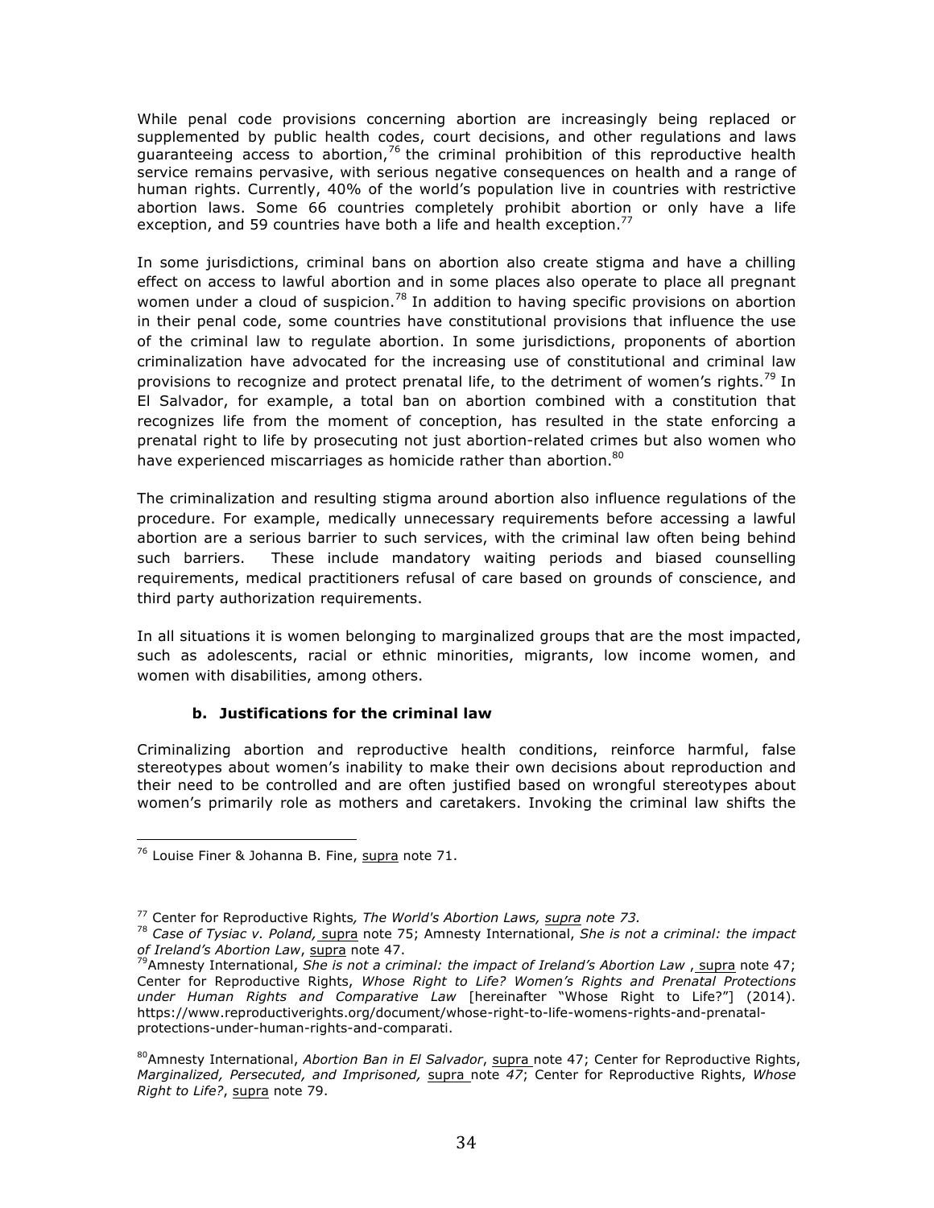While penal code provisions concerning abortion are increasingly being replaced or supplemented by public health codes, court decisions, and other regulations and laws guaranteeing access to abortion,[76] the criminal prohibition of this reproductive health service remains pervasive, with serious negative consequences on health and a range of human rights. Currently, 40% of the world's population live in countries with restrictive abortion laws. Some 66 countries completely prohibit abortion or only have a life exception, and 59 countries have both a life and health exception.[77]

In some jurisdictions, criminal bans on abortion also create stigma and have a chilling effect on access to lawful abortion and in some places also operate to place all pregnant women under a cloud of suspicion.[78] In addition to having specific provisions on abortion in their penal code, some countries have constitutional provisions that influence the use of the criminal law to regulate abortion. In some jurisdictions, proponents of abortion criminalization have advocated for the increasing use of constitutional and criminal law provisions to recognize and protect prenatal life, to the detriment of women's rights.[79] In El Salvador, for example, a total ban on abortion combined with a constitution that recognizes life from the moment of conception, has resulted in the state enforcing a prenatal right to life by prosecuting not just abortion-related crimes but also women who have experienced miscarriages as homicide rather than abortion.[80]

The criminalization and resulting stigma around abortion also influence regulations of the procedure. For example, medically unnecessary requirements before accessing a lawful abortion are a serious barrier to such services, with the criminal law often being behind such barriers. These include mandatory waiting periods and biased counselling requirements, medical practitioners refusal of care based on grounds of conscience, and third party authorization requirements.

In all situations it is women belonging to marginalized groups that are the most impacted, such as adolescents, racial or ethnic minorities, migrants, low income women, and women with disabilities, among others.

#### b. Justifications for the criminal law

Criminalizing abortion and reproductive health conditions, reinforce harmful, false stereotypes about women's inability to make their own decisions about reproduction and their need to be controlled and are often justified based on wrongful stereotypes about women's primarily role as mothers and caretakers. Invoking the criminal law shifts the

---

[76] Louise Finer & Johanna B. Fine, supra note 71.

[77] Center for Reproductive Rights, *The World's Abortion Laws, supra note 73.*

[78] *Case of Tysiac v. Poland,* supra note 75; Amnesty International, *She is not a criminal: the impact of Ireland's Abortion Law*, supra note 47.

[79] Amnesty International, *She is not a criminal: the impact of Ireland's Abortion Law* , supra note 47; Center for Reproductive Rights, *Whose Right to Life? Women's Rights and Prenatal Protections under Human Rights and Comparative Law* [hereinafter "Whose Right to Life?"] (2014). https://www.reproductiverights.org/document/whose-right-to-life-womens-rights-and-prenatal-protections-under-human-rights-and-comparati.

[80] Amnesty International, *Abortion Ban in El Salvador*, supra note 47; Center for Reproductive Rights, *Marginalized, Persecuted, and Imprisoned,* supra note *47*; Center for Reproductive Rights, *Whose Right to Life?*, supra note 79.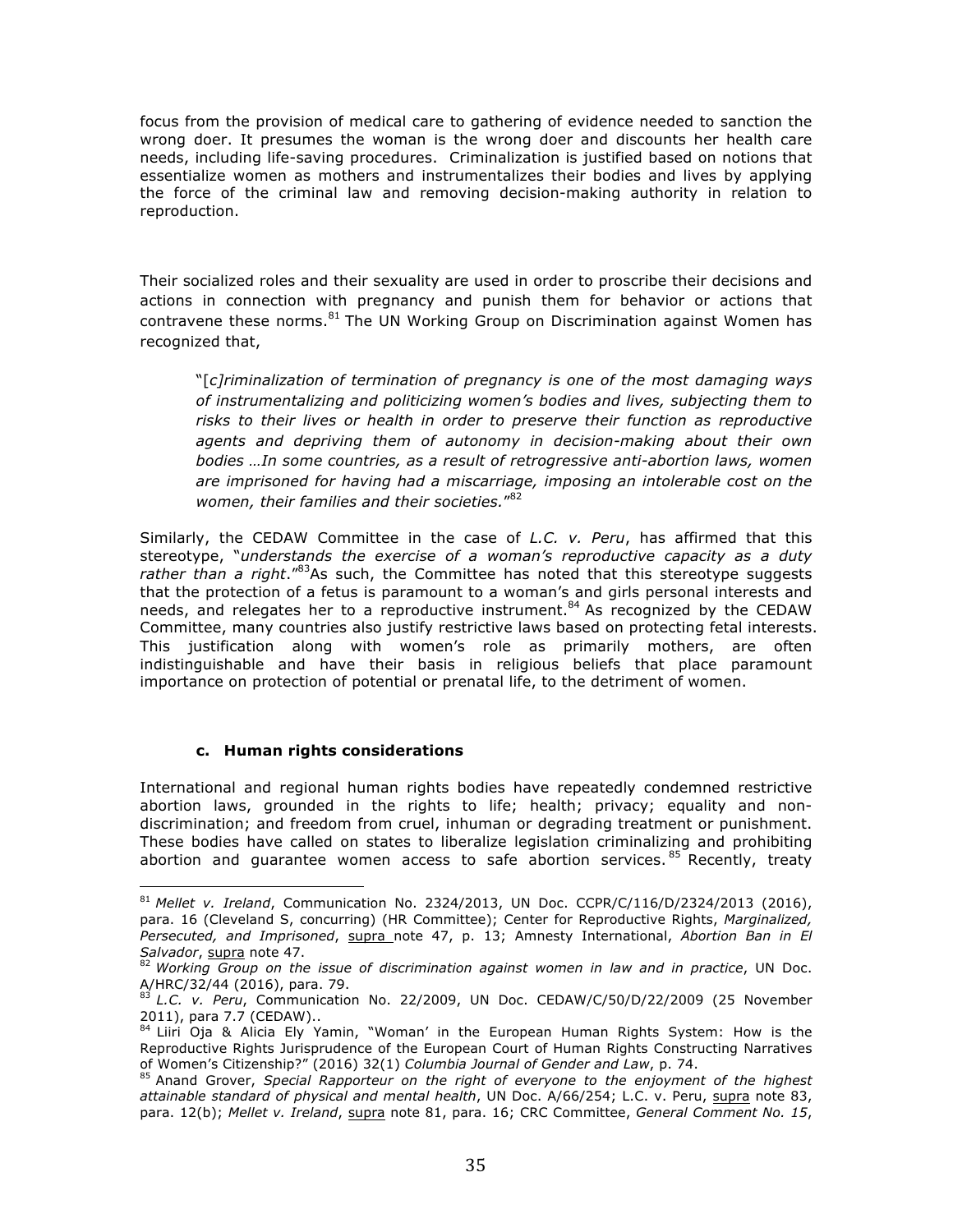focus from the provision of medical care to gathering of evidence needed to sanction the wrong doer. It presumes the woman is the wrong doer and discounts her health care needs, including life-saving procedures. Criminalization is justified based on notions that essentialize women as mothers and instrumentalizes their bodies and lives by applying the force of the criminal law and removing decision-making authority in relation to reproduction.

Their socialized roles and their sexuality are used in order to proscribe their decisions and actions in connection with pregnancy and punish them for behavior or actions that contravene these norms.[81] The UN Working Group on Discrimination against Women has recognized that,

> "[*c]riminalization of termination of pregnancy is one of the most damaging ways of instrumentalizing and politicizing women's bodies and lives, subjecting them to risks to their lives or health in order to preserve their function as reproductive agents and depriving them of autonomy in decision-making about their own bodies …In some countries, as a result of retrogressive anti-abortion laws, women are imprisoned for having had a miscarriage, imposing an intolerable cost on the women, their families and their societies.*"[82]

Similarly, the CEDAW Committee in the case of *L.C. v. Peru*, has affirmed that this stereotype, "*understands the exercise of a woman's reproductive capacity as a duty rather than a right*."[83]As such, the Committee has noted that this stereotype suggests that the protection of a fetus is paramount to a woman's and girls personal interests and needs, and relegates her to a reproductive instrument.[84] As recognized by the CEDAW Committee, many countries also justify restrictive laws based on protecting fetal interests. This justification along with women's role as primarily mothers, are often indistinguishable and have their basis in religious beliefs that place paramount importance on protection of potential or prenatal life, to the detriment of women.

#### c. Human rights considerations

International and regional human rights bodies have repeatedly condemned restrictive abortion laws, grounded in the rights to life; health; privacy; equality and non-discrimination; and freedom from cruel, inhuman or degrading treatment or punishment. These bodies have called on states to liberalize legislation criminalizing and prohibiting abortion and guarantee women access to safe abortion services.[85] Recently, treaty

---

[81] *Mellet v. Ireland*, Communication No. 2324/2013, UN Doc. CCPR/C/116/D/2324/2013 (2016), para. 16 (Cleveland S, concurring) (HR Committee); Center for Reproductive Rights, *Marginalized, Persecuted, and Imprisoned*, supra note 47, p. 13; Amnesty International, *Abortion Ban in El Salvador*, supra note 47.

[82] *Working Group on the issue of discrimination against women in law and in practice*, UN Doc. A/HRC/32/44 (2016), para. 79.

[83] *L.C. v. Peru*, Communication No. 22/2009, UN Doc. CEDAW/C/50/D/22/2009 (25 November 2011), para 7.7 (CEDAW)..

[84] Liiri Oja & Alicia Ely Yamin, "Woman' in the European Human Rights System: How is the Reproductive Rights Jurisprudence of the European Court of Human Rights Constructing Narratives of Women's Citizenship?" (2016) 32(1) *Columbia Journal of Gender and Law*, p. 74.

[85] Anand Grover, *Special Rapporteur on the right of everyone to the enjoyment of the highest attainable standard of physical and mental health*, UN Doc. A/66/254; L.C. v. Peru, supra note 83, para. 12(b); *Mellet v. Ireland*, supra note 81, para. 16; CRC Committee, *General Comment No. 15*,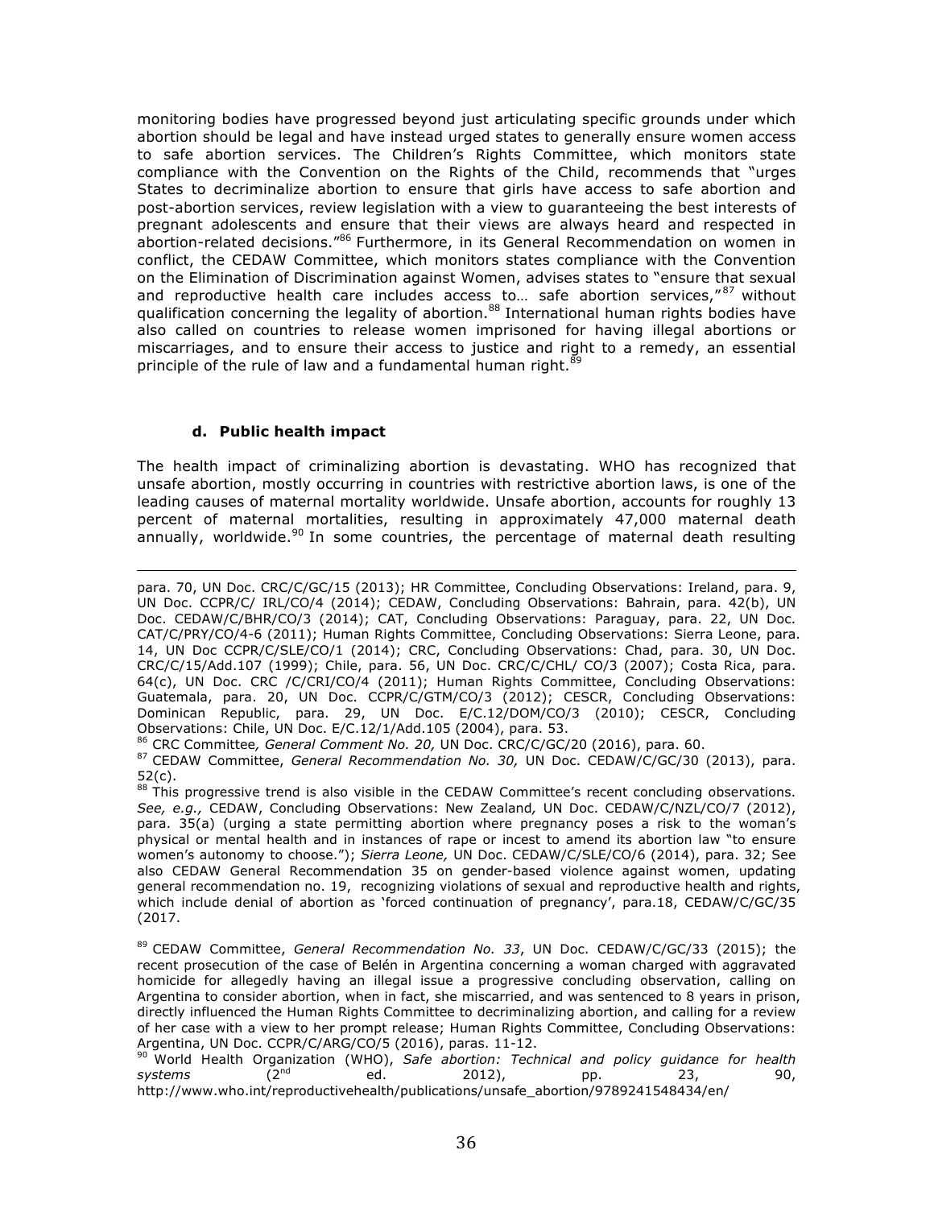monitoring bodies have progressed beyond just articulating specific grounds under which abortion should be legal and have instead urged states to generally ensure women access to safe abortion services. The Children's Rights Committee, which monitors state compliance with the Convention on the Rights of the Child, recommends that "urges States to decriminalize abortion to ensure that girls have access to safe abortion and post-abortion services, review legislation with a view to guaranteeing the best interests of pregnant adolescents and ensure that their views are always heard and respected in abortion-related decisions."[86] Furthermore, in its General Recommendation on women in conflict, the CEDAW Committee, which monitors states compliance with the Convention on the Elimination of Discrimination against Women, advises states to "ensure that sexual and reproductive health care includes access to… safe abortion services,"[87] without qualification concerning the legality of abortion.[88] International human rights bodies have also called on countries to release women imprisoned for having illegal abortions or miscarriages, and to ensure their access to justice and right to a remedy, an essential principle of the rule of law and a fundamental human right.[89]

#### d. Public health impact

The health impact of criminalizing abortion is devastating. WHO has recognized that unsafe abortion, mostly occurring in countries with restrictive abortion laws, is one of the leading causes of maternal mortality worldwide. Unsafe abortion, accounts for roughly 13 percent of maternal mortalities, resulting in approximately 47,000 maternal death annually, worldwide.[90] In some countries, the percentage of maternal death resulting

---

para. 70, UN Doc. CRC/C/GC/15 (2013); HR Committee, Concluding Observations: Ireland, para. 9, UN Doc. CCPR/C/ IRL/CO/4 (2014); CEDAW, Concluding Observations: Bahrain, para. 42(b), UN Doc. CEDAW/C/BHR/CO/3 (2014); CAT, Concluding Observations: Paraguay, para. 22, UN Doc. CAT/C/PRY/CO/4-6 (2011); Human Rights Committee, Concluding Observations: Sierra Leone, para. 14, UN Doc CCPR/C/SLE/CO/1 (2014); CRC, Concluding Observations: Chad, para. 30, UN Doc. CRC/C/15/Add.107 (1999); Chile, para. 56, UN Doc. CRC/C/CHL/ CO/3 (2007); Costa Rica, para. 64(c), UN Doc. CRC /C/CRI/CO/4 (2011); Human Rights Committee, Concluding Observations: Guatemala, para. 20, UN Doc. CCPR/C/GTM/CO/3 (2012); CESCR, Concluding Observations: Dominican Republic, para. 29, UN Doc. E/C.12/DOM/CO/3 (2010); CESCR, Concluding Observations: Chile, UN Doc. E/C.12/1/Add.105 (2004), para. 53.

[86] CRC Committee*, General Comment No. 20,* UN Doc. CRC/C/GC/20 (2016), para. 60.

[87] CEDAW Committee, *General Recommendation No. 30,* UN Doc. CEDAW/C/GC/30 (2013), para. 52(c).

[88] This progressive trend is also visible in the CEDAW Committee's recent concluding observations. *See, e.g.,* CEDAW, Concluding Observations: New Zealand*,* UN Doc. CEDAW/C/NZL/CO/7 (2012), para. 35(a) (urging a state permitting abortion where pregnancy poses a risk to the woman's physical or mental health and in instances of rape or incest to amend its abortion law "to ensure women's autonomy to choose."); *Sierra Leone,* UN Doc. CEDAW/C/SLE/CO/6 (2014), para. 32; See also CEDAW General Recommendation 35 on gender-based violence against women, updating general recommendation no. 19, recognizing violations of sexual and reproductive health and rights, which include denial of abortion as 'forced continuation of pregnancy', para.18, CEDAW/C/GC/35 (2017.

[89] CEDAW Committee, *General Recommendation No. 33*, UN Doc. CEDAW/C/GC/33 (2015); the recent prosecution of the case of Belén in Argentina concerning a woman charged with aggravated homicide for allegedly having an illegal issue a progressive concluding observation, calling on Argentina to consider abortion, when in fact, she miscarried, and was sentenced to 8 years in prison, directly influenced the Human Rights Committee to decriminalizing abortion, and calling for a review of her case with a view to her prompt release; Human Rights Committee, Concluding Observations: Argentina, UN Doc. CCPR/C/ARG/CO/5 (2016), paras. 11-12.

[90] World Health Organization (WHO), *Safe abortion: Technical and policy guidance for health systems* (2nd ed. 2012), pp. 23, 90, http://www.who.int/reproductivehealth/publications/unsafe_abortion/9789241548434/en/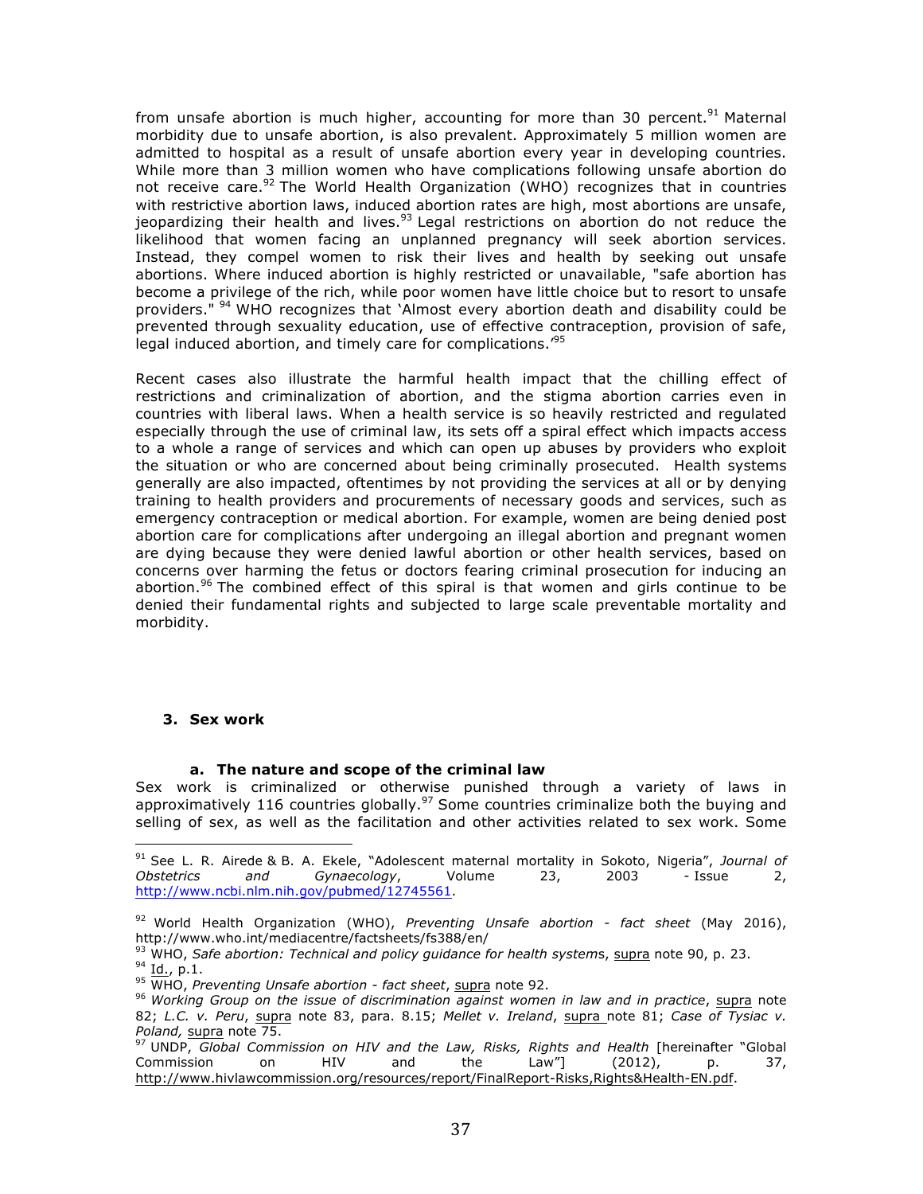from unsafe abortion is much higher, accounting for more than 30 percent.[91] Maternal morbidity due to unsafe abortion, is also prevalent. Approximately 5 million women are admitted to hospital as a result of unsafe abortion every year in developing countries. While more than 3 million women who have complications following unsafe abortion do not receive care.[92] The World Health Organization (WHO) recognizes that in countries with restrictive abortion laws, induced abortion rates are high, most abortions are unsafe, jeopardizing their health and lives.[93] Legal restrictions on abortion do not reduce the likelihood that women facing an unplanned pregnancy will seek abortion services. Instead, they compel women to risk their lives and health by seeking out unsafe abortions. Where induced abortion is highly restricted or unavailable, "safe abortion has become a privilege of the rich, while poor women have little choice but to resort to unsafe providers." [94] WHO recognizes that 'Almost every abortion death and disability could be prevented through sexuality education, use of effective contraception, provision of safe, legal induced abortion, and timely care for complications.'[95]

Recent cases also illustrate the harmful health impact that the chilling effect of restrictions and criminalization of abortion, and the stigma abortion carries even in countries with liberal laws. When a health service is so heavily restricted and regulated especially through the use of criminal law, its sets off a spiral effect which impacts access to a whole a range of services and which can open up abuses by providers who exploit the situation or who are concerned about being criminally prosecuted. Health systems generally are also impacted, oftentimes by not providing the services at all or by denying training to health providers and procurements of necessary goods and services, such as emergency contraception or medical abortion. For example, women are being denied post abortion care for complications after undergoing an illegal abortion and pregnant women are dying because they were denied lawful abortion or other health services, based on concerns over harming the fetus or doctors fearing criminal prosecution for inducing an abortion.[96] The combined effect of this spiral is that women and girls continue to be denied their fundamental rights and subjected to large scale preventable mortality and morbidity.

### 3. Sex work

#### a. The nature and scope of the criminal law

Sex work is criminalized or otherwise punished through a variety of laws in approximately 116 countries globally.[97] Some countries criminalize both the buying and selling of sex, as well as the facilitation and other activities related to sex work. Some

---

[91] See L. R. Airede & B. A. Ekele, "Adolescent maternal mortality in Sokoto, Nigeria", *Journal of Obstetrics and Gynaecology*, Volume 23, 2003 - Issue 2, http://www.ncbi.nlm.nih.gov/pubmed/12745561.

[92] World Health Organization (WHO), *Preventing Unsafe abortion - fact sheet* (May 2016), http://www.who.int/mediacentre/factsheets/fs388/en/

[93] WHO, *Safe abortion: Technical and policy guidance for health systems*, supra note 90, p. 23.

[94] Id., p.1.

[95] WHO, *Preventing Unsafe abortion - fact sheet*, supra note 92.

[96] *Working Group on the issue of discrimination against women in law and in practice*, supra note 82; *L.C. v. Peru*, supra note 83, para. 8.15; *Mellet v. Ireland*, supra note 81; *Case of Tysiac v. Poland,* supra note 75.

[97] UNDP, *Global Commission on HIV and the Law, Risks, Rights and Health* [hereinafter "Global Commission on HIV and the Law"] (2012), p. 37, http://www.hivlawcommission.org/resources/report/FinalReport-Risks,Rights&Health-EN.pdf.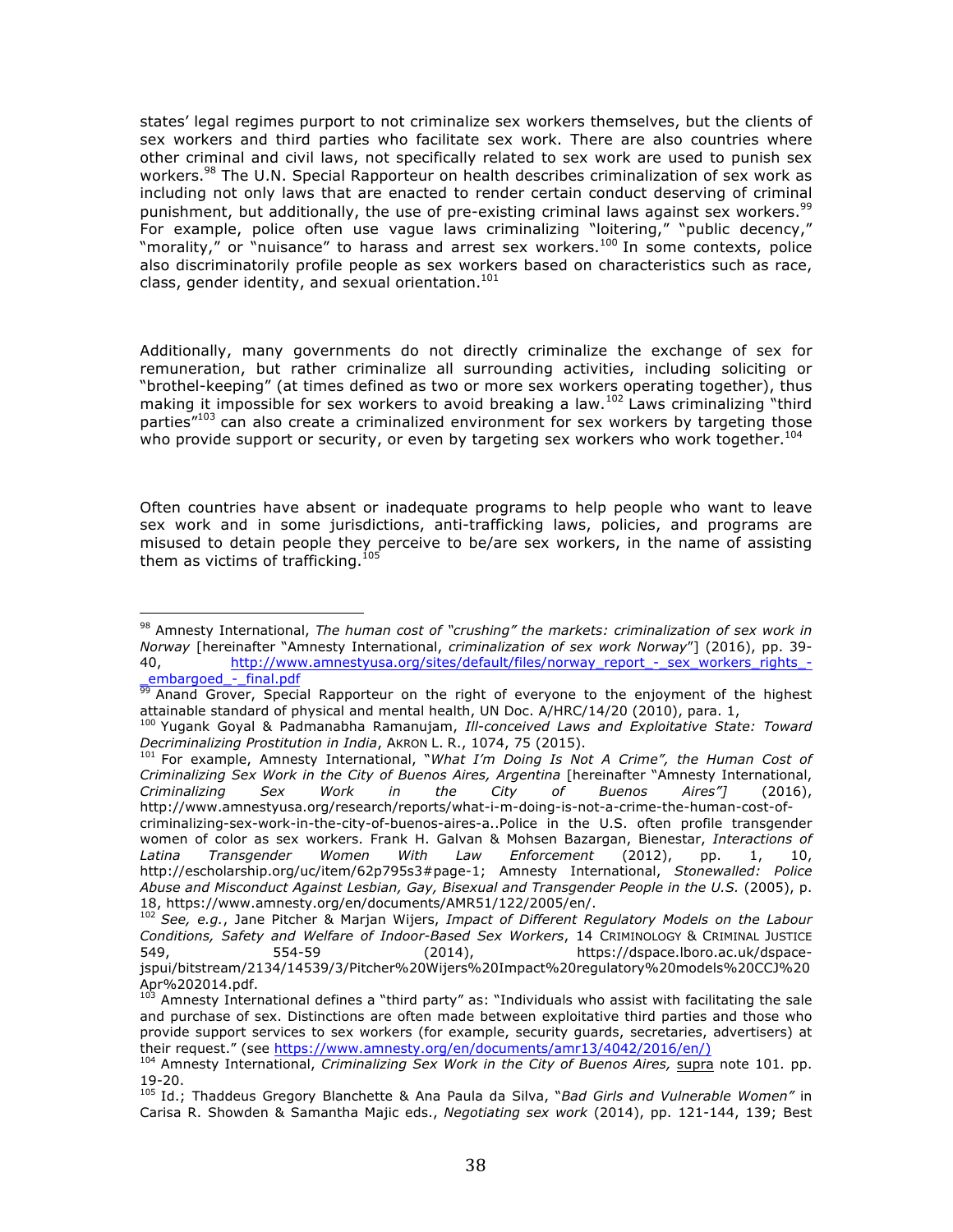states' legal regimes purport to not criminalize sex workers themselves, but the clients of sex workers and third parties who facilitate sex work. There are also countries where other criminal and civil laws, not specifically related to sex work are used to punish sex workers.[98] The U.N. Special Rapporteur on health describes criminalization of sex work as including not only laws that are enacted to render certain conduct deserving of criminal punishment, but additionally, the use of pre-existing criminal laws against sex workers.[99] For example, police often use vague laws criminalizing "loitering," "public decency," "morality," or "nuisance" to harass and arrest sex workers.[100] In some contexts, police also discriminatorily profile people as sex workers based on characteristics such as race, class, gender identity, and sexual orientation.[101]

Additionally, many governments do not directly criminalize the exchange of sex for remuneration, but rather criminalize all surrounding activities, including soliciting or "brothel-keeping" (at times defined as two or more sex workers operating together), thus making it impossible for sex workers to avoid breaking a law.[102] Laws criminalizing "third parties"[103] can also create a criminalized environment for sex workers by targeting those who provide support or security, or even by targeting sex workers who work together.[104]

Often countries have absent or inadequate programs to help people who want to leave sex work and in some jurisdictions, anti-trafficking laws, policies, and programs are misused to detain people they perceive to be/are sex workers, in the name of assisting them as victims of trafficking.[105]

---

[98] Amnesty International, *The human cost of "crushing" the markets: criminalization of sex work in Norway* [hereinafter "Amnesty International, *criminalization of sex work Norway*"] (2016), pp. 39-40, http://www.amnestyusa.org/sites/default/files/norway_report_-_sex_workers_rights_-_embargoed_-_final.pdf

[99] Anand Grover, Special Rapporteur on the right of everyone to the enjoyment of the highest attainable standard of physical and mental health, UN Doc. A/HRC/14/20 (2010), para. 1,

[100] Yugank Goyal & Padmanabha Ramanujam, *Ill-conceived Laws and Exploitative State: Toward Decriminalizing Prostitution in India*, AKRON L. R., 1074, 75 (2015).

[101] For example, Amnesty International, "*What I'm Doing Is Not A Crime", the Human Cost of Criminalizing Sex Work in the City of Buenos Aires, Argentina* [hereinafter "Amnesty International, *Criminalizing Sex Work in the City of Buenos Aires"]* (2016), http://www.amnestyusa.org/research/reports/what-i-m-doing-is-not-a-crime-the-human-cost-of-criminalizing-sex-work-in-the-city-of-buenos-aires-a..Police in the U.S. often profile transgender women of color as sex workers. Frank H. Galvan & Mohsen Bazargan, Bienestar, *Interactions of Latina Transgender Women With Law Enforcement* (2012), pp. 1, 10, http://escholarship.org/uc/item/62p795s3#page-1; Amnesty International, *Stonewalled: Police Abuse and Misconduct Against Lesbian, Gay, Bisexual and Transgender People in the U.S.* (2005), p. 18, https://www.amnesty.org/en/documents/AMR51/122/2005/en/.

[102] *See, e.g.*, Jane Pitcher & Marjan Wijers, *Impact of Different Regulatory Models on the Labour Conditions, Safety and Welfare of Indoor-Based Sex Workers*, 14 CRIMINOLOGY & CRIMINAL JUSTICE 549, 554-59 (2014), https://dspace.lboro.ac.uk/dspace-jspui/bitstream/2134/14539/3/Pitcher%20Wijers%20Impact%20regulatory%20models%20CCJ%20Apr%202014.pdf.

[103] Amnesty International defines a "third party" as: "Individuals who assist with facilitating the sale and purchase of sex. Distinctions are often made between exploitative third parties and those who provide support services to sex workers (for example, security guards, secretaries, advertisers) at their request." (see https://www.amnesty.org/en/documents/amr13/4042/2016/en/)

[104] Amnesty International, *Criminalizing Sex Work in the City of Buenos Aires,* supra note 101. pp. 19-20.

[105] Id.; Thaddeus Gregory Blanchette & Ana Paula da Silva, "*Bad Girls and Vulnerable Women"* in Carisa R. Showden & Samantha Majic eds., *Negotiating sex work* (2014), pp. 121-144, 139; Best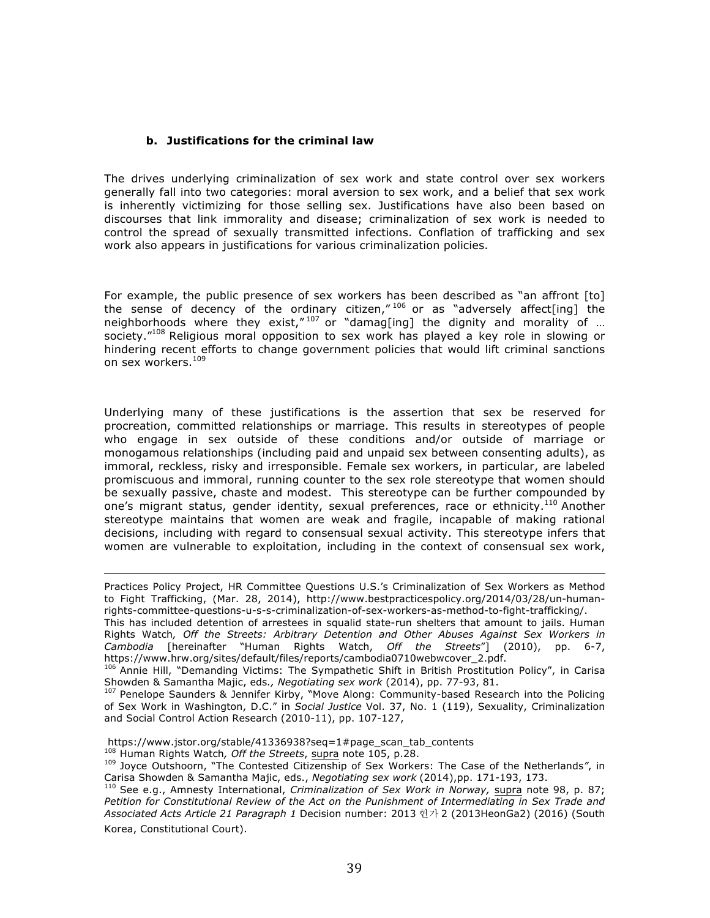**b. Justifications for the criminal law**

The drives underlying criminalization of sex work and state control over sex workers generally fall into two categories: moral aversion to sex work, and a belief that sex work is inherently victimizing for those selling sex. Justifications have also been based on discourses that link immorality and disease; criminalization of sex work is needed to control the spread of sexually transmitted infections. Conflation of trafficking and sex work also appears in justifications for various criminalization policies.

For example, the public presence of sex workers has been described as "an affront [to] the sense of decency of the ordinary citizen,"[106] or as "adversely affect[ing] the neighborhoods where they exist,"[107] or "damag[ing] the dignity and morality of … society."[108] Religious moral opposition to sex work has played a key role in slowing or hindering recent efforts to change government policies that would lift criminal sanctions on sex workers.[109]

Underlying many of these justifications is the assertion that sex be reserved for procreation, committed relationships or marriage. This results in stereotypes of people who engage in sex outside of these conditions and/or outside of marriage or monogamous relationships (including paid and unpaid sex between consenting adults), as immoral, reckless, risky and irresponsible. Female sex workers, in particular, are labeled promiscuous and immoral, running counter to the sex role stereotype that women should be sexually passive, chaste and modest. This stereotype can be further compounded by one's migrant status, gender identity, sexual preferences, race or ethnicity.[110] Another stereotype maintains that women are weak and fragile, incapable of making rational decisions, including with regard to consensual sexual activity. This stereotype infers that women are vulnerable to exploitation, including in the context of consensual sex work,

---

Practices Policy Project, HR Committee Questions U.S.'s Criminalization of Sex Workers as Method to Fight Trafficking, (Mar. 28, 2014), http://www.bestpracticespolicy.org/2014/03/28/un-human-rights-committee-questions-u-s-s-criminalization-of-sex-workers-as-method-to-fight-trafficking/.
This has included detention of arrestees in squalid state-run shelters that amount to jails. Human Rights Watch*, Off the Streets: Arbitrary Detention and Other Abuses Against Sex Workers in Cambodia* [hereinafter "Human Rights Watch, *Off the Streets*"] (2010), pp. 6-7, https://www.hrw.org/sites/default/files/reports/cambodia0710webwcover_2.pdf.

[106] Annie Hill, "Demanding Victims: The Sympathetic Shift in British Prostitution Policy", in Carisa Showden & Samantha Majic, eds*., Negotiating sex work* (2014), pp. 77-93, 81.

[107] Penelope Saunders & Jennifer Kirby, "Move Along: Community-based Research into the Policing of Sex Work in Washington, D.C." in *Social Justice* Vol. 37, No. 1 (119), Sexuality, Criminalization and Social Control Action Research (2010-11), pp. 107-127,

https://www.jstor.org/stable/41336938?seq=1#page_scan_tab_contents

[108] Human Rights Watch*, Off the Streets*, supra note 105, p.28.

[109] Joyce Outshoorn, "The Contested Citizenship of Sex Workers: The Case of the Netherlands", in Carisa Showden & Samantha Majic, eds., *Negotiating sex work* (2014),pp. 171-193, 173.

[110] See e.g., Amnesty International, *Criminalization of Sex Work in Norway,* supra note 98, p. 87; *Petition for Constitutional Review of the Act on the Punishment of Intermediating in Sex Trade and Associated Acts Article 21 Paragraph 1* Decision number: 2013 헌가 2 (2013HeonGa2) (2016) (South Korea, Constitutional Court).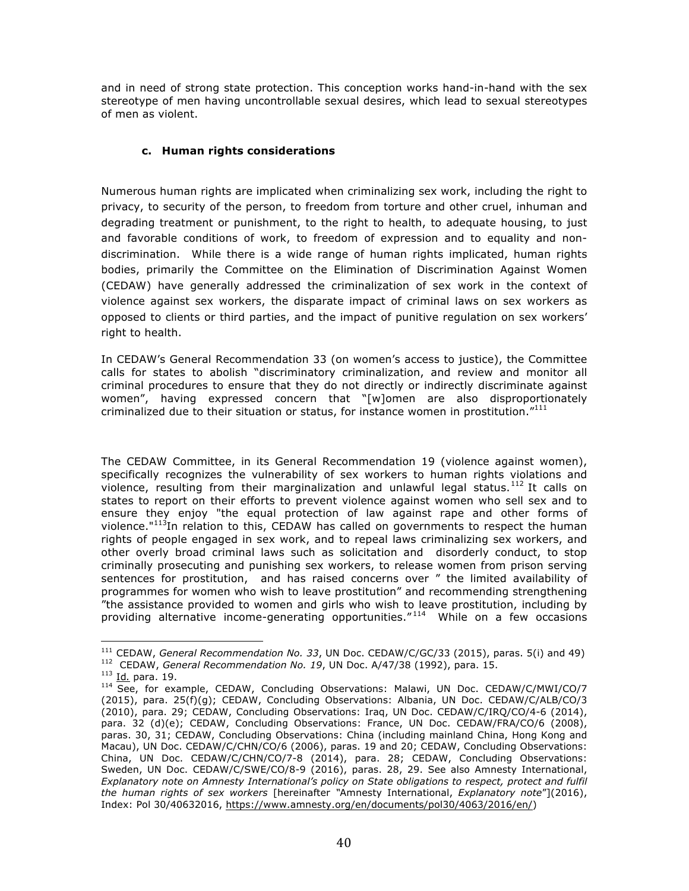and in need of strong state protection. This conception works hand-in-hand with the sex stereotype of men having uncontrollable sexual desires, which lead to sexual stereotypes of men as violent.

### c. Human rights considerations

Numerous human rights are implicated when criminalizing sex work, including the right to privacy, to security of the person, to freedom from torture and other cruel, inhuman and degrading treatment or punishment, to the right to health, to adequate housing, to just and favorable conditions of work, to freedom of expression and to equality and non-discrimination. While there is a wide range of human rights implicated, human rights bodies, primarily the Committee on the Elimination of Discrimination Against Women (CEDAW) have generally addressed the criminalization of sex work in the context of violence against sex workers, the disparate impact of criminal laws on sex workers as opposed to clients or third parties, and the impact of punitive regulation on sex workers' right to health.

In CEDAW's General Recommendation 33 (on women's access to justice), the Committee calls for states to abolish "discriminatory criminalization, and review and monitor all criminal procedures to ensure that they do not directly or indirectly discriminate against women", having expressed concern that "[w]omen are also disproportionately criminalized due to their situation or status, for instance women in prostitution."[111]

The CEDAW Committee, in its General Recommendation 19 (violence against women), specifically recognizes the vulnerability of sex workers to human rights violations and violence, resulting from their marginalization and unlawful legal status.[112] It calls on states to report on their efforts to prevent violence against women who sell sex and to ensure they enjoy "the equal protection of law against rape and other forms of violence."[113]In relation to this, CEDAW has called on governments to respect the human rights of people engaged in sex work, and to repeal laws criminalizing sex workers, and other overly broad criminal laws such as solicitation and disorderly conduct, to stop criminally prosecuting and punishing sex workers, to release women from prison serving sentences for prostitution, and has raised concerns over " the limited availability of programmes for women who wish to leave prostitution" and recommending strengthening "the assistance provided to women and girls who wish to leave prostitution, including by providing alternative income-generating opportunities."[114] While on a few occasions

---

[111] CEDAW, *General Recommendation No. 33*, UN Doc. CEDAW/C/GC/33 (2015), paras. 5(i) and 49)

[112] CEDAW, *General Recommendation No. 19*, UN Doc. A/47/38 (1992), para. 15.

[113] Id. para. 19.

[114] See, for example, CEDAW, Concluding Observations: Malawi, UN Doc. CEDAW/C/MWI/CO/7 (2015), para. 25(f)(g); CEDAW, Concluding Observations: Albania, UN Doc. CEDAW/C/ALB/CO/3 (2010), para. 29; CEDAW, Concluding Observations: Iraq, UN Doc. CEDAW/C/IRQ/CO/4-6 (2014), para. 32 (d)(e); CEDAW, Concluding Observations: France, UN Doc. CEDAW/FRA/CO/6 (2008), paras. 30, 31; CEDAW, Concluding Observations: China (including mainland China, Hong Kong and Macau), UN Doc. CEDAW/C/CHN/CO/6 (2006), paras. 19 and 20; CEDAW, Concluding Observations: China, UN Doc. CEDAW/C/CHN/CO/7-8 (2014), para. 28; CEDAW, Concluding Observations: Sweden, UN Doc. CEDAW/C/SWE/CO/8-9 (2016), paras. 28, 29. See also Amnesty International, *Explanatory note on Amnesty International's policy on State obligations to respect, protect and fulfil the human rights of sex workers* [hereinafter "Amnesty International, *Explanatory note*"](2016), Index: Pol 30/40632016, https://www.amnesty.org/en/documents/pol30/4063/2016/en/)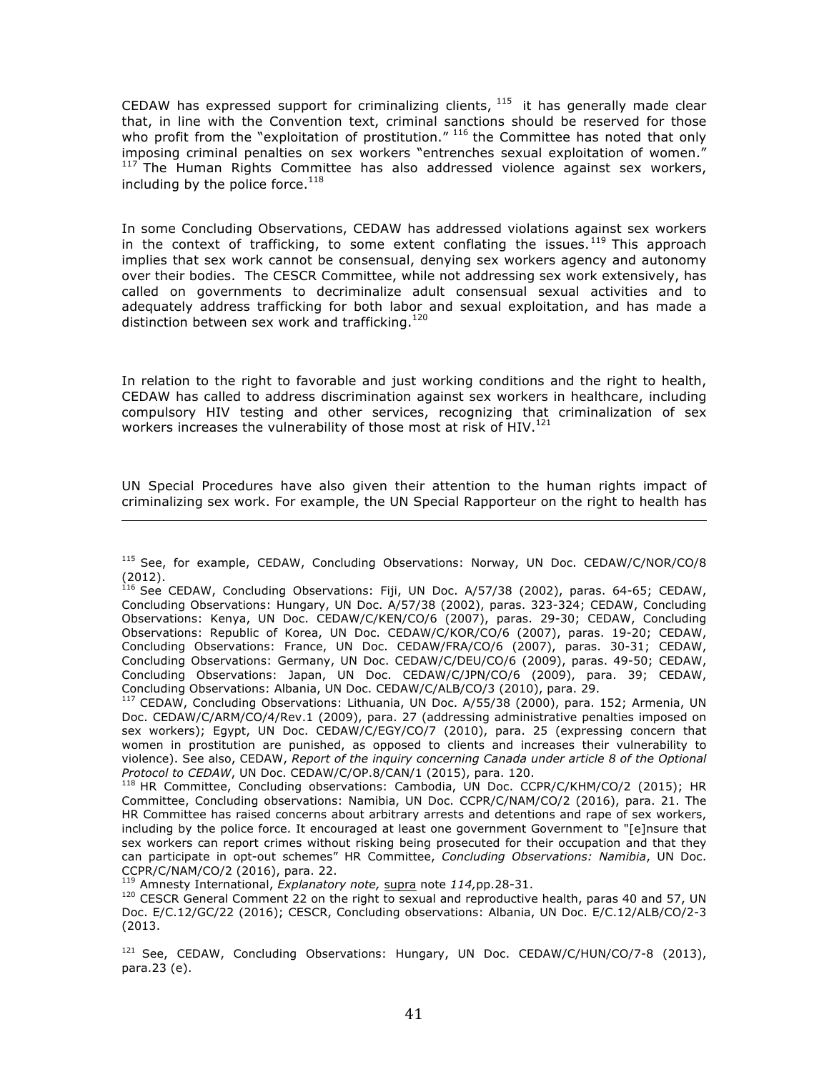CEDAW has expressed support for criminalizing clients, [115] it has generally made clear that, in line with the Convention text, criminal sanctions should be reserved for those who profit from the "exploitation of prostitution." [116] the Committee has noted that only imposing criminal penalties on sex workers "entrenches sexual exploitation of women." [117] The Human Rights Committee has also addressed violence against sex workers, including by the police force.[118]

In some Concluding Observations, CEDAW has addressed violations against sex workers in the context of trafficking, to some extent conflating the issues.[119] This approach implies that sex work cannot be consensual, denying sex workers agency and autonomy over their bodies. The CESCR Committee, while not addressing sex work extensively, has called on governments to decriminalize adult consensual sexual activities and to adequately address trafficking for both labor and sexual exploitation, and has made a distinction between sex work and trafficking.[120]

In relation to the right to favorable and just working conditions and the right to health, CEDAW has called to address discrimination against sex workers in healthcare, including compulsory HIV testing and other services, recognizing that criminalization of sex workers increases the vulnerability of those most at risk of HIV.[121]

UN Special Procedures have also given their attention to the human rights impact of criminalizing sex work. For example, the UN Special Rapporteur on the right to health has

---

[115] See, for example, CEDAW, Concluding Observations: Norway, UN Doc. CEDAW/C/NOR/CO/8 (2012).

[116] See CEDAW, Concluding Observations: Fiji, UN Doc. A/57/38 (2002), paras. 64-65; CEDAW, Concluding Observations: Hungary, UN Doc. A/57/38 (2002), paras. 323-324; CEDAW, Concluding Observations: Kenya, UN Doc. CEDAW/C/KEN/CO/6 (2007), paras. 29-30; CEDAW, Concluding Observations: Republic of Korea, UN Doc. CEDAW/C/KOR/CO/6 (2007), paras. 19-20; CEDAW, Concluding Observations: France, UN Doc. CEDAW/FRA/CO/6 (2007), paras. 30-31; CEDAW, Concluding Observations: Germany, UN Doc. CEDAW/C/DEU/CO/6 (2009), paras. 49-50; CEDAW, Concluding Observations: Japan, UN Doc. CEDAW/C/JPN/CO/6 (2009), para. 39; CEDAW, Concluding Observations: Albania, UN Doc. CEDAW/C/ALB/CO/3 (2010), para. 29.

[117] CEDAW, Concluding Observations: Lithuania, UN Doc. A/55/38 (2000), para. 152; Armenia, UN Doc. CEDAW/C/ARM/CO/4/Rev.1 (2009), para. 27 (addressing administrative penalties imposed on sex workers); Egypt, UN Doc. CEDAW/C/EGY/CO/7 (2010), para. 25 (expressing concern that women in prostitution are punished, as opposed to clients and increases their vulnerability to violence). See also, CEDAW, *Report of the inquiry concerning Canada under article 8 of the Optional Protocol to CEDAW*, UN Doc. CEDAW/C/OP.8/CAN/1 (2015), para. 120.

[118] HR Committee, Concluding observations: Cambodia, UN Doc. CCPR/C/KHM/CO/2 (2015); HR Committee, Concluding observations: Namibia, UN Doc. CCPR/C/NAM/CO/2 (2016), para. 21. The HR Committee has raised concerns about arbitrary arrests and detentions and rape of sex workers, including by the police force. It encouraged at least one government Government to "[e]nsure that sex workers can report crimes without risking being prosecuted for their occupation and that they can participate in opt-out schemes" HR Committee, *Concluding Observations: Namibia*, UN Doc. CCPR/C/NAM/CO/2 (2016), para. 22.

[119] Amnesty International, *Explanatory note,* supra note *114,*pp.28-31.

[120] CESCR General Comment 22 on the right to sexual and reproductive health, paras 40 and 57, UN Doc. E/C.12/GC/22 (2016); CESCR, Concluding observations: Albania, UN Doc. E/C.12/ALB/CO/2-3 (2013.

[121] See, CEDAW, Concluding Observations: Hungary, UN Doc. CEDAW/C/HUN/CO/7-8 (2013), para.23 (e).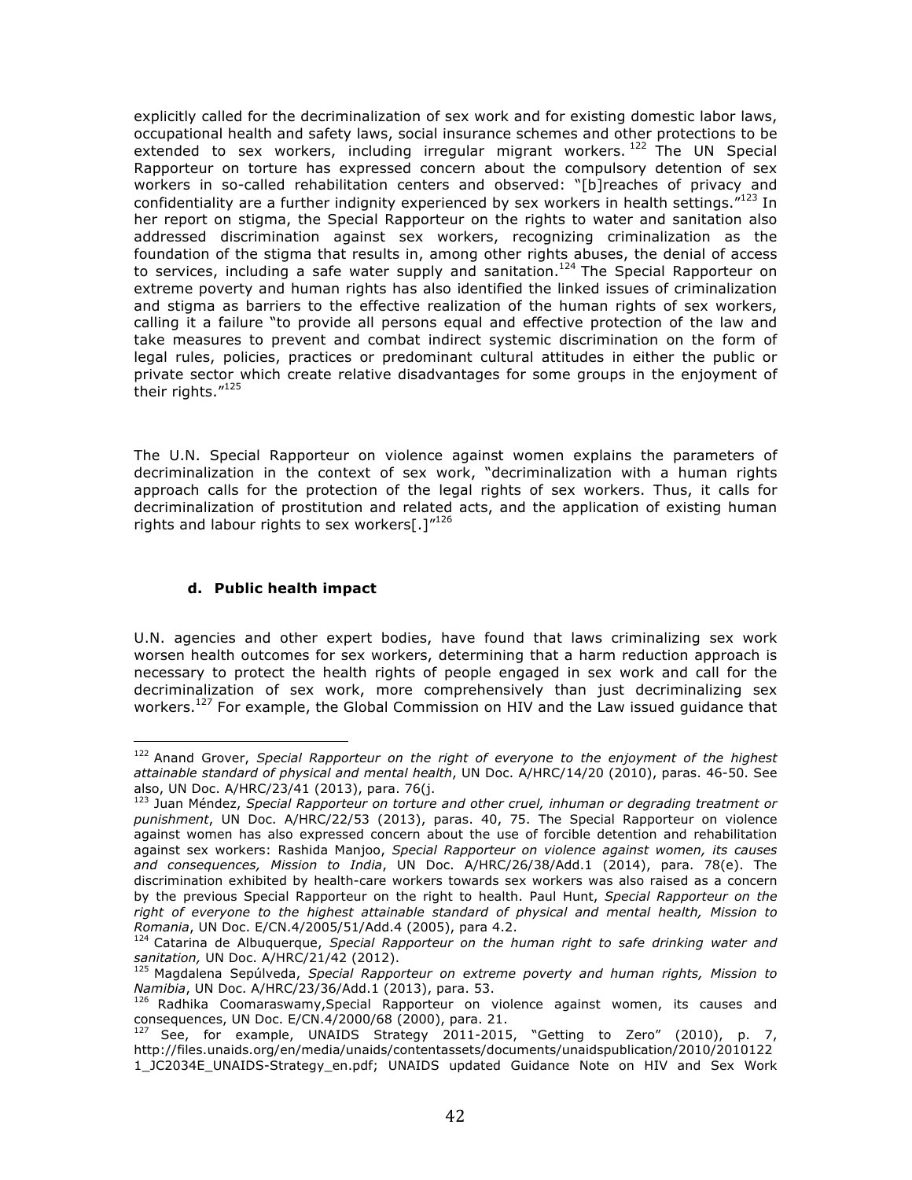explicitly called for the decriminalization of sex work and for existing domestic labor laws, occupational health and safety laws, social insurance schemes and other protections to be extended to sex workers, including irregular migrant workers.[122] The UN Special Rapporteur on torture has expressed concern about the compulsory detention of sex workers in so-called rehabilitation centers and observed: "[b]reaches of privacy and confidentiality are a further indignity experienced by sex workers in health settings."[123] In her report on stigma, the Special Rapporteur on the rights to water and sanitation also addressed discrimination against sex workers, recognizing criminalization as the foundation of the stigma that results in, among other rights abuses, the denial of access to services, including a safe water supply and sanitation.[124] The Special Rapporteur on extreme poverty and human rights has also identified the linked issues of criminalization and stigma as barriers to the effective realization of the human rights of sex workers, calling it a failure "to provide all persons equal and effective protection of the law and take measures to prevent and combat indirect systemic discrimination on the form of legal rules, policies, practices or predominant cultural attitudes in either the public or private sector which create relative disadvantages for some groups in the enjoyment of their rights."[125]

The U.N. Special Rapporteur on violence against women explains the parameters of decriminalization in the context of sex work, "decriminalization with a human rights approach calls for the protection of the legal rights of sex workers. Thus, it calls for decriminalization of prostitution and related acts, and the application of existing human rights and labour rights to sex workers[.]"[126]

#### d. Public health impact

U.N. agencies and other expert bodies, have found that laws criminalizing sex work worsen health outcomes for sex workers, determining that a harm reduction approach is necessary to protect the health rights of people engaged in sex work and call for the decriminalization of sex work, more comprehensively than just decriminalizing sex workers.[127] For example, the Global Commission on HIV and the Law issued guidance that

---

[122] Anand Grover, *Special Rapporteur on the right of everyone to the enjoyment of the highest attainable standard of physical and mental health*, UN Doc. A/HRC/14/20 (2010), paras. 46-50. See also, UN Doc. A/HRC/23/41 (2013), para. 76(j.

[123] Juan Méndez, *Special Rapporteur on torture and other cruel, inhuman or degrading treatment or punishment*, UN Doc. A/HRC/22/53 (2013), paras. 40, 75. The Special Rapporteur on violence against women has also expressed concern about the use of forcible detention and rehabilitation against sex workers: Rashida Manjoo, *Special Rapporteur on violence against women, its causes and consequences, Mission to India*, UN Doc. A/HRC/26/38/Add.1 (2014), para. 78(e). The discrimination exhibited by health-care workers towards sex workers was also raised as a concern by the previous Special Rapporteur on the right to health. Paul Hunt, *Special Rapporteur on the right of everyone to the highest attainable standard of physical and mental health, Mission to Romania*, UN Doc. E/CN.4/2005/51/Add.4 (2005), para 4.2.

[124] Catarina de Albuquerque, *Special Rapporteur on the human right to safe drinking water and sanitation,* UN Doc. A/HRC/21/42 (2012).

[125] Magdalena Sepúlveda, *Special Rapporteur on extreme poverty and human rights, Mission to Namibia*, UN Doc. A/HRC/23/36/Add.1 (2013), para. 53.

[126] Radhika Coomaraswamy,Special Rapporteur on violence against women, its causes and consequences, UN Doc. E/CN.4/2000/68 (2000), para. 21.

[127] See, for example, UNAIDS Strategy 2011-2015, "Getting to Zero" (2010), p. 7, http://files.unaids.org/en/media/unaids/contentassets/documents/unaidspublication/2010/20101221_JC2034E_UNAIDS-Strategy_en.pdf; UNAIDS updated Guidance Note on HIV and Sex Work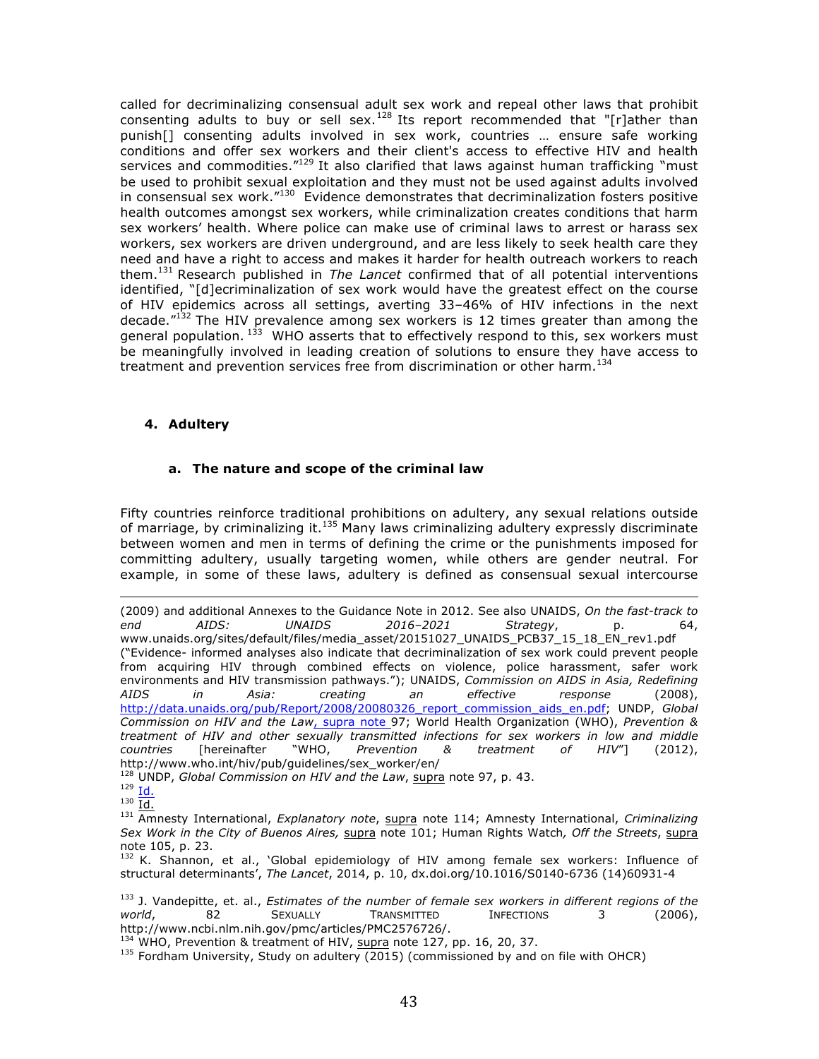called for decriminalizing consensual adult sex work and repeal other laws that prohibit consenting adults to buy or sell sex.[128] Its report recommended that "[r]ather than punish[] consenting adults involved in sex work, countries … ensure safe working conditions and offer sex workers and their client's access to effective HIV and health services and commodities."[129] It also clarified that laws against human trafficking "must be used to prohibit sexual exploitation and they must not be used against adults involved in consensual sex work."[130] Evidence demonstrates that decriminalization fosters positive health outcomes amongst sex workers, while criminalization creates conditions that harm sex workers' health. Where police can make use of criminal laws to arrest or harass sex workers, sex workers are driven underground, and are less likely to seek health care they need and have a right to access and makes it harder for health outreach workers to reach them.[131] Research published in *The Lancet* confirmed that of all potential interventions identified, "[d]ecriminalization of sex work would have the greatest effect on the course of HIV epidemics across all settings, averting 33–46% of HIV infections in the next decade."[132] The HIV prevalence among sex workers is 12 times greater than among the general population.[133] WHO asserts that to effectively respond to this, sex workers must be meaningfully involved in leading creation of solutions to ensure they have access to treatment and prevention services free from discrimination or other harm.[134]

### 4. Adultery

#### a. The nature and scope of the criminal law

Fifty countries reinforce traditional prohibitions on adultery, any sexual relations outside of marriage, by criminalizing it.[135] Many laws criminalizing adultery expressly discriminate between women and men in terms of defining the crime or the punishments imposed for committing adultery, usually targeting women, while others are gender neutral. For example, in some of these laws, adultery is defined as consensual sexual intercourse

---

(2009) and additional Annexes to the Guidance Note in 2012. See also UNAIDS, *On the fast-track to end AIDS: UNAIDS 2016–2021 Strategy*, p. 64, www.unaids.org/sites/default/files/media_asset/20151027_UNAIDS_PCB37_15_18_EN_rev1.pdf ("Evidence- informed analyses also indicate that decriminalization of sex work could prevent people from acquiring HIV through combined effects on violence, police harassment, safer work environments and HIV transmission pathways."); UNAIDS, *Commission on AIDS in Asia, Redefining AIDS in Asia: creating an effective response* (2008), http://data.unaids.org/pub/Report/2008/20080326_report_commission_aids_en.pdf; UNDP, *Global Commission on HIV and the Law*, supra note 97; World Health Organization (WHO), *Prevention & treatment of HIV and other sexually transmitted infections for sex workers in low and middle countries* [hereinafter "WHO, *Prevention & treatment of HIV*"] (2012), http://www.who.int/hiv/pub/guidelines/sex_worker/en/

[128] UNDP, *Global Commission on HIV and the Law*, supra note 97, p. 43.

[129] Id.

[130] Id.

[131] Amnesty International, *Explanatory note*, supra note 114; Amnesty International, *Criminalizing Sex Work in the City of Buenos Aires,* supra note 101; Human Rights Watch*, Off the Streets*, supra note 105, p. 23.

[132] K. Shannon, et al., 'Global epidemiology of HIV among female sex workers: Influence of structural determinants', *The Lancet*, 2014, p. 10, dx.doi.org/10.1016/S0140-6736 (14)60931-4

[133] J. Vandepitte, et. al., *Estimates of the number of female sex workers in different regions of the world*, 82 SEXUALLY TRANSMITTED INFECTIONS 3 (2006), http://www.ncbi.nlm.nih.gov/pmc/articles/PMC2576726/.

[134] WHO, Prevention & treatment of HIV, supra note 127, pp. 16, 20, 37.

[135] Fordham University, Study on adultery (2015) (commissioned by and on file with OHCR)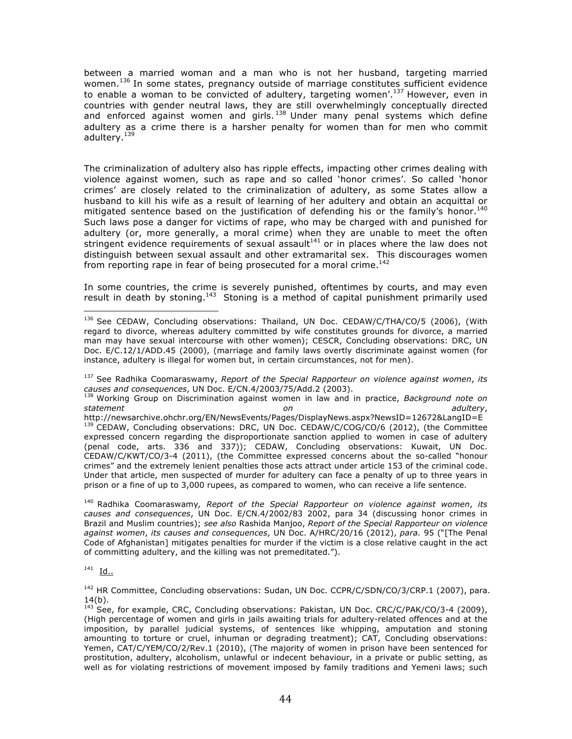between a married woman and a man who is not her husband, targeting married women.[136] In some states, pregnancy outside of marriage constitutes sufficient evidence to enable a woman to be convicted of adultery, targeting women'.[137] However, even in countries with gender neutral laws, they are still overwhelmingly conceptually directed and enforced against women and girls.[138] Under many penal systems which define adultery as a crime there is a harsher penalty for women than for men who commit adultery.[139]

The criminalization of adultery also has ripple effects, impacting other crimes dealing with violence against women, such as rape and so called 'honor crimes'. So called 'honor crimes' are closely related to the criminalization of adultery, as some States allow a husband to kill his wife as a result of learning of her adultery and obtain an acquittal or mitigated sentence based on the justification of defending his or the family's honor.[140] Such laws pose a danger for victims of rape, who may be charged with and punished for adultery (or, more generally, a moral crime) when they are unable to meet the often stringent evidence requirements of sexual assault[141] or in places where the law does not distinguish between sexual assault and other extramarital sex. This discourages women from reporting rape in fear of being prosecuted for a moral crime.[142]

In some countries, the crime is severely punished, oftentimes by courts, and may even result in death by stoning.[143] Stoning is a method of capital punishment primarily used

---

[136] See CEDAW, Concluding observations: Thailand, UN Doc. CEDAW/C/THA/CO/5 (2006), (With regard to divorce, whereas adultery committed by wife constitutes grounds for divorce, a married man may have sexual intercourse with other women); CESCR, Concluding observations: DRC, UN Doc. E/C.12/1/ADD.45 (2000), (marriage and family laws overtly discriminate against women (for instance, adultery is illegal for women but, in certain circumstances, not for men).

[137] See Radhika Coomaraswamy, *Report of the Special Rapporteur on violence against women*, *its causes and consequences*, UN Doc. E/CN.4/2003/75/Add.2 (2003).

[138] Working Group on Discrimination against women in law and in practice, *Background note on statement on adultery*, http://newsarchive.ohchr.org/EN/NewsEvents/Pages/DisplayNews.aspx?NewsID=12672&LangID=E

[139] CEDAW, Concluding observations: DRC, UN Doc. CEDAW/C/COG/CO/6 (2012), (the Committee expressed concern regarding the disproportionate sanction applied to women in case of adultery (penal code, arts. 336 and 337)); CEDAW, Concluding observations: Kuwait, UN Doc. CEDAW/C/KWT/CO/3-4 (2011), (the Committee expressed concerns about the so-called "honour crimes" and the extremely lenient penalties those acts attract under article 153 of the criminal code. Under that article, men suspected of murder for adultery can face a penalty of up to three years in prison or a fine of up to 3,000 rupees, as compared to women, who can receive a life sentence.

[140] Radhika Coomaraswamy*, Report of the Special Rapporteur on violence against women*, *its causes and consequences*, UN Doc. E/CN.4/2002/83 2002, para 34 (discussing honor crimes in Brazil and Muslim countries); *see also* Rashida Manjoo, *Report of the Special Rapporteur on violence against women*, *its causes and consequences*, UN Doc. A/HRC/20/16 (2012), *para.* 95 ("[The Penal Code of Afghanistan] mitigates penalties for murder if the victim is a close relative caught in the act of committing adultery, and the killing was not premeditated.").

[141] Id..

[142] HR Committee, Concluding observations: Sudan, UN Doc. CCPR/C/SDN/CO/3/CRP.1 (2007), para. 14(b).

[143] See, for example, CRC, Concluding observations: Pakistan, UN Doc. CRC/C/PAK/CO/3-4 (2009), (High percentage of women and girls in jails awaiting trials for adultery-related offences and at the imposition, by parallel judicial systems, of sentences like whipping, amputation and stoning amounting to torture or cruel, inhuman or degrading treatment); CAT, Concluding observations: Yemen, CAT/C/YEM/CO/2/Rev.1 (2010), (The majority of women in prison have been sentenced for prostitution, adultery, alcoholism, unlawful or indecent behaviour, in a private or public setting, as well as for violating restrictions of movement imposed by family traditions and Yemeni laws; such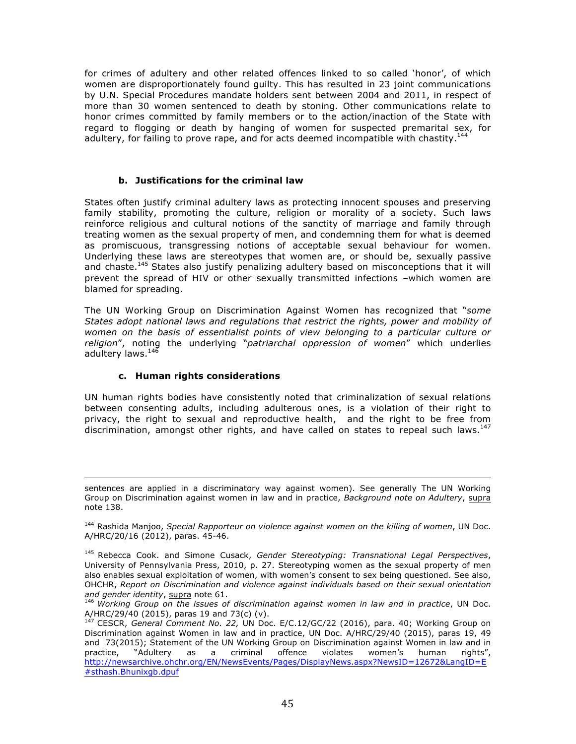for crimes of adultery and other related offences linked to so called 'honor', of which women are disproportionately found guilty. This has resulted in 23 joint communications by U.N. Special Procedures mandate holders sent between 2004 and 2011, in respect of more than 30 women sentenced to death by stoning. Other communications relate to honor crimes committed by family members or to the action/inaction of the State with regard to flogging or death by hanging of women for suspected premarital sex, for adultery, for failing to prove rape, and for acts deemed incompatible with chastity.[144]

### b. Justifications for the criminal law

States often justify criminal adultery laws as protecting innocent spouses and preserving family stability, promoting the culture, religion or morality of a society. Such laws reinforce religious and cultural notions of the sanctity of marriage and family through treating women as the sexual property of men, and condemning them for what is deemed as promiscuous, transgressing notions of acceptable sexual behaviour for women. Underlying these laws are stereotypes that women are, or should be, sexually passive and chaste.[145] States also justify penalizing adultery based on misconceptions that it will prevent the spread of HIV or other sexually transmitted infections –which women are blamed for spreading.

The UN Working Group on Discrimination Against Women has recognized that "*some States adopt national laws and regulations that restrict the rights, power and mobility of women on the basis of essentialist points of view belonging to a particular culture or religion*", noting the underlying "*patriarchal oppression of women*" which underlies adultery laws.[146]

### c. Human rights considerations

UN human rights bodies have consistently noted that criminalization of sexual relations between consenting adults, including adulterous ones, is a violation of their right to privacy, the right to sexual and reproductive health, and the right to be free from discrimination, amongst other rights, and have called on states to repeal such laws.[147]

---

sentences are applied in a discriminatory way against women). See generally The UN Working Group on Discrimination against women in law and in practice, *Background note on Adultery*, supra note 138.

[144] Rashida Manjoo, *Special Rapporteur on violence against women on the killing of women*, UN Doc. A/HRC/20/16 (2012), paras. 45-46.

[145] Rebecca Cook. and Simone Cusack, *Gender Stereotyping: Transnational Legal Perspectives*, University of Pennsylvania Press, 2010, p. 27. Stereotyping women as the sexual property of men also enables sexual exploitation of women, with women's consent to sex being questioned. See also, OHCHR, *Report on Discrimination and violence against individuals based on their sexual orientation and gender identity*, supra note 61.

[146] *Working Group on the issues of discrimination against women in law and in practice*, UN Doc. A/HRC/29/40 (2015), paras 19 and 73(c) (v).

[147] CESCR, *General Comment No. 22,* UN Doc. E/C.12/GC/22 (2016), para. 40; Working Group on Discrimination against Women in law and in practice, UN Doc. A/HRC/29/40 (2015), paras 19, 49 and 73(2015); Statement of the UN Working Group on Discrimination against Women in law and in practice, "Adultery as a criminal offence violates women's human rights", http://newsarchive.ohchr.org/EN/NewsEvents/Pages/DisplayNews.aspx?NewsID=12672&LangID=E#sthash.Bhunixgb.dpuf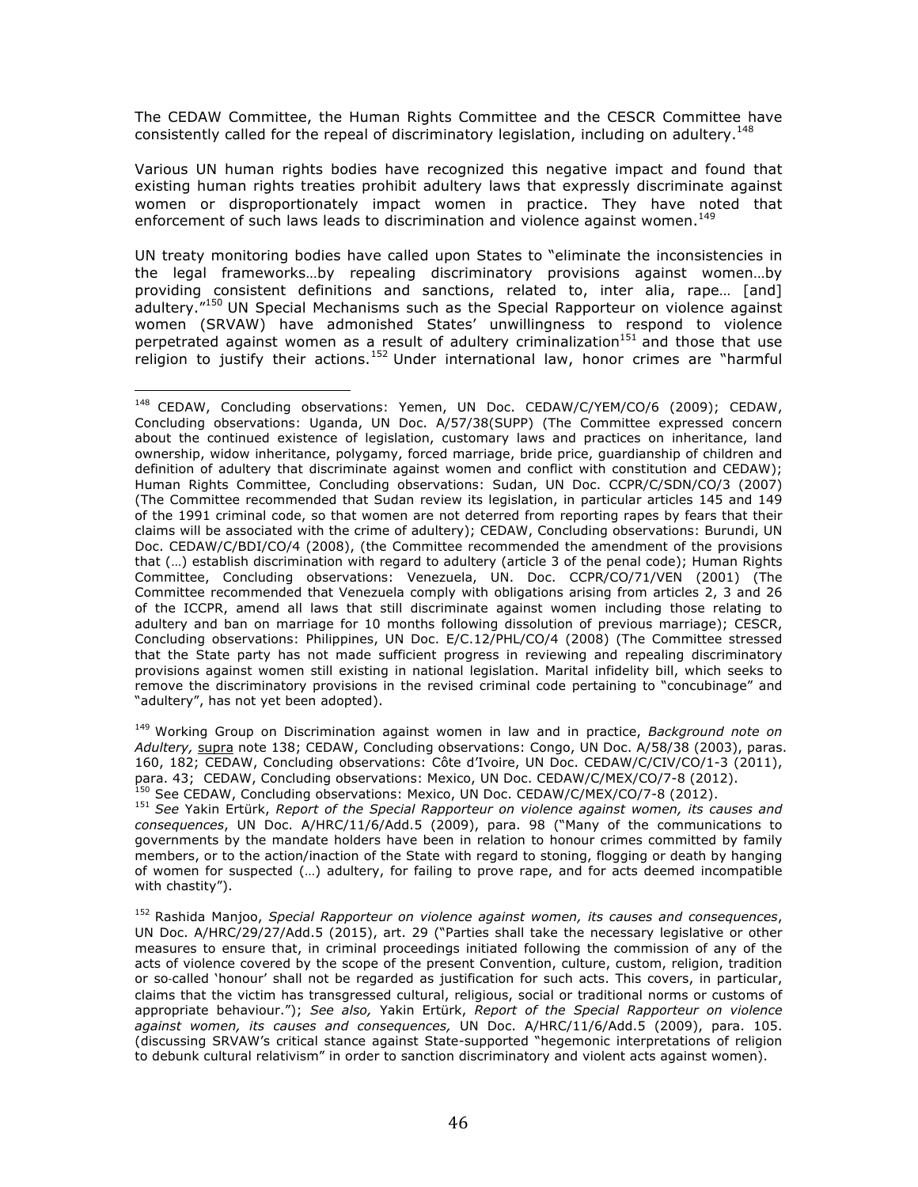The CEDAW Committee, the Human Rights Committee and the CESCR Committee have consistently called for the repeal of discriminatory legislation, including on adultery.[148]

Various UN human rights bodies have recognized this negative impact and found that existing human rights treaties prohibit adultery laws that expressly discriminate against women or disproportionately impact women in practice. They have noted that enforcement of such laws leads to discrimination and violence against women.[149]

UN treaty monitoring bodies have called upon States to "eliminate the inconsistencies in the legal frameworks…by repealing discriminatory provisions against women…by providing consistent definitions and sanctions, related to, inter alia, rape… [and] adultery."[150] UN Special Mechanisms such as the Special Rapporteur on violence against women (SRVAW) have admonished States' unwillingness to respond to violence perpetrated against women as a result of adultery criminalization[151] and those that use religion to justify their actions.[152] Under international law, honor crimes are "harmful

---

[148] CEDAW, Concluding observations: Yemen, UN Doc. CEDAW/C/YEM/CO/6 (2009); CEDAW, Concluding observations: Uganda, UN Doc. A/57/38(SUPP) (The Committee expressed concern about the continued existence of legislation, customary laws and practices on inheritance, land ownership, widow inheritance, polygamy, forced marriage, bride price, guardianship of children and definition of adultery that discriminate against women and conflict with constitution and CEDAW); Human Rights Committee, Concluding observations: Sudan, UN Doc. CCPR/C/SDN/CO/3 (2007) (The Committee recommended that Sudan review its legislation, in particular articles 145 and 149 of the 1991 criminal code, so that women are not deterred from reporting rapes by fears that their claims will be associated with the crime of adultery); CEDAW, Concluding observations: Burundi, UN Doc. CEDAW/C/BDI/CO/4 (2008), (the Committee recommended the amendment of the provisions that (…) establish discrimination with regard to adultery (article 3 of the penal code); Human Rights Committee, Concluding observations: Venezuela, UN. Doc. CCPR/CO/71/VEN (2001) (The Committee recommended that Venezuela comply with obligations arising from articles 2, 3 and 26 of the ICCPR, amend all laws that still discriminate against women including those relating to adultery and ban on marriage for 10 months following dissolution of previous marriage); CESCR, Concluding observations: Philippines, UN Doc. E/C.12/PHL/CO/4 (2008) (The Committee stressed that the State party has not made sufficient progress in reviewing and repealing discriminatory provisions against women still existing in national legislation. Marital infidelity bill, which seeks to remove the discriminatory provisions in the revised criminal code pertaining to "concubinage" and "adultery", has not yet been adopted).

[149] Working Group on Discrimination against women in law and in practice, *Background note on Adultery,* supra note 138; CEDAW, Concluding observations: Congo, UN Doc. A/58/38 (2003), paras. 160, 182; CEDAW, Concluding observations: Côte d'Ivoire, UN Doc. CEDAW/C/CIV/CO/1-3 (2011), para. 43; CEDAW, Concluding observations: Mexico, UN Doc. CEDAW/C/MEX/CO/7-8 (2012).

[150] See CEDAW, Concluding observations: Mexico, UN Doc. CEDAW/C/MEX/CO/7-8 (2012).

[151] *See* Yakin Ertürk, *Report of the Special Rapporteur on violence against women, its causes and consequences*, UN Doc. A/HRC/11/6/Add.5 (2009), para. 98 ("Many of the communications to governments by the mandate holders have been in relation to honour crimes committed by family members, or to the action/inaction of the State with regard to stoning, flogging or death by hanging of women for suspected (…) adultery, for failing to prove rape, and for acts deemed incompatible with chastity").

[152] Rashida Manjoo, *Special Rapporteur on violence against women, its causes and consequences*, UN Doc. A/HRC/29/27/Add.5 (2015), art. 29 ("Parties shall take the necessary legislative or other measures to ensure that, in criminal proceedings initiated following the commission of any of the acts of violence covered by the scope of the present Convention, culture, custom, religion, tradition or so-called 'honour' shall not be regarded as justification for such acts. This covers, in particular, claims that the victim has transgressed cultural, religious, social or traditional norms or customs of appropriate behaviour."); *See also,* Yakin Ertürk, *Report of the Special Rapporteur on violence against women, its causes and consequences,* UN Doc. A/HRC/11/6/Add.5 (2009), para. 105. (discussing SRVAW's critical stance against State-supported "hegemonic interpretations of religion to debunk cultural relativism" in order to sanction discriminatory and violent acts against women).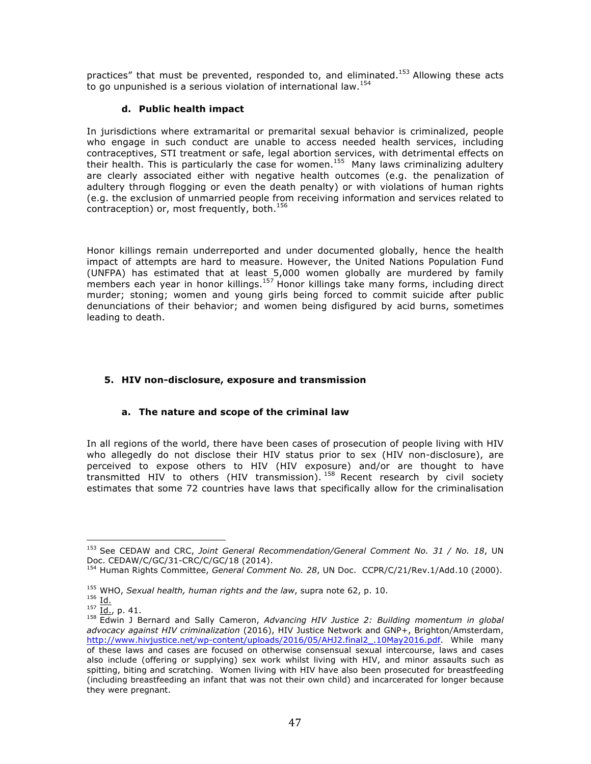practices" that must be prevented, responded to, and eliminated.[153] Allowing these acts to go unpunished is a serious violation of international law.[154]

#### d. Public health impact

In jurisdictions where extramarital or premarital sexual behavior is criminalized, people who engage in such conduct are unable to access needed health services, including contraceptives, STI treatment or safe, legal abortion services, with detrimental effects on their health. This is particularly the case for women.[155] Many laws criminalizing adultery are clearly associated either with negative health outcomes (e.g. the penalization of adultery through flogging or even the death penalty) or with violations of human rights (e.g. the exclusion of unmarried people from receiving information and services related to contraception) or, most frequently, both.[156]

Honor killings remain underreported and under documented globally, hence the health impact of attempts are hard to measure. However, the United Nations Population Fund (UNFPA) has estimated that at least 5,000 women globally are murdered by family members each year in honor killings.[157] Honor killings take many forms, including direct murder; stoning; women and young girls being forced to commit suicide after public denunciations of their behavior; and women being disfigured by acid burns, sometimes leading to death.

### 5. HIV non-disclosure, exposure and transmission

#### a. The nature and scope of the criminal law

In all regions of the world, there have been cases of prosecution of people living with HIV who allegedly do not disclose their HIV status prior to sex (HIV non-disclosure), are perceived to expose others to HIV (HIV exposure) and/or are thought to have transmitted HIV to others (HIV transmission).[158] Recent research by civil society estimates that some 72 countries have laws that specifically allow for the criminalisation

---

[153] See CEDAW and CRC, *Joint General Recommendation/General Comment No. 31 / No. 18*, UN Doc. CEDAW/C/GC/31-CRC/C/GC/18 (2014).

[154] Human Rights Committee, *General Comment No. 28*, UN Doc. CCPR/C/21/Rev.1/Add.10 (2000).

[155] WHO, *Sexual health, human rights and the law*, supra note 62, p. 10.

[156] Id.

[157] Id., p. 41.

[158] Edwin J Bernard and Sally Cameron, *Advancing HIV Justice 2: Building momentum in global advocacy against HIV criminalization* (2016), HIV Justice Network and GNP+, Brighton/Amsterdam, http://www.hivjustice.net/wp-content/uploads/2016/05/AHJ2.final2_.10May2016.pdf. While many of these laws and cases are focused on otherwise consensual sexual intercourse, laws and cases also include (offering or supplying) sex work whilst living with HIV, and minor assaults such as spitting, biting and scratching. Women living with HIV have also been prosecuted for breastfeeding (including breastfeeding an infant that was not their own child) and incarcerated for longer because they were pregnant.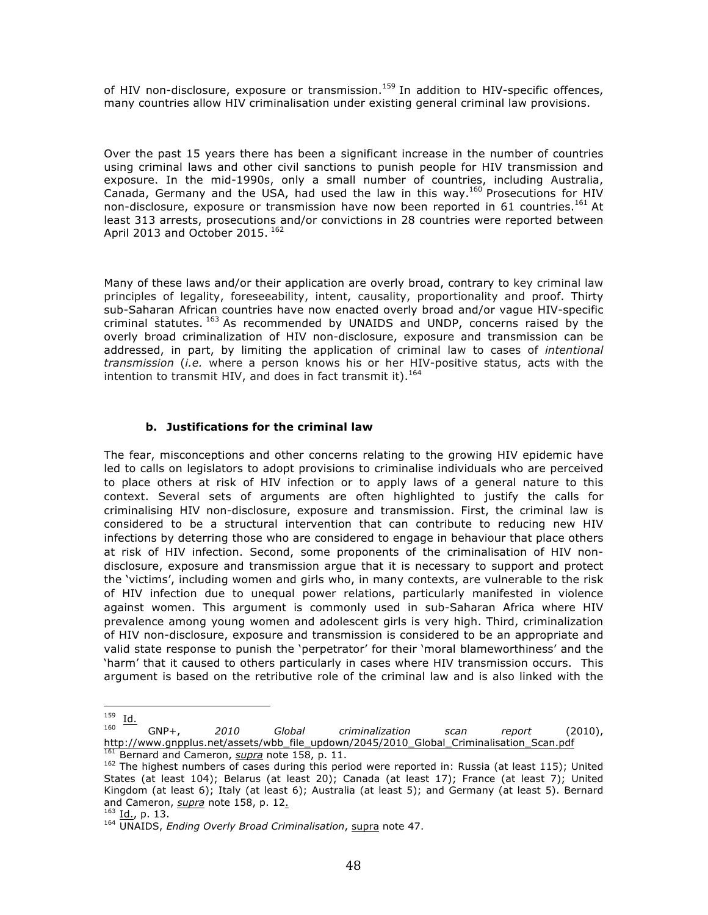of HIV non-disclosure, exposure or transmission.[159] In addition to HIV-specific offences, many countries allow HIV criminalisation under existing general criminal law provisions.

Over the past 15 years there has been a significant increase in the number of countries using criminal laws and other civil sanctions to punish people for HIV transmission and exposure. In the mid-1990s, only a small number of countries, including Australia, Canada, Germany and the USA, had used the law in this way.[160] Prosecutions for HIV non-disclosure, exposure or transmission have now been reported in 61 countries.[161] At least 313 arrests, prosecutions and/or convictions in 28 countries were reported between April 2013 and October 2015.[162]

Many of these laws and/or their application are overly broad, contrary to key criminal law principles of legality, foreseeability, intent, causality, proportionality and proof. Thirty sub-Saharan African countries have now enacted overly broad and/or vague HIV-specific criminal statutes.[163] As recommended by UNAIDS and UNDP, concerns raised by the overly broad criminalization of HIV non-disclosure, exposure and transmission can be addressed, in part, by limiting the application of criminal law to cases of *intentional transmission* (*i.e.* where a person knows his or her HIV-positive status, acts with the intention to transmit HIV, and does in fact transmit it).[164]

#### b. Justifications for the criminal law

The fear, misconceptions and other concerns relating to the growing HIV epidemic have led to calls on legislators to adopt provisions to criminalise individuals who are perceived to place others at risk of HIV infection or to apply laws of a general nature to this context. Several sets of arguments are often highlighted to justify the calls for criminalising HIV non-disclosure, exposure and transmission. First, the criminal law is considered to be a structural intervention that can contribute to reducing new HIV infections by deterring those who are considered to engage in behaviour that place others at risk of HIV infection. Second, some proponents of the criminalisation of HIV non-disclosure, exposure and transmission argue that it is necessary to support and protect the 'victims', including women and girls who, in many contexts, are vulnerable to the risk of HIV infection due to unequal power relations, particularly manifested in violence against women. This argument is commonly used in sub-Saharan Africa where HIV prevalence among young women and adolescent girls is very high. Third, criminalization of HIV non-disclosure, exposure and transmission is considered to be an appropriate and valid state response to punish the 'perpetrator' for their 'moral blameworthiness' and the 'harm' that it caused to others particularly in cases where HIV transmission occurs. This argument is based on the retributive role of the criminal law and is also linked with the

---

[159] Id.

[160] GNP+, *2010 Global criminalization scan report* (2010), http://www.gnpplus.net/assets/wbb_file_updown/2045/2010_Global_Criminalisation_Scan.pdf

[161] Bernard and Cameron, *supra* note 158, p. 11.

[162] The highest numbers of cases during this period were reported in: Russia (at least 115); United States (at least 104); Belarus (at least 20); Canada (at least 17); France (at least 7); United Kingdom (at least 6); Italy (at least 6); Australia (at least 5); and Germany (at least 5). Bernard and Cameron, *supra* note 158, p. 12.

[163] Id., p. 13.

[164] UNAIDS, *Ending Overly Broad Criminalisation*, supra note 47.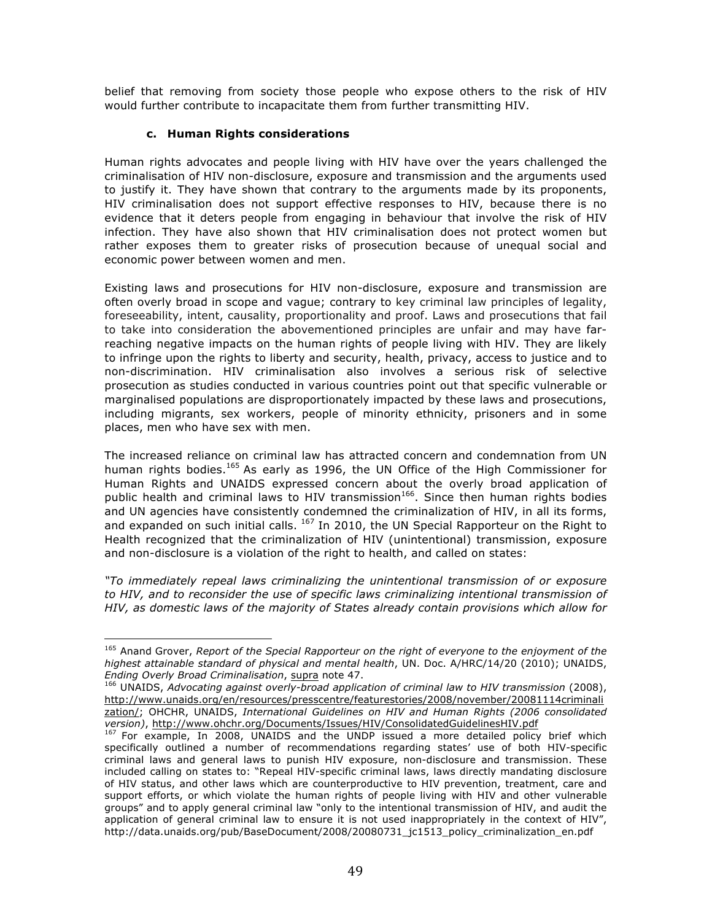belief that removing from society those people who expose others to the risk of HIV would further contribute to incapacitate them from further transmitting HIV.

### c. Human Rights considerations

Human rights advocates and people living with HIV have over the years challenged the criminalisation of HIV non-disclosure, exposure and transmission and the arguments used to justify it. They have shown that contrary to the arguments made by its proponents, HIV criminalisation does not support effective responses to HIV, because there is no evidence that it deters people from engaging in behaviour that involve the risk of HIV infection. They have also shown that HIV criminalisation does not protect women but rather exposes them to greater risks of prosecution because of unequal social and economic power between women and men.

Existing laws and prosecutions for HIV non-disclosure, exposure and transmission are often overly broad in scope and vague; contrary to key criminal law principles of legality, foreseeability, intent, causality, proportionality and proof. Laws and prosecutions that fail to take into consideration the abovementioned principles are unfair and may have far-reaching negative impacts on the human rights of people living with HIV. They are likely to infringe upon the rights to liberty and security, health, privacy, access to justice and to non-discrimination. HIV criminalisation also involves a serious risk of selective prosecution as studies conducted in various countries point out that specific vulnerable or marginalised populations are disproportionately impacted by these laws and prosecutions, including migrants, sex workers, people of minority ethnicity, prisoners and in some places, men who have sex with men.

The increased reliance on criminal law has attracted concern and condemnation from UN human rights bodies.[165] As early as 1996, the UN Office of the High Commissioner for Human Rights and UNAIDS expressed concern about the overly broad application of public health and criminal laws to HIV transmission[166]. Since then human rights bodies and UN agencies have consistently condemned the criminalization of HIV, in all its forms, and expanded on such initial calls. [167] In 2010, the UN Special Rapporteur on the Right to Health recognized that the criminalization of HIV (unintentional) transmission, exposure and non-disclosure is a violation of the right to health, and called on states:

*"To immediately repeal laws criminalizing the unintentional transmission of or exposure to HIV, and to reconsider the use of specific laws criminalizing intentional transmission of HIV, as domestic laws of the majority of States already contain provisions which allow for*

---

[165] Anand Grover, *Report of the Special Rapporteur on the right of everyone to the enjoyment of the highest attainable standard of physical and mental health*, UN. Doc. A/HRC/14/20 (2010); UNAIDS, *Ending Overly Broad Criminalisation*, supra note 47.

[166] UNAIDS, *Advocating against overly-broad application of criminal law to HIV transmission* (2008), http://www.unaids.org/en/resources/presscentre/featurestories/2008/november/20081114criminalization/; OHCHR, UNAIDS, *International Guidelines on HIV and Human Rights (2006 consolidated version)*, http://www.ohchr.org/Documents/Issues/HIV/ConsolidatedGuidelinesHIV.pdf

[167] For example, In 2008, UNAIDS and the UNDP issued a more detailed policy brief which specifically outlined a number of recommendations regarding states' use of both HIV-specific criminal laws and general laws to punish HIV exposure, non-disclosure and transmission. These included calling on states to: "Repeal HIV-specific criminal laws, laws directly mandating disclosure of HIV status, and other laws which are counterproductive to HIV prevention, treatment, care and support efforts, or which violate the human rights of people living with HIV and other vulnerable groups" and to apply general criminal law "only to the intentional transmission of HIV, and audit the application of general criminal law to ensure it is not used inappropriately in the context of HIV", http://data.unaids.org/pub/BaseDocument/2008/20080731_jc1513_policy_criminalization_en.pdf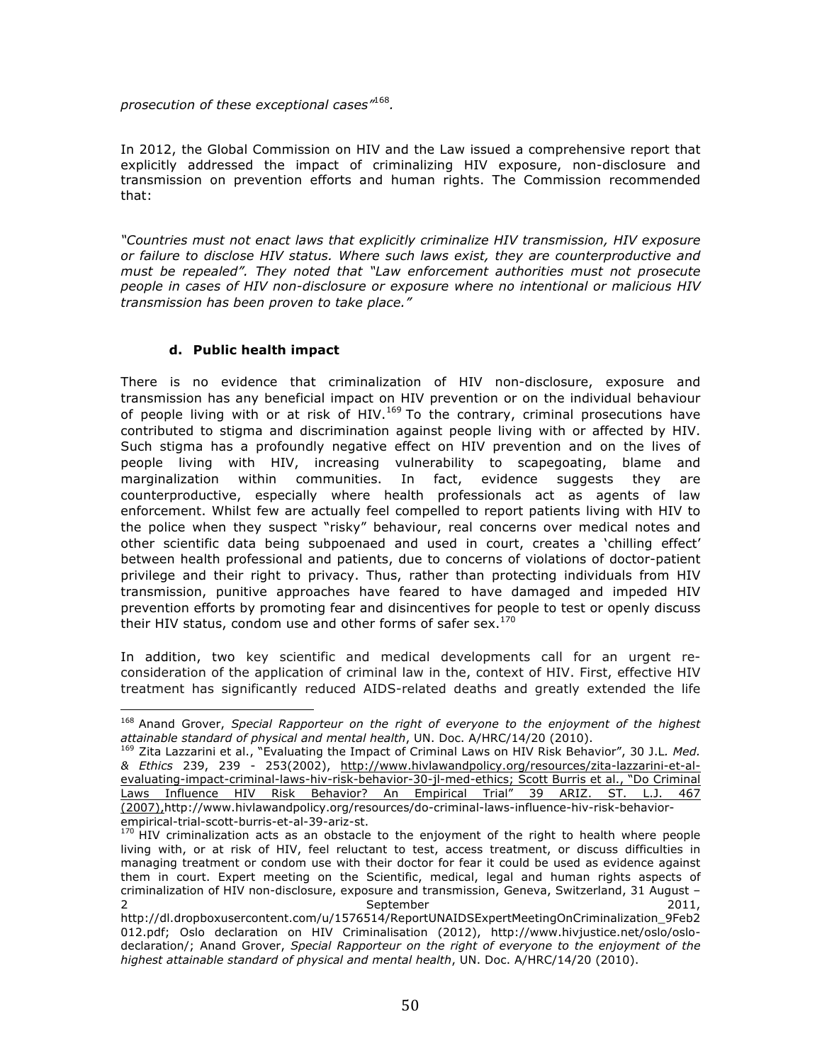*prosecution of these exceptional cases"*[168].

In 2012, the Global Commission on HIV and the Law issued a comprehensive report that explicitly addressed the impact of criminalizing HIV exposure, non-disclosure and transmission on prevention efforts and human rights. The Commission recommended that:

*"Countries must not enact laws that explicitly criminalize HIV transmission, HIV exposure or failure to disclose HIV status. Where such laws exist, they are counterproductive and must be repealed". They noted that "Law enforcement authorities must not prosecute people in cases of HIV non-disclosure or exposure where no intentional or malicious HIV transmission has been proven to take place."*

#### d. Public health impact

There is no evidence that criminalization of HIV non-disclosure, exposure and transmission has any beneficial impact on HIV prevention or on the individual behaviour of people living with or at risk of HIV.[169] To the contrary, criminal prosecutions have contributed to stigma and discrimination against people living with or affected by HIV. Such stigma has a profoundly negative effect on HIV prevention and on the lives of people living with HIV, increasing vulnerability to scapegoating, blame and marginalization within communities. In fact, evidence suggests they are counterproductive, especially where health professionals act as agents of law enforcement. Whilst few are actually feel compelled to report patients living with HIV to the police when they suspect "risky" behaviour, real concerns over medical notes and other scientific data being subpoenaed and used in court, creates a 'chilling effect' between health professional and patients, due to concerns of violations of doctor-patient privilege and their right to privacy. Thus, rather than protecting individuals from HIV transmission, punitive approaches have feared to have damaged and impeded HIV prevention efforts by promoting fear and disincentives for people to test or openly discuss their HIV status, condom use and other forms of safer sex.[170]

In addition, two key scientific and medical developments call for an urgent re-consideration of the application of criminal law in the, context of HIV. First, effective HIV treatment has significantly reduced AIDS-related deaths and greatly extended the life

---

[168] Anand Grover, *Special Rapporteur on the right of everyone to the enjoyment of the highest attainable standard of physical and mental health*, UN. Doc. A/HRC/14/20 (2010).

[169] Zita Lazzarini et al., "Evaluating the Impact of Criminal Laws on HIV Risk Behavior", 30 J.L. *Med. & Ethics* 239, 239 - 253(2002), http://www.hivlawandpolicy.org/resources/zita-lazzarini-et-al-evaluating-impact-criminal-laws-hiv-risk-behavior-30-jl-med-ethics; Scott Burris et al., "Do Criminal Laws Influence HIV Risk Behavior? An Empirical Trial" 39 ARIZ. ST. L.J. 467 (2007),http://www.hivlawandpolicy.org/resources/do-criminal-laws-influence-hiv-risk-behavior-empirical-trial-scott-burris-et-al-39-ariz-st.

[170] HIV criminalization acts as an obstacle to the enjoyment of the right to health where people living with, or at risk of HIV, feel reluctant to test, access treatment, or discuss difficulties in managing treatment or condom use with their doctor for fear it could be used as evidence against them in court. Expert meeting on the Scientific, medical, legal and human rights aspects of criminalization of HIV non-disclosure, exposure and transmission, Geneva, Switzerland, 31 August – 2 September 2011, http://dl.dropboxusercontent.com/u/1576514/ReportUNAIDSExpertMeetingOnCriminalization_9Feb2012.pdf; Oslo declaration on HIV Criminalisation (2012), http://www.hivjustice.net/oslo/oslo-declaration/; Anand Grover, *Special Rapporteur on the right of everyone to the enjoyment of the highest attainable standard of physical and mental health*, UN. Doc. A/HRC/14/20 (2010).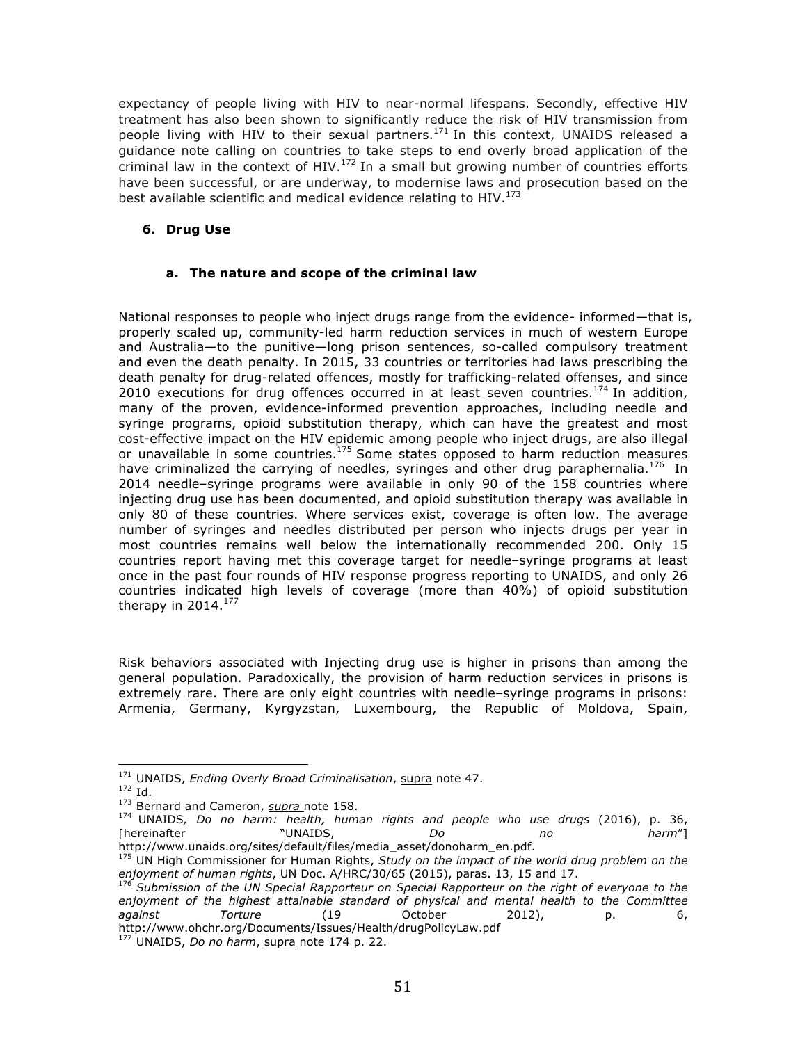expectancy of people living with HIV to near-normal lifespans. Secondly, effective HIV treatment has also been shown to significantly reduce the risk of HIV transmission from people living with HIV to their sexual partners.[171] In this context, UNAIDS released a guidance note calling on countries to take steps to end overly broad application of the criminal law in the context of HIV.[172] In a small but growing number of countries efforts have been successful, or are underway, to modernise laws and prosecution based on the best available scientific and medical evidence relating to HIV.[173]

### 6. Drug Use

#### a. The nature and scope of the criminal law

National responses to people who inject drugs range from the evidence- informed—that is, properly scaled up, community-led harm reduction services in much of western Europe and Australia—to the punitive—long prison sentences, so-called compulsory treatment and even the death penalty. In 2015, 33 countries or territories had laws prescribing the death penalty for drug-related offences, mostly for trafficking-related offenses, and since 2010 executions for drug offences occurred in at least seven countries.[174] In addition, many of the proven, evidence-informed prevention approaches, including needle and syringe programs, opioid substitution therapy, which can have the greatest and most cost-effective impact on the HIV epidemic among people who inject drugs, are also illegal or unavailable in some countries.[175] Some states opposed to harm reduction measures have criminalized the carrying of needles, syringes and other drug paraphernalia.[176] In 2014 needle–syringe programs were available in only 90 of the 158 countries where injecting drug use has been documented, and opioid substitution therapy was available in only 80 of these countries. Where services exist, coverage is often low. The average number of syringes and needles distributed per person who injects drugs per year in most countries remains well below the internationally recommended 200. Only 15 countries report having met this coverage target for needle–syringe programs at least once in the past four rounds of HIV response progress reporting to UNAIDS, and only 26 countries indicated high levels of coverage (more than 40%) of opioid substitution therapy in 2014.[177]

Risk behaviors associated with Injecting drug use is higher in prisons than among the general population. Paradoxically, the provision of harm reduction services in prisons is extremely rare. There are only eight countries with needle–syringe programs in prisons: Armenia, Germany, Kyrgyzstan, Luxembourg, the Republic of Moldova, Spain,

---

[171] UNAIDS, *Ending Overly Broad Criminalisation*, supra note 47.

[172] Id.

[173] Bernard and Cameron, *supra* note 158.

[174] UNAIDS*, Do no harm: health, human rights and people who use drugs* (2016), p. 36, [hereinafter "UNAIDS, *Do no harm*"] http://www.unaids.org/sites/default/files/media_asset/donoharm_en.pdf.

[175] UN High Commissioner for Human Rights, *Study on the impact of the world drug problem on the enjoyment of human rights*, UN Doc. A/HRC/30/65 (2015), paras. 13, 15 and 17.

[176] *Submission of the UN Special Rapporteur on Special Rapporteur on the right of everyone to the enjoyment of the highest attainable standard of physical and mental health to the Committee against Torture* (19 October 2012), p. 6, http://www.ohchr.org/Documents/Issues/Health/drugPolicyLaw.pdf

[177] UNAIDS, *Do no harm*, supra note 174 p. 22.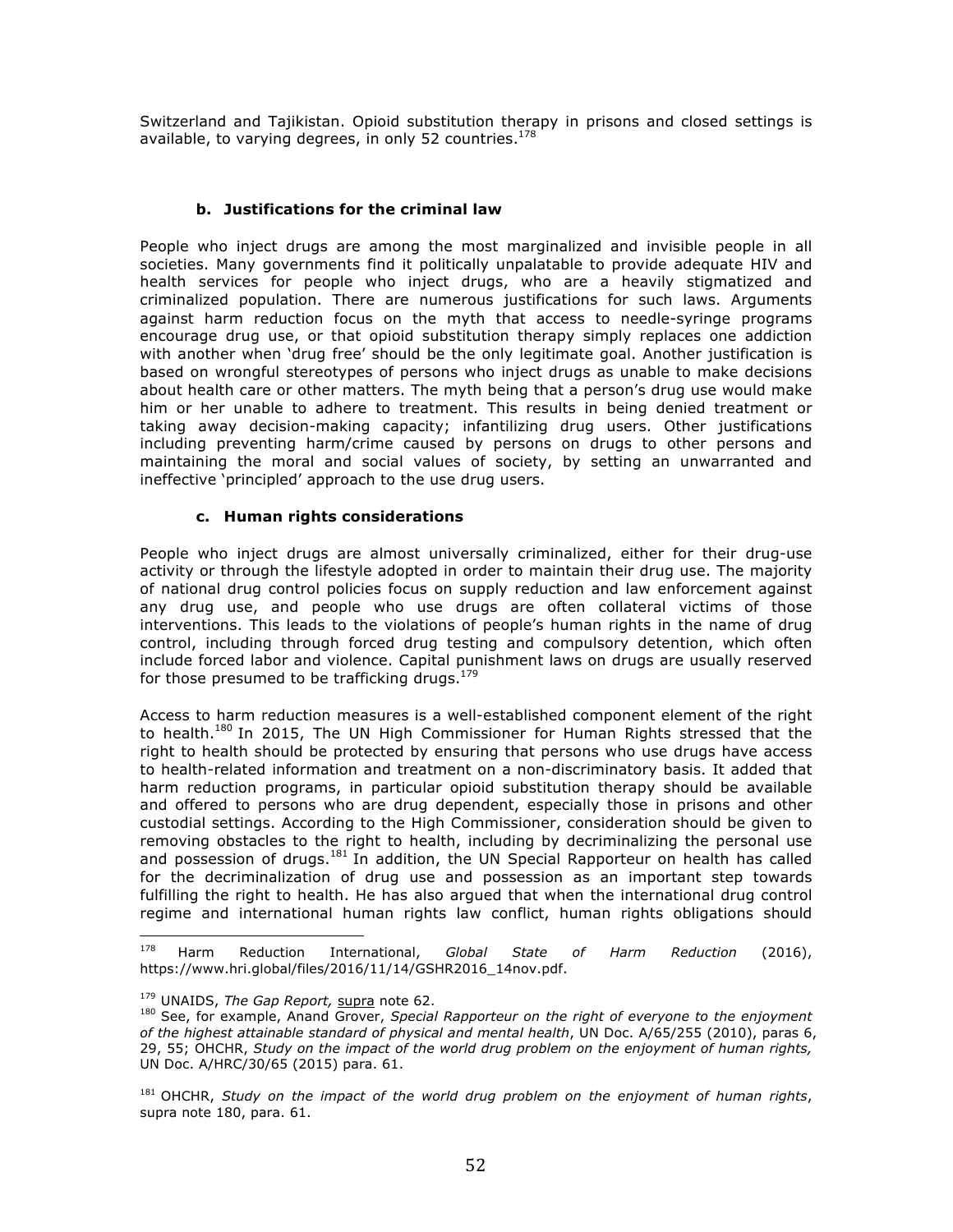Switzerland and Tajikistan. Opioid substitution therapy in prisons and closed settings is available, to varying degrees, in only 52 countries.[178]

### b. Justifications for the criminal law

People who inject drugs are among the most marginalized and invisible people in all societies. Many governments find it politically unpalatable to provide adequate HIV and health services for people who inject drugs, who are a heavily stigmatized and criminalized population. There are numerous justifications for such laws. Arguments against harm reduction focus on the myth that access to needle-syringe programs encourage drug use, or that opioid substitution therapy simply replaces one addiction with another when 'drug free' should be the only legitimate goal. Another justification is based on wrongful stereotypes of persons who inject drugs as unable to make decisions about health care or other matters. The myth being that a person's drug use would make him or her unable to adhere to treatment. This results in being denied treatment or taking away decision-making capacity; infantilizing drug users. Other justifications including preventing harm/crime caused by persons on drugs to other persons and maintaining the moral and social values of society, by setting an unwarranted and ineffective 'principled' approach to the use drug users.

### c. Human rights considerations

People who inject drugs are almost universally criminalized, either for their drug-use activity or through the lifestyle adopted in order to maintain their drug use. The majority of national drug control policies focus on supply reduction and law enforcement against any drug use, and people who use drugs are often collateral victims of those interventions. This leads to the violations of people's human rights in the name of drug control, including through forced drug testing and compulsory detention, which often include forced labor and violence. Capital punishment laws on drugs are usually reserved for those presumed to be trafficking drugs.[179]

Access to harm reduction measures is a well-established component element of the right to health.[180] In 2015, The UN High Commissioner for Human Rights stressed that the right to health should be protected by ensuring that persons who use drugs have access to health-related information and treatment on a non-discriminatory basis. It added that harm reduction programs, in particular opioid substitution therapy should be available and offered to persons who are drug dependent, especially those in prisons and other custodial settings. According to the High Commissioner, consideration should be given to removing obstacles to the right to health, including by decriminalizing the personal use and possession of drugs.[181] In addition, the UN Special Rapporteur on health has called for the decriminalization of drug use and possession as an important step towards fulfilling the right to health. He has also argued that when the international drug control regime and international human rights law conflict, human rights obligations should

---

[178] Harm Reduction International, *Global State of Harm Reduction* (2016), https://www.hri.global/files/2016/11/14/GSHR2016_14nov.pdf.

[179] UNAIDS, *The Gap Report,* supra note 62.

[180] See, for example, Anand Grover, *Special Rapporteur on the right of everyone to the enjoyment of the highest attainable standard of physical and mental health*, UN Doc. A/65/255 (2010), paras 6, 29, 55; OHCHR, *Study on the impact of the world drug problem on the enjoyment of human rights,* UN Doc. A/HRC/30/65 (2015) para. 61.

[181] OHCHR, *Study on the impact of the world drug problem on the enjoyment of human rights*, supra note 180, para. 61.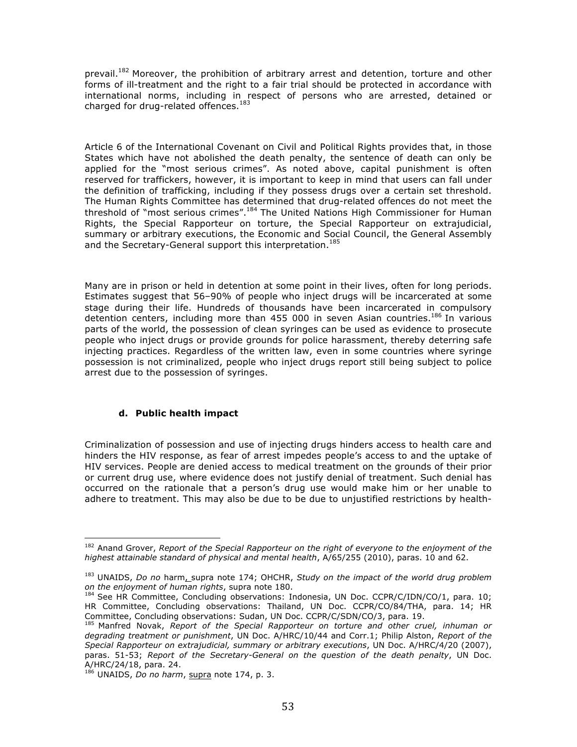prevail.[182] Moreover, the prohibition of arbitrary arrest and detention, torture and other forms of ill-treatment and the right to a fair trial should be protected in accordance with international norms, including in respect of persons who are arrested, detained or charged for drug-related offences.[183]

Article 6 of the International Covenant on Civil and Political Rights provides that, in those States which have not abolished the death penalty, the sentence of death can only be applied for the "most serious crimes". As noted above, capital punishment is often reserved for traffickers, however, it is important to keep in mind that users can fall under the definition of trafficking, including if they possess drugs over a certain set threshold. The Human Rights Committee has determined that drug-related offences do not meet the threshold of "most serious crimes".[184] The United Nations High Commissioner for Human Rights, the Special Rapporteur on torture, the Special Rapporteur on extrajudicial, summary or arbitrary executions, the Economic and Social Council, the General Assembly and the Secretary-General support this interpretation.[185]

Many are in prison or held in detention at some point in their lives, often for long periods. Estimates suggest that 56–90% of people who inject drugs will be incarcerated at some stage during their life. Hundreds of thousands have been incarcerated in compulsory detention centers, including more than 455 000 in seven Asian countries.[186] In various parts of the world, the possession of clean syringes can be used as evidence to prosecute people who inject drugs or provide grounds for police harassment, thereby deterring safe injecting practices. Regardless of the written law, even in some countries where syringe possession is not criminalized, people who inject drugs report still being subject to police arrest due to the possession of syringes.

#### d. Public health impact

Criminalization of possession and use of injecting drugs hinders access to health care and hinders the HIV response, as fear of arrest impedes people's access to and the uptake of HIV services. People are denied access to medical treatment on the grounds of their prior or current drug use, where evidence does not justify denial of treatment. Such denial has occurred on the rationale that a person's drug use would make him or her unable to adhere to treatment. This may also be due to be due to unjustified restrictions by health-

---

[182] Anand Grover, *Report of the Special Rapporteur on the right of everyone to the enjoyment of the highest attainable standard of physical and mental health*, A/65/255 (2010), paras. 10 and 62.

[183] UNAIDS, *Do no* harm, supra note 174; OHCHR, *Study on the impact of the world drug problem on the enjoyment of human rights*, supra note 180.

[184] See HR Committee, Concluding observations: Indonesia, UN Doc. CCPR/C/IDN/CO/1, para. 10; HR Committee, Concluding observations: Thailand, UN Doc. CCPR/CO/84/THA, para. 14; HR Committee, Concluding observations: Sudan, UN Doc. CCPR/C/SDN/CO/3, para. 19.

[185] Manfred Novak, *Report of the Special Rapporteur on torture and other cruel, inhuman or degrading treatment or punishment*, UN Doc. A/HRC/10/44 and Corr.1; Philip Alston, *Report of the Special Rapporteur on extrajudicial, summary or arbitrary executions*, UN Doc. A/HRC/4/20 (2007), paras. 51-53; *Report of the Secretary-General on the question of the death penalty*, UN Doc. A/HRC/24/18, para. 24.

[186] UNAIDS, *Do no harm*, supra note 174, p. 3.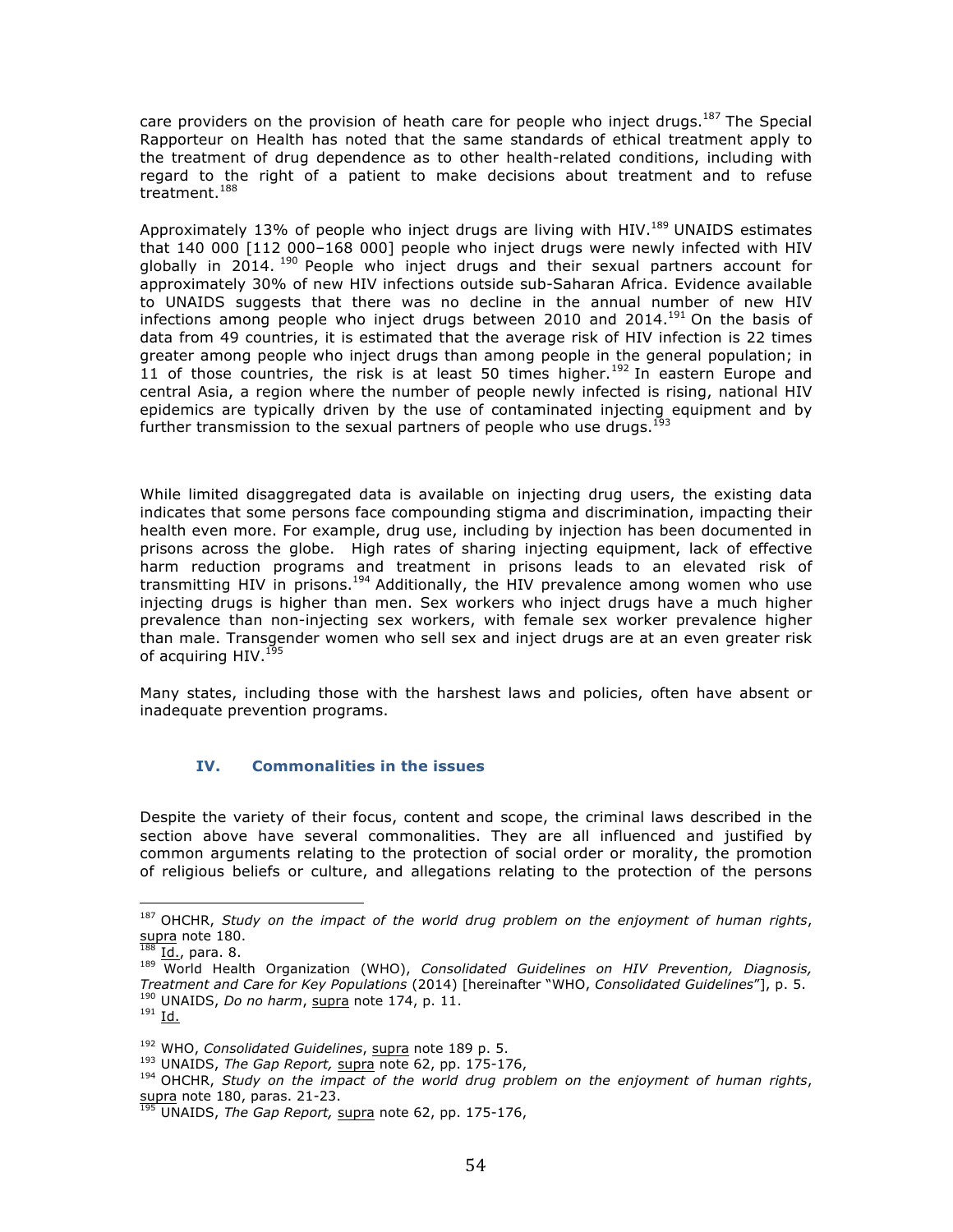care providers on the provision of heath care for people who inject drugs.[187] The Special Rapporteur on Health has noted that the same standards of ethical treatment apply to the treatment of drug dependence as to other health-related conditions, including with regard to the right of a patient to make decisions about treatment and to refuse treatment.[188]

Approximately 13% of people who inject drugs are living with HIV.[189] UNAIDS estimates that 140 000 [112 000–168 000] people who inject drugs were newly infected with HIV globally in 2014.[190] People who inject drugs and their sexual partners account for approximately 30% of new HIV infections outside sub-Saharan Africa. Evidence available to UNAIDS suggests that there was no decline in the annual number of new HIV infections among people who inject drugs between 2010 and 2014.[191] On the basis of data from 49 countries, it is estimated that the average risk of HIV infection is 22 times greater among people who inject drugs than among people in the general population; in 11 of those countries, the risk is at least 50 times higher.[192] In eastern Europe and central Asia, a region where the number of people newly infected is rising, national HIV epidemics are typically driven by the use of contaminated injecting equipment and by further transmission to the sexual partners of people who use drugs.[193]

While limited disaggregated data is available on injecting drug users, the existing data indicates that some persons face compounding stigma and discrimination, impacting their health even more. For example, drug use, including by injection has been documented in prisons across the globe. High rates of sharing injecting equipment, lack of effective harm reduction programs and treatment in prisons leads to an elevated risk of transmitting HIV in prisons.[194] Additionally, the HIV prevalence among women who use injecting drugs is higher than men. Sex workers who inject drugs have a much higher prevalence than non-injecting sex workers, with female sex worker prevalence higher than male. Transgender women who sell sex and inject drugs are at an even greater risk of acquiring HIV.[195]

Many states, including those with the harshest laws and policies, often have absent or inadequate prevention programs.

## IV. Commonalities in the issues

Despite the variety of their focus, content and scope, the criminal laws described in the section above have several commonalities. They are all influenced and justified by common arguments relating to the protection of social order or morality, the promotion of religious beliefs or culture, and allegations relating to the protection of the persons

---

[187] OHCHR, *Study on the impact of the world drug problem on the enjoyment of human rights*, supra note 180.

[188] Id., para. 8.

[189] World Health Organization (WHO), *Consolidated Guidelines on HIV Prevention, Diagnosis, Treatment and Care for Key Populations* (2014) [hereinafter "WHO, *Consolidated Guidelines*"], p. 5.

[190] UNAIDS, *Do no harm*, supra note 174, p. 11.

[191] Id.

[192] WHO, *Consolidated Guidelines*, supra note 189 p. 5.

[193] UNAIDS, *The Gap Report,* supra note 62, pp. 175-176,

[194] OHCHR, *Study on the impact of the world drug problem on the enjoyment of human rights*, supra note 180, paras. 21-23.

[195] UNAIDS, *The Gap Report,* supra note 62, pp. 175-176,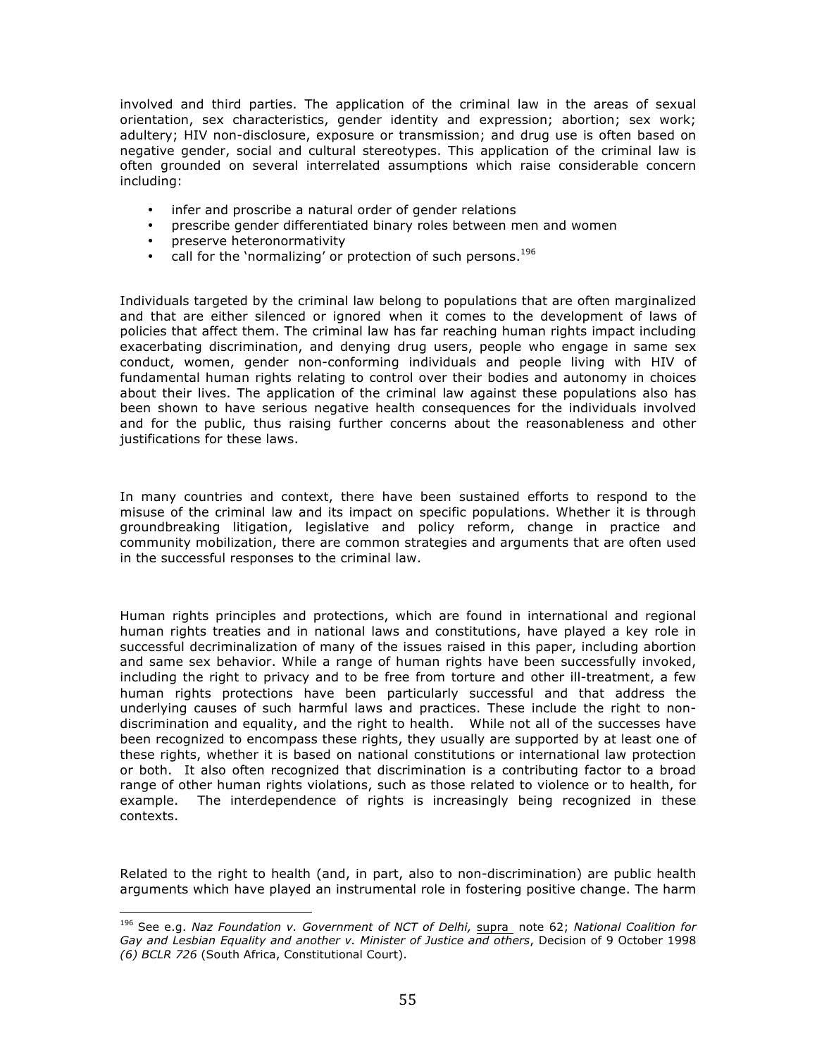involved and third parties. The application of the criminal law in the areas of sexual orientation, sex characteristics, gender identity and expression; abortion; sex work; adultery; HIV non-disclosure, exposure or transmission; and drug use is often based on negative gender, social and cultural stereotypes. This application of the criminal law is often grounded on several interrelated assumptions which raise considerable concern including:

- infer and proscribe a natural order of gender relations
- prescribe gender differentiated binary roles between men and women
- preserve heteronormativity
- call for the 'normalizing' or protection of such persons.[196]

Individuals targeted by the criminal law belong to populations that are often marginalized and that are either silenced or ignored when it comes to the development of laws of policies that affect them. The criminal law has far reaching human rights impact including exacerbating discrimination, and denying drug users, people who engage in same sex conduct, women, gender non-conforming individuals and people living with HIV of fundamental human rights relating to control over their bodies and autonomy in choices about their lives. The application of the criminal law against these populations also has been shown to have serious negative health consequences for the individuals involved and for the public, thus raising further concerns about the reasonableness and other justifications for these laws.

In many countries and context, there have been sustained efforts to respond to the misuse of the criminal law and its impact on specific populations. Whether it is through groundbreaking litigation, legislative and policy reform, change in practice and community mobilization, there are common strategies and arguments that are often used in the successful responses to the criminal law.

Human rights principles and protections, which are found in international and regional human rights treaties and in national laws and constitutions, have played a key role in successful decriminalization of many of the issues raised in this paper, including abortion and same sex behavior. While a range of human rights have been successfully invoked, including the right to privacy and to be free from torture and other ill-treatment, a few human rights protections have been particularly successful and that address the underlying causes of such harmful laws and practices. These include the right to non-discrimination and equality, and the right to health. While not all of the successes have been recognized to encompass these rights, they usually are supported by at least one of these rights, whether it is based on national constitutions or international law protection or both. It also often recognized that discrimination is a contributing factor to a broad range of other human rights violations, such as those related to violence or to health, for example. The interdependence of rights is increasingly being recognized in these contexts.

Related to the right to health (and, in part, also to non-discrimination) are public health arguments which have played an instrumental role in fostering positive change. The harm

---

[196] See e.g. *Naz Foundation v. Government of NCT of Delhi,* supra note 62; *National Coalition for Gay and Lesbian Equality and another v. Minister of Justice and others*, Decision of 9 October 1998 *(6) BCLR 726* (South Africa, Constitutional Court).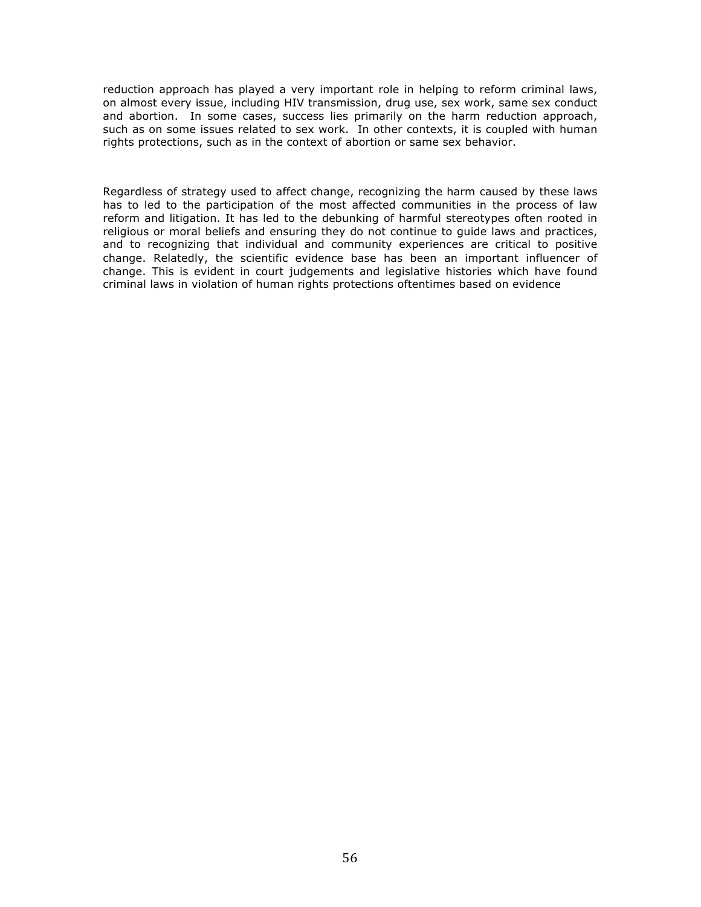reduction approach has played a very important role in helping to reform criminal laws, on almost every issue, including HIV transmission, drug use, sex work, same sex conduct and abortion. In some cases, success lies primarily on the harm reduction approach, such as on some issues related to sex work. In other contexts, it is coupled with human rights protections, such as in the context of abortion or same sex behavior.

Regardless of strategy used to affect change, recognizing the harm caused by these laws has to led to the participation of the most affected communities in the process of law reform and litigation. It has led to the debunking of harmful stereotypes often rooted in religious or moral beliefs and ensuring they do not continue to guide laws and practices, and to recognizing that individual and community experiences are critical to positive change. Relatedly, the scientific evidence base has been an important influencer of change. This is evident in court judgements and legislative histories which have found criminal laws in violation of human rights protections oftentimes based on evidence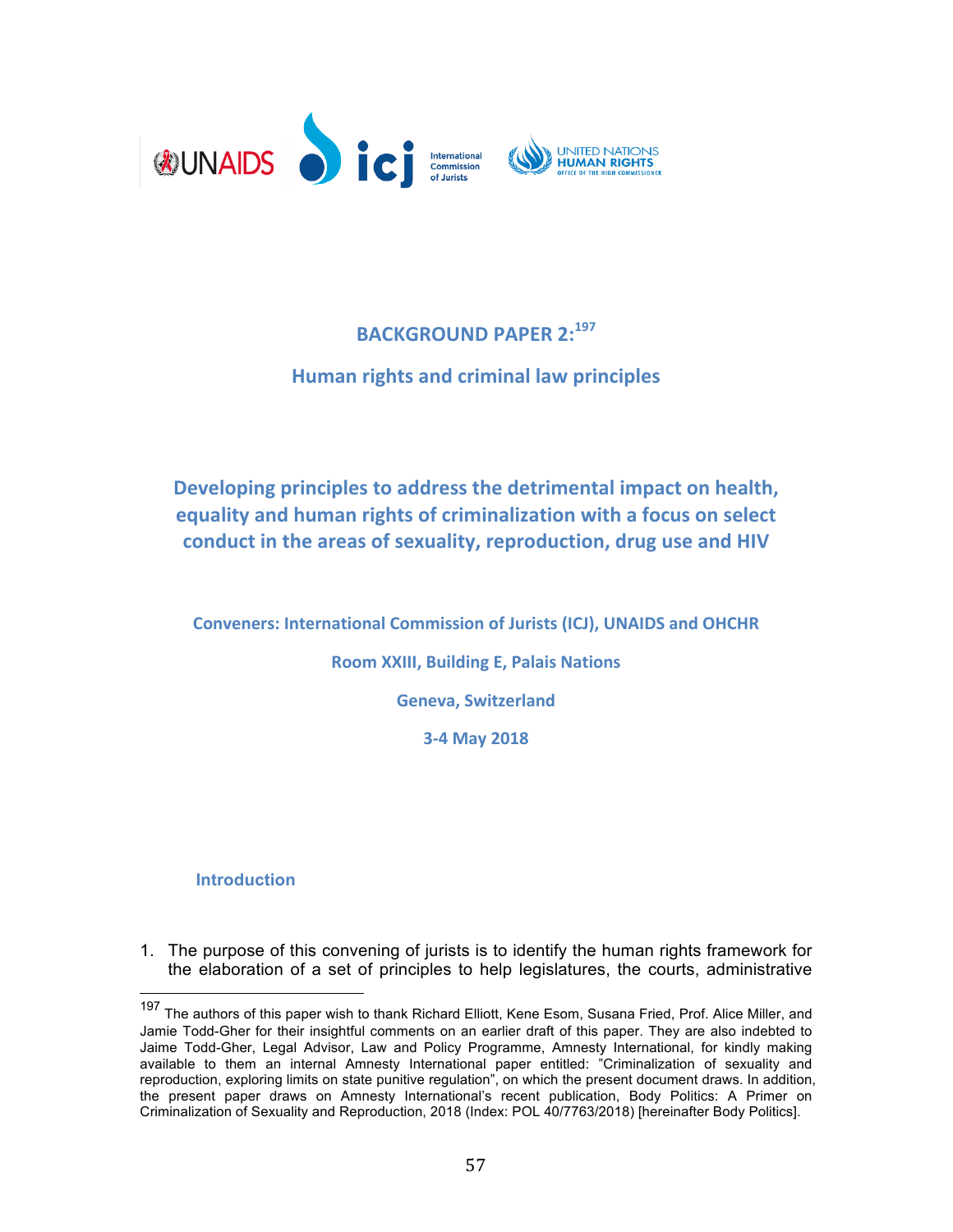# BACKGROUND PAPER 2:[197]

## Human rights and criminal law principles

## Developing principles to address the detrimental impact on health, equality and human rights of criminalization with a focus on select conduct in the areas of sexuality, reproduction, drug use and HIV

**Conveners: International Commission of Jurists (ICJ), UNAIDS and OHCHR**

**Room XXIII, Building E, Palais Nations**

**Geneva, Switzerland**

**3-4 May 2018**

### Introduction

1. The purpose of this convening of jurists is to identify the human rights framework for the elaboration of a set of principles to help legislatures, the courts, administrative

---

[197] The authors of this paper wish to thank Richard Elliott, Kene Esom, Susana Fried, Prof. Alice Miller, and Jamie Todd-Gher for their insightful comments on an earlier draft of this paper. They are also indebted to Jaime Todd-Gher, Legal Advisor, Law and Policy Programme, Amnesty International, for kindly making available to them an internal Amnesty International paper entitled: "Criminalization of sexuality and reproduction, exploring limits on state punitive regulation", on which the present document draws. In addition, the present paper draws on Amnesty International's recent publication, Body Politics: A Primer on Criminalization of Sexuality and Reproduction, 2018 (Index: POL 40/7763/2018) [hereinafter Body Politics].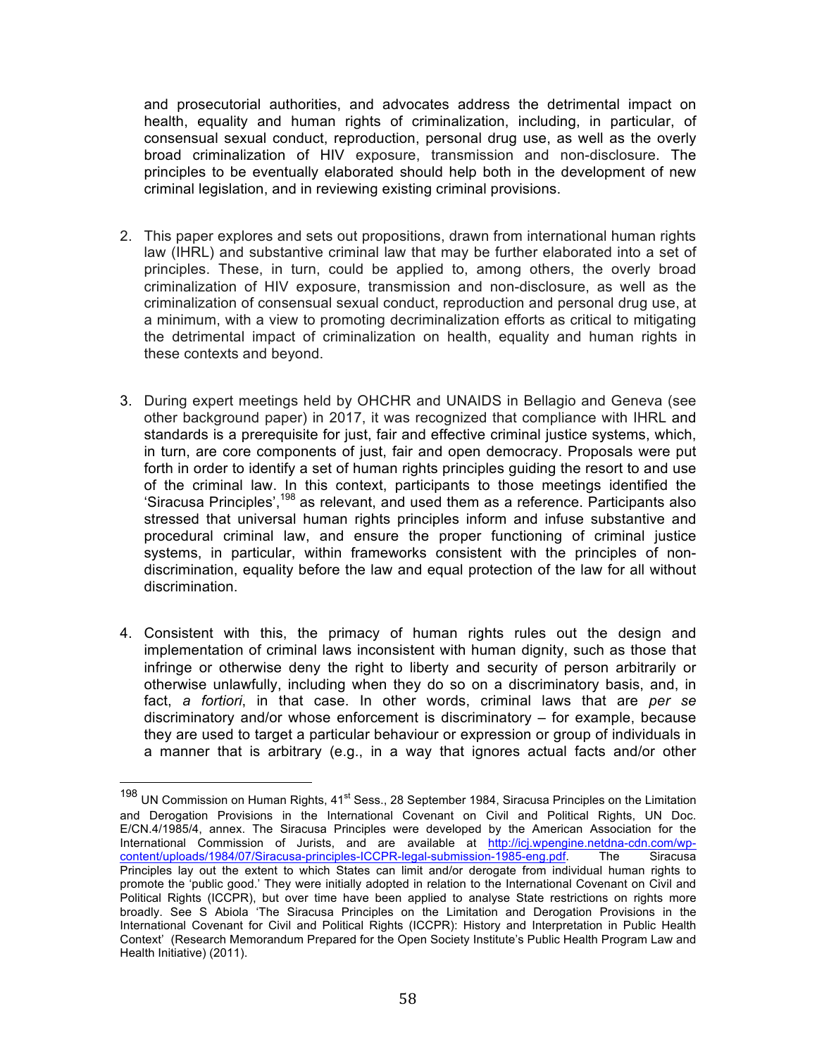and prosecutorial authorities, and advocates address the detrimental impact on health, equality and human rights of criminalization, including, in particular, of consensual sexual conduct, reproduction, personal drug use, as well as the overly broad criminalization of HIV exposure, transmission and non-disclosure. The principles to be eventually elaborated should help both in the development of new criminal legislation, and in reviewing existing criminal provisions.

2. This paper explores and sets out propositions, drawn from international human rights law (IHRL) and substantive criminal law that may be further elaborated into a set of principles. These, in turn, could be applied to, among others, the overly broad criminalization of HIV exposure, transmission and non-disclosure, as well as the criminalization of consensual sexual conduct, reproduction and personal drug use, at a minimum, with a view to promoting decriminalization efforts as critical to mitigating the detrimental impact of criminalization on health, equality and human rights in these contexts and beyond.

3. During expert meetings held by OHCHR and UNAIDS in Bellagio and Geneva (see other background paper) in 2017, it was recognized that compliance with IHRL and standards is a prerequisite for just, fair and effective criminal justice systems, which, in turn, are core components of just, fair and open democracy. Proposals were put forth in order to identify a set of human rights principles guiding the resort to and use of the criminal law. In this context, participants to those meetings identified the 'Siracusa Principles',[198] as relevant, and used them as a reference. Participants also stressed that universal human rights principles inform and infuse substantive and procedural criminal law, and ensure the proper functioning of criminal justice systems, in particular, within frameworks consistent with the principles of non-discrimination, equality before the law and equal protection of the law for all without discrimination.

4. Consistent with this, the primacy of human rights rules out the design and implementation of criminal laws inconsistent with human dignity, such as those that infringe or otherwise deny the right to liberty and security of person arbitrarily or otherwise unlawfully, including when they do so on a discriminatory basis, and, in fact, *a fortiori*, in that case. In other words, criminal laws that are *per se* discriminatory and/or whose enforcement is discriminatory – for example, because they are used to target a particular behaviour or expression or group of individuals in a manner that is arbitrary (e.g., in a way that ignores actual facts and/or other

---

[198] UN Commission on Human Rights, 41st Sess., 28 September 1984, Siracusa Principles on the Limitation and Derogation Provisions in the International Covenant on Civil and Political Rights, UN Doc. E/CN.4/1985/4, annex. The Siracusa Principles were developed by the American Association for the International Commission of Jurists, and are available at http://icj.wpengine.netdna-cdn.com/wp-content/uploads/1984/07/Siracusa-principles-ICCPR-legal-submission-1985-eng.pdf. The Siracusa Principles lay out the extent to which States can limit and/or derogate from individual human rights to promote the 'public good.' They were initially adopted in relation to the International Covenant on Civil and Political Rights (ICCPR), but over time have been applied to analyse State restrictions on rights more broadly. See S Abiola 'The Siracusa Principles on the Limitation and Derogation Provisions in the International Covenant for Civil and Political Rights (ICCPR): History and Interpretation in Public Health Context' (Research Memorandum Prepared for the Open Society Institute's Public Health Program Law and Health Initiative) (2011).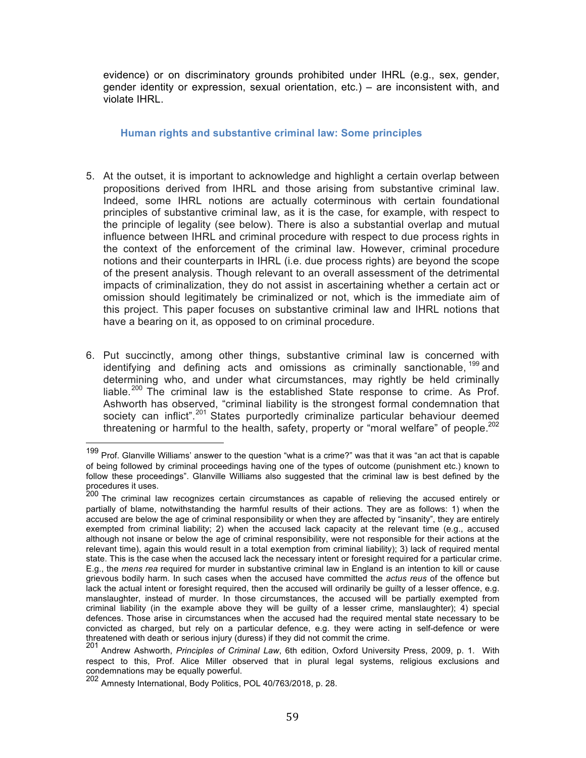evidence) or on discriminatory grounds prohibited under IHRL (e.g., sex, gender, gender identity or expression, sexual orientation, etc.) – are inconsistent with, and violate IHRL.

### Human rights and substantive criminal law: Some principles

5. At the outset, it is important to acknowledge and highlight a certain overlap between propositions derived from IHRL and those arising from substantive criminal law. Indeed, some IHRL notions are actually coterminous with certain foundational principles of substantive criminal law, as it is the case, for example, with respect to the principle of legality (see below). There is also a substantial overlap and mutual influence between IHRL and criminal procedure with respect to due process rights in the context of the enforcement of the criminal law. However, criminal procedure notions and their counterparts in IHRL (i.e. due process rights) are beyond the scope of the present analysis. Though relevant to an overall assessment of the detrimental impacts of criminalization, they do not assist in ascertaining whether a certain act or omission should legitimately be criminalized or not, which is the immediate aim of this project. This paper focuses on substantive criminal law and IHRL notions that have a bearing on it, as opposed to on criminal procedure.

6. Put succinctly, among other things, substantive criminal law is concerned with identifying and defining acts and omissions as criminally sanctionable,[199] and determining who, and under what circumstances, may rightly be held criminally liable.[200] The criminal law is the established State response to crime. As Prof. Ashworth has observed, "criminal liability is the strongest formal condemnation that society can inflict".[201] States purportedly criminalize particular behaviour deemed threatening or harmful to the health, safety, property or "moral welfare" of people.[202]

---

[199] Prof. Glanville Williams' answer to the question "what is a crime?" was that it was "an act that is capable of being followed by criminal proceedings having one of the types of outcome (punishment etc.) known to follow these proceedings". Glanville Williams also suggested that the criminal law is best defined by the procedures it uses.

[200] The criminal law recognizes certain circumstances as capable of relieving the accused entirely or partially of blame, notwithstanding the harmful results of their actions. They are as follows: 1) when the accused are below the age of criminal responsibility or when they are affected by "insanity", they are entirely exempted from criminal liability; 2) when the accused lack capacity at the relevant time (e.g., accused although not insane or below the age of criminal responsibility, were not responsible for their actions at the relevant time), again this would result in a total exemption from criminal liability); 3) lack of required mental state. This is the case when the accused lack the necessary intent or foresight required for a particular crime. E.g., the *mens rea* required for murder in substantive criminal law in England is an intention to kill or cause grievous bodily harm. In such cases when the accused have committed the *actus reus* of the offence but lack the actual intent or foresight required, then the accused will ordinarily be guilty of a lesser offence, e.g. manslaughter, instead of murder. In those circumstances, the accused will be partially exempted from criminal liability (in the example above they will be guilty of a lesser crime, manslaughter); 4) special defences. Those arise in circumstances when the accused had the required mental state necessary to be convicted as charged, but rely on a particular defence, e.g. they were acting in self-defence or were threatened with death or serious injury (duress) if they did not commit the crime.

[201] Andrew Ashworth, *Principles of Criminal Law*, 6th edition, Oxford University Press, 2009, p. 1. With respect to this, Prof. Alice Miller observed that in plural legal systems, religious exclusions and condemnations may be equally powerful.

[202] Amnesty International, Body Politics, POL 40/763/2018, p. 28.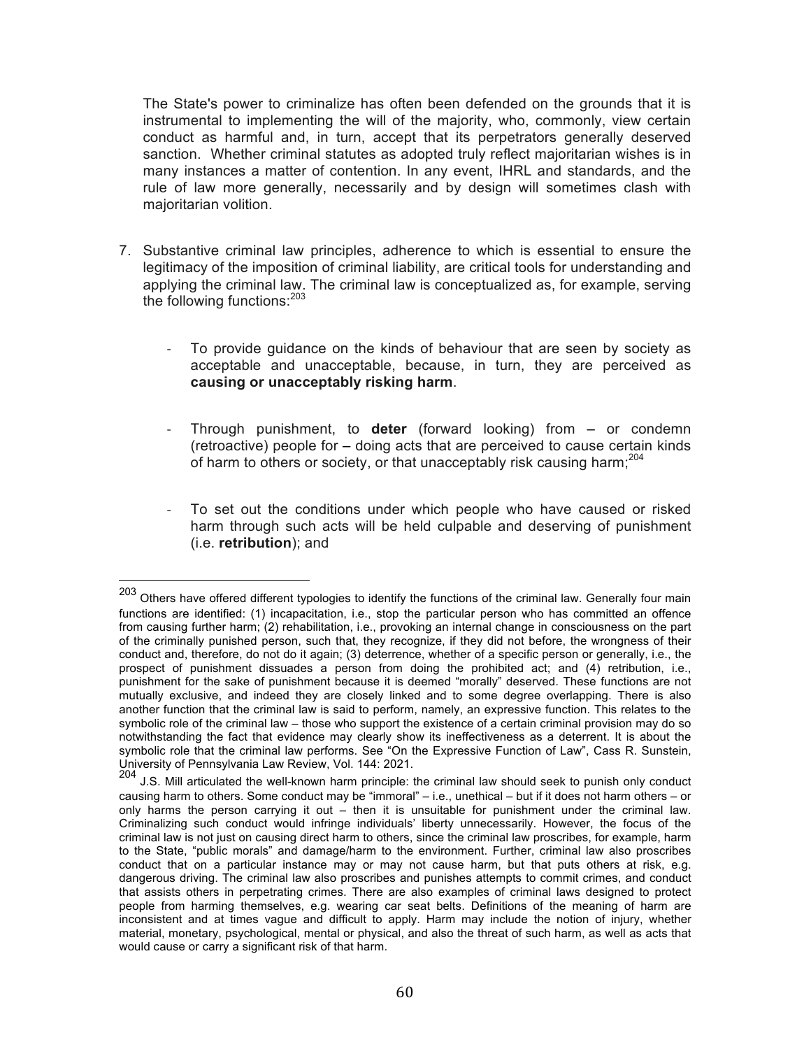The State's power to criminalize has often been defended on the grounds that it is instrumental to implementing the will of the majority, who, commonly, view certain conduct as harmful and, in turn, accept that its perpetrators generally deserved sanction. Whether criminal statutes as adopted truly reflect majoritarian wishes is in many instances a matter of contention. In any event, IHRL and standards, and the rule of law more generally, necessarily and by design will sometimes clash with majoritarian volition.

7. Substantive criminal law principles, adherence to which is essential to ensure the legitimacy of the imposition of criminal liability, are critical tools for understanding and applying the criminal law. The criminal law is conceptualized as, for example, serving the following functions:[203]

   - To provide guidance on the kinds of behaviour that are seen by society as acceptable and unacceptable, because, in turn, they are perceived as **causing or unacceptably risking harm**.

   - Through punishment, to **deter** (forward looking) from – or condemn (retroactive) people for – doing acts that are perceived to cause certain kinds of harm to others or society, or that unacceptably risk causing harm;[204]

   - To set out the conditions under which people who have caused or risked harm through such acts will be held culpable and deserving of punishment (i.e. **retribution**); and

---

[203] Others have offered different typologies to identify the functions of the criminal law. Generally four main functions are identified: (1) incapacitation, i.e., stop the particular person who has committed an offence from causing further harm; (2) rehabilitation, i.e., provoking an internal change in consciousness on the part of the criminally punished person, such that, they recognize, if they did not before, the wrongness of their conduct and, therefore, do not do it again; (3) deterrence, whether of a specific person or generally, i.e., the prospect of punishment dissuades a person from doing the prohibited act; and (4) retribution, i.e., punishment for the sake of punishment because it is deemed "morally" deserved. These functions are not mutually exclusive, and indeed they are closely linked and to some degree overlapping. There is also another function that the criminal law is said to perform, namely, an expressive function. This relates to the symbolic role of the criminal law – those who support the existence of a certain criminal provision may do so notwithstanding the fact that evidence may clearly show its ineffectiveness as a deterrent. It is about the symbolic role that the criminal law performs. See "On the Expressive Function of Law", Cass R. Sunstein, University of Pennsylvania Law Review, Vol. 144: 2021.

[204] J.S. Mill articulated the well-known harm principle: the criminal law should seek to punish only conduct causing harm to others. Some conduct may be "immoral" – i.e., unethical – but if it does not harm others – or only harms the person carrying it out – then it is unsuitable for punishment under the criminal law. Criminalizing such conduct would infringe individuals' liberty unnecessarily. However, the focus of the criminal law is not just on causing direct harm to others, since the criminal law proscribes, for example, harm to the State, "public morals" and damage/harm to the environment. Further, criminal law also proscribes conduct that on a particular instance may or may not cause harm, but that puts others at risk, e.g. dangerous driving. The criminal law also proscribes and punishes attempts to commit crimes, and conduct that assists others in perpetrating crimes. There are also examples of criminal laws designed to protect people from harming themselves, e.g. wearing car seat belts. Definitions of the meaning of harm are inconsistent and at times vague and difficult to apply. Harm may include the notion of injury, whether material, monetary, psychological, mental or physical, and also the threat of such harm, as well as acts that would cause or carry a significant risk of that harm.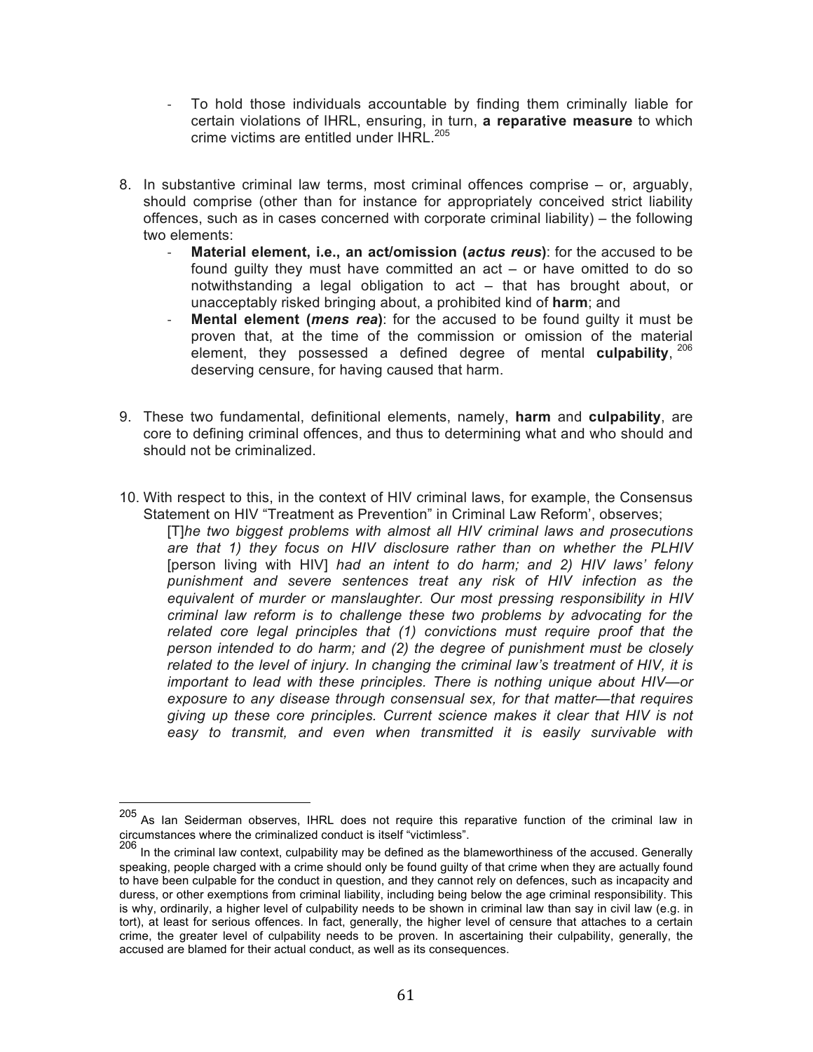- To hold those individuals accountable by finding them criminally liable for certain violations of IHRL, ensuring, in turn, **a reparative measure** to which crime victims are entitled under IHRL.[205]

8. In substantive criminal law terms, most criminal offences comprise – or, arguably, should comprise (other than for instance for appropriately conceived strict liability offences, such as in cases concerned with corporate criminal liability) – the following two elements:
   - **Material element, i.e., an act/omission (*actus reus*)**: for the accused to be found guilty they must have committed an act – or have omitted to do so notwithstanding a legal obligation to act – that has brought about, or unacceptably risked bringing about, a prohibited kind of **harm**; and
   - **Mental element (*mens rea*)**: for the accused to be found guilty it must be proven that, at the time of the commission or omission of the material element, they possessed a defined degree of mental **culpability**,[206] deserving censure, for having caused that harm.

9. These two fundamental, definitional elements, namely, **harm** and **culpability**, are core to defining criminal offences, and thus to determining what and who should and should not be criminalized.

10. With respect to this, in the context of HIV criminal laws, for example, the Consensus Statement on HIV "Treatment as Prevention" in Criminal Law Reform', observes;
    [T]*he two biggest problems with almost all HIV criminal laws and prosecutions are that 1) they focus on HIV disclosure rather than on whether the PLHIV* [person living with HIV] *had an intent to do harm; and 2) HIV laws' felony punishment and severe sentences treat any risk of HIV infection as the equivalent of murder or manslaughter. Our most pressing responsibility in HIV criminal law reform is to challenge these two problems by advocating for the related core legal principles that (1) convictions must require proof that the person intended to do harm; and (2) the degree of punishment must be closely related to the level of injury. In changing the criminal law's treatment of HIV, it is important to lead with these principles. There is nothing unique about HIV—or exposure to any disease through consensual sex, for that matter—that requires giving up these core principles. Current science makes it clear that HIV is not easy to transmit, and even when transmitted it is easily survivable with*

---

[205] As Ian Seiderman observes, IHRL does not require this reparative function of the criminal law in circumstances where the criminalized conduct is itself "victimless".

[206] In the criminal law context, culpability may be defined as the blameworthiness of the accused. Generally speaking, people charged with a crime should only be found guilty of that crime when they are actually found to have been culpable for the conduct in question, and they cannot rely on defences, such as incapacity and duress, or other exemptions from criminal liability, including being below the age criminal responsibility. This is why, ordinarily, a higher level of culpability needs to be shown in criminal law than say in civil law (e.g. in tort), at least for serious offences. In fact, generally, the higher level of censure that attaches to a certain crime, the greater level of culpability needs to be proven. In ascertaining their culpability, generally, the accused are blamed for their actual conduct, as well as its consequences.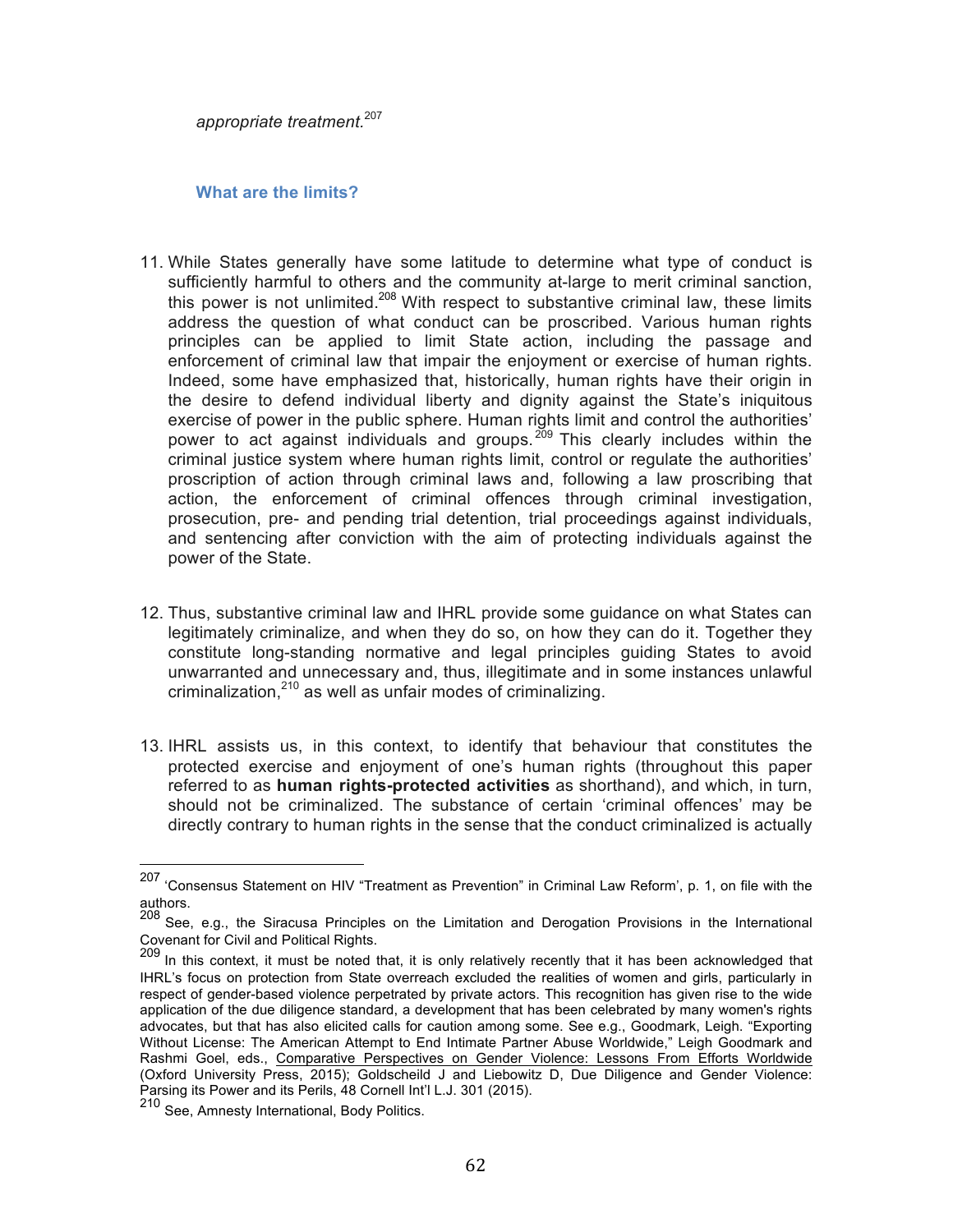*appropriate treatment.*[207]

### What are the limits?

11. While States generally have some latitude to determine what type of conduct is sufficiently harmful to others and the community at-large to merit criminal sanction, this power is not unlimited.[208] With respect to substantive criminal law, these limits address the question of what conduct can be proscribed. Various human rights principles can be applied to limit State action, including the passage and enforcement of criminal law that impair the enjoyment or exercise of human rights. Indeed, some have emphasized that, historically, human rights have their origin in the desire to defend individual liberty and dignity against the State's iniquitous exercise of power in the public sphere. Human rights limit and control the authorities' power to act against individuals and groups.[209] This clearly includes within the criminal justice system where human rights limit, control or regulate the authorities' proscription of action through criminal laws and, following a law proscribing that action, the enforcement of criminal offences through criminal investigation, prosecution, pre- and pending trial detention, trial proceedings against individuals, and sentencing after conviction with the aim of protecting individuals against the power of the State.

12. Thus, substantive criminal law and IHRL provide some guidance on what States can legitimately criminalize, and when they do so, on how they can do it. Together they constitute long-standing normative and legal principles guiding States to avoid unwarranted and unnecessary and, thus, illegitimate and in some instances unlawful criminalization,[210] as well as unfair modes of criminalizing.

13. IHRL assists us, in this context, to identify that behaviour that constitutes the protected exercise and enjoyment of one's human rights (throughout this paper referred to as **human rights-protected activities** as shorthand), and which, in turn, should not be criminalized. The substance of certain 'criminal offences' may be directly contrary to human rights in the sense that the conduct criminalized is actually

---

[207] 'Consensus Statement on HIV "Treatment as Prevention" in Criminal Law Reform', p. 1, on file with the authors.

[208] See, e.g., the Siracusa Principles on the Limitation and Derogation Provisions in the International Covenant for Civil and Political Rights.

[209] In this context, it must be noted that, it is only relatively recently that it has been acknowledged that IHRL's focus on protection from State overreach excluded the realities of women and girls, particularly in respect of gender-based violence perpetrated by private actors. This recognition has given rise to the wide application of the due diligence standard, a development that has been celebrated by many women's rights advocates, but that has also elicited calls for caution among some. See e.g., Goodmark, Leigh. "Exporting Without License: The American Attempt to End Intimate Partner Abuse Worldwide," Leigh Goodmark and Rashmi Goel, eds., Comparative Perspectives on Gender Violence: Lessons From Efforts Worldwide (Oxford University Press, 2015); Goldscheild J and Liebowitz D, Due Diligence and Gender Violence: Parsing its Power and its Perils, 48 Cornell Int'l L.J. 301 (2015).

[210] See, Amnesty International, Body Politics.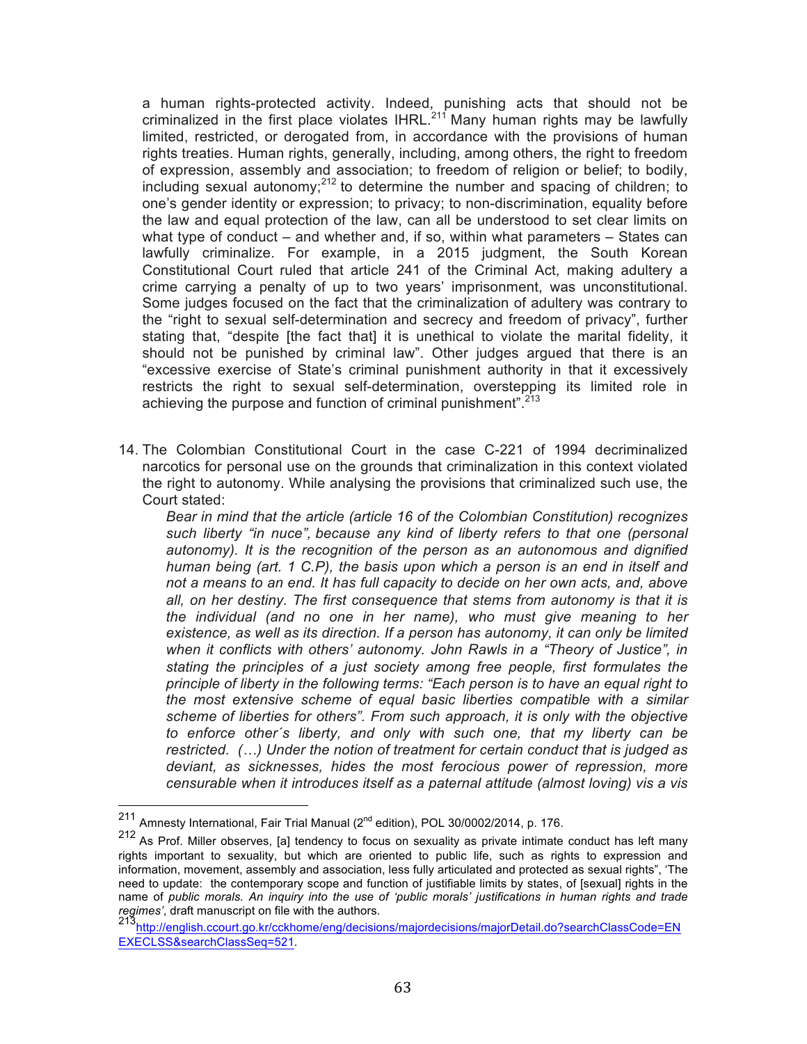a human rights-protected activity. Indeed, punishing acts that should not be criminalized in the first place violates IHRL.[211] Many human rights may be lawfully limited, restricted, or derogated from, in accordance with the provisions of human rights treaties. Human rights, generally, including, among others, the right to freedom of expression, assembly and association; to freedom of religion or belief; to bodily, including sexual autonomy;[212] to determine the number and spacing of children; to one's gender identity or expression; to privacy; to non-discrimination, equality before the law and equal protection of the law, can all be understood to set clear limits on what type of conduct – and whether and, if so, within what parameters – States can lawfully criminalize. For example, in a 2015 judgment, the South Korean Constitutional Court ruled that article 241 of the Criminal Act, making adultery a crime carrying a penalty of up to two years' imprisonment, was unconstitutional. Some judges focused on the fact that the criminalization of adultery was contrary to the "right to sexual self-determination and secrecy and freedom of privacy", further stating that, "despite [the fact that] it is unethical to violate the marital fidelity, it should not be punished by criminal law". Other judges argued that there is an "excessive exercise of State's criminal punishment authority in that it excessively restricts the right to sexual self-determination, overstepping its limited role in achieving the purpose and function of criminal punishment".[213]

14. The Colombian Constitutional Court in the case C-221 of 1994 decriminalized narcotics for personal use on the grounds that criminalization in this context violated the right to autonomy. While analysing the provisions that criminalized such use, the Court stated:

    *Bear in mind that the article (article 16 of the Colombian Constitution) recognizes such liberty "in nuce", because any kind of liberty refers to that one (personal autonomy). It is the recognition of the person as an autonomous and dignified human being (art. 1 C.P), the basis upon which a person is an end in itself and not a means to an end. It has full capacity to decide on her own acts, and, above all, on her destiny. The first consequence that stems from autonomy is that it is the individual (and no one in her name), who must give meaning to her existence, as well as its direction. If a person has autonomy, it can only be limited when it conflicts with others' autonomy. John Rawls in a "Theory of Justice", in stating the principles of a just society among free people, first formulates the principle of liberty in the following terms: "Each person is to have an equal right to the most extensive scheme of equal basic liberties compatible with a similar scheme of liberties for others". From such approach, it is only with the objective to enforce other´s liberty, and only with such one, that my liberty can be restricted. (…) Under the notion of treatment for certain conduct that is judged as deviant, as sicknesses, hides the most ferocious power of repression, more censurable when it introduces itself as a paternal attitude (almost loving) vis a vis*

---

[211] Amnesty International, Fair Trial Manual (2nd edition), POL 30/0002/2014, p. 176.

[212] As Prof. Miller observes, [a] tendency to focus on sexuality as private intimate conduct has left many rights important to sexuality, but which are oriented to public life, such as rights to expression and information, movement, assembly and association, less fully articulated and protected as sexual rights", 'The need to update: the contemporary scope and function of justifiable limits by states, of [sexual] rights in the name of *public morals. An inquiry into the use of 'public morals' justifications in human rights and trade regimes'*, draft manuscript on file with the authors.

[213] http://english.ccourt.go.kr/cckhome/eng/decisions/majordecisions/majorDetail.do?searchClassCode=ENEXECLSS&searchClassSeq=521.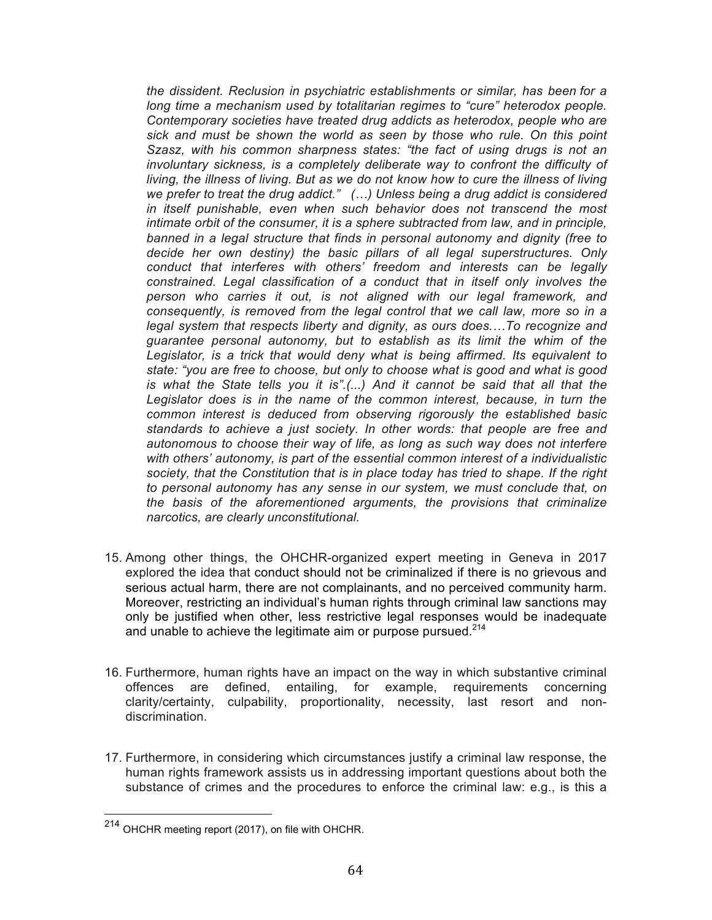*the dissident. Reclusion in psychiatric establishments or similar, has been for a long time a mechanism used by totalitarian regimes to "cure" heterodox people. Contemporary societies have treated drug addicts as heterodox, people who are sick and must be shown the world as seen by those who rule. On this point Szasz, with his common sharpness states: "the fact of using drugs is not an involuntary sickness, is a completely deliberate way to confront the difficulty of living, the illness of living. But as we do not know how to cure the illness of living we prefer to treat the drug addict." (…) Unless being a drug addict is considered in itself punishable, even when such behavior does not transcend the most intimate orbit of the consumer, it is a sphere subtracted from law, and in principle, banned in a legal structure that finds in personal autonomy and dignity (free to decide her own destiny) the basic pillars of all legal superstructures. Only conduct that interferes with others' freedom and interests can be legally constrained. Legal classification of a conduct that in itself only involves the person who carries it out, is not aligned with our legal framework, and consequently, is removed from the legal control that we call law, more so in a legal system that respects liberty and dignity, as ours does.…To recognize and guarantee personal autonomy, but to establish as its limit the whim of the Legislator, is a trick that would deny what is being affirmed. Its equivalent to state: "you are free to choose, but only to choose what is good and what is good is what the State tells you it is".(...) And it cannot be said that all that the Legislator does is in the name of the common interest, because, in turn the common interest is deduced from observing rigorously the established basic standards to achieve a just society. In other words: that people are free and autonomous to choose their way of life, as long as such way does not interfere with others' autonomy, is part of the essential common interest of a individualistic society, that the Constitution that is in place today has tried to shape. If the right to personal autonomy has any sense in our system, we must conclude that, on the basis of the aforementioned arguments, the provisions that criminalize narcotics, are clearly unconstitutional.*

15. Among other things, the OHCHR-organized expert meeting in Geneva in 2017 explored the idea that conduct should not be criminalized if there is no grievous and serious actual harm, there are not complainants, and no perceived community harm. Moreover, restricting an individual's human rights through criminal law sanctions may only be justified when other, less restrictive legal responses would be inadequate and unable to achieve the legitimate aim or purpose pursued.[214]

16. Furthermore, human rights have an impact on the way in which substantive criminal offences are defined, entailing, for example, requirements concerning clarity/certainty, culpability, proportionality, necessity, last resort and non-discrimination.

17. Furthermore, in considering which circumstances justify a criminal law response, the human rights framework assists us in addressing important questions about both the substance of crimes and the procedures to enforce the criminal law: e.g., is this a

[214] OHCHR meeting report (2017), on file with OHCHR.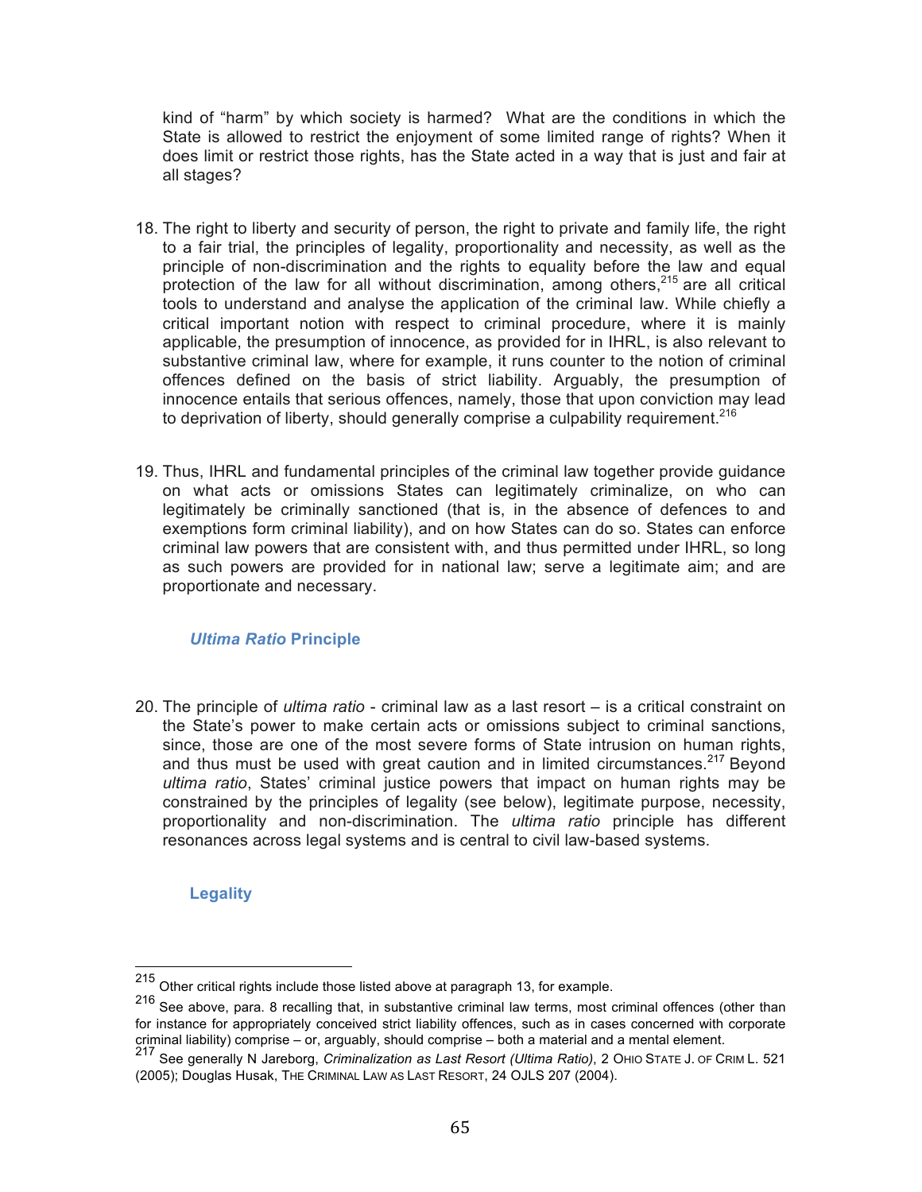kind of "harm" by which society is harmed? What are the conditions in which the State is allowed to restrict the enjoyment of some limited range of rights? When it does limit or restrict those rights, has the State acted in a way that is just and fair at all stages?

18. The right to liberty and security of person, the right to private and family life, the right to a fair trial, the principles of legality, proportionality and necessity, as well as the principle of non-discrimination and the rights to equality before the law and equal protection of the law for all without discrimination, among others,[215] are all critical tools to understand and analyse the application of the criminal law. While chiefly a critical important notion with respect to criminal procedure, where it is mainly applicable, the presumption of innocence, as provided for in IHRL, is also relevant to substantive criminal law, where for example, it runs counter to the notion of criminal offences defined on the basis of strict liability. Arguably, the presumption of innocence entails that serious offences, namely, those that upon conviction may lead to deprivation of liberty, should generally comprise a culpability requirement.[216]

19. Thus, IHRL and fundamental principles of the criminal law together provide guidance on what acts or omissions States can legitimately criminalize, on who can legitimately be criminally sanctioned (that is, in the absence of defences to and exemptions form criminal liability), and on how States can do so. States can enforce criminal law powers that are consistent with, and thus permitted under IHRL, so long as such powers are provided for in national law; serve a legitimate aim; and are proportionate and necessary.

### *Ultima Ratio* Principle

20. The principle of *ultima ratio* - criminal law as a last resort – is a critical constraint on the State's power to make certain acts or omissions subject to criminal sanctions, since, those are one of the most severe forms of State intrusion on human rights, and thus must be used with great caution and in limited circumstances.[217] Beyond *ultima ratio*, States' criminal justice powers that impact on human rights may be constrained by the principles of legality (see below), legitimate purpose, necessity, proportionality and non-discrimination. The *ultima ratio* principle has different resonances across legal systems and is central to civil law-based systems.

### Legality

---

[215] Other critical rights include those listed above at paragraph 13, for example.

[216] See above, para. 8 recalling that, in substantive criminal law terms, most criminal offences (other than for instance for appropriately conceived strict liability offences, such as in cases concerned with corporate criminal liability) comprise – or, arguably, should comprise – both a material and a mental element.

[217] See generally N Jareborg, *Criminalization as Last Resort (Ultima Ratio)*, 2 OHIO STATE J. OF CRIM L. 521 (2005); Douglas Husak, THE CRIMINAL LAW AS LAST RESORT, 24 OJLS 207 (2004).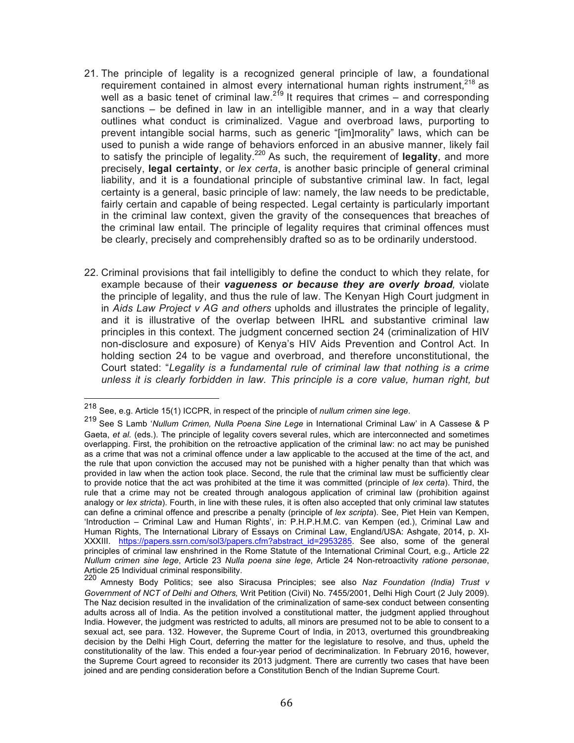21. The principle of legality is a recognized general principle of law, a foundational requirement contained in almost every international human rights instrument,[218] as well as a basic tenet of criminal law.[219] It requires that crimes – and corresponding sanctions – be defined in law in an intelligible manner, and in a way that clearly outlines what conduct is criminalized. Vague and overbroad laws, purporting to prevent intangible social harms, such as generic "[im]morality" laws, which can be used to punish a wide range of behaviors enforced in an abusive manner, likely fail to satisfy the principle of legality.[220] As such, the requirement of **legality**, and more precisely, **legal certainty**, or *lex certa*, is another basic principle of general criminal liability, and it is a foundational principle of substantive criminal law. In fact, legal certainty is a general, basic principle of law: namely, the law needs to be predictable, fairly certain and capable of being respected. Legal certainty is particularly important in the criminal law context, given the gravity of the consequences that breaches of the criminal law entail. The principle of legality requires that criminal offences must be clearly, precisely and comprehensibly drafted so as to be ordinarily understood.

22. Criminal provisions that fail intelligibly to define the conduct to which they relate, for example because of their ***vagueness or because they are overly broad,*** violate the principle of legality, and thus the rule of law. The Kenyan High Court judgment in in *Aids Law Project v AG and others* upholds and illustrates the principle of legality, and it is illustrative of the overlap between IHRL and substantive criminal law principles in this context. The judgment concerned section 24 (criminalization of HIV non-disclosure and exposure) of Kenya's HIV Aids Prevention and Control Act. In holding section 24 to be vague and overbroad, and therefore unconstitutional, the Court stated: "*Legality is a fundamental rule of criminal law that nothing is a crime unless it is clearly forbidden in law. This principle is a core value, human right, but*

---

[218] See, e.g. Article 15(1) ICCPR, in respect of the principle of *nullum crimen sine lege*.

[219] See S Lamb '*Nullum Crimen, Nulla Poena Sine Lege* in International Criminal Law' in A Cassese & P Gaeta, *et al.* (eds.). The principle of legality covers several rules, which are interconnected and sometimes overlapping. First, the prohibition on the retroactive application of the criminal law: no act may be punished as a crime that was not a criminal offence under a law applicable to the accused at the time of the act, and the rule that upon conviction the accused may not be punished with a higher penalty than that which was provided in law when the action took place. Second, the rule that the criminal law must be sufficiently clear to provide notice that the act was prohibited at the time it was committed (principle of *lex certa*). Third, the rule that a crime may not be created through analogous application of criminal law (prohibition against analogy or *lex stricta*). Fourth, in line with these rules, it is often also accepted that only criminal law statutes can define a criminal offence and prescribe a penalty (principle of *lex scripta*). See, Piet Hein van Kempen, 'Introduction – Criminal Law and Human Rights', in: P.H.P.H.M.C. van Kempen (ed.), Criminal Law and Human Rights, The International Library of Essays on Criminal Law, England/USA: Ashgate, 2014, p. XI-XXXIII. https://papers.ssrn.com/sol3/papers.cfm?abstract_id=2953285. See also, some of the general principles of criminal law enshrined in the Rome Statute of the International Criminal Court, e.g., Article 22 *Nullum crimen sine lege*, Article 23 *Nulla poena sine lege*, Article 24 Non-retroactivity *ratione personae*, Article 25 Individual criminal responsibility.

[220] Amnesty Body Politics; see also Siracusa Principles; see also *Naz Foundation (India) Trust v Government of NCT of Delhi and Others,* Writ Petition (Civil) No. 7455/2001, Delhi High Court (2 July 2009). The Naz decision resulted in the invalidation of the criminalization of same-sex conduct between consenting adults across all of India. As the petition involved a constitutional matter, the judgment applied throughout India. However, the judgment was restricted to adults, all minors are presumed not to be able to consent to a sexual act, see para. 132. However, the Supreme Court of India, in 2013, overturned this groundbreaking decision by the Delhi High Court, deferring the matter for the legislature to resolve, and thus, upheld the constitutionality of the law. This ended a four-year period of decriminalization. In February 2016, however, the Supreme Court agreed to reconsider its 2013 judgment. There are currently two cases that have been joined and are pending consideration before a Constitution Bench of the Indian Supreme Court.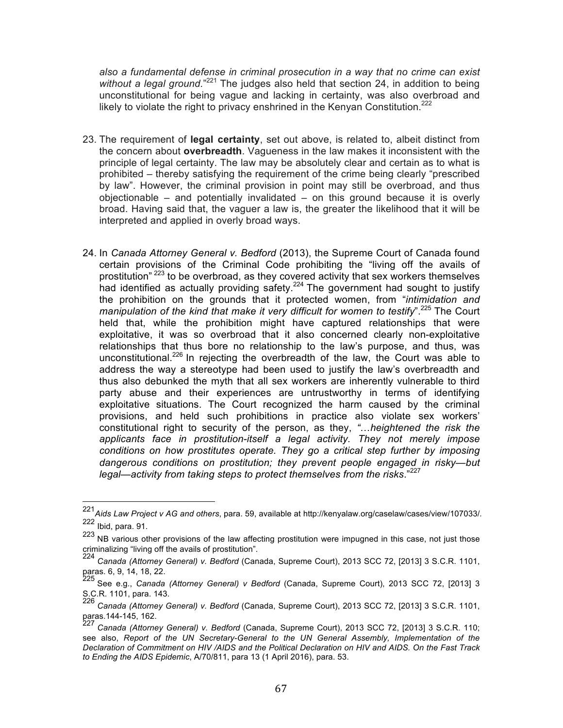*also a fundamental defense in criminal prosecution in a way that no crime can exist without a legal ground.*"[221] The judges also held that section 24, in addition to being unconstitutional for being vague and lacking in certainty, was also overbroad and likely to violate the right to privacy enshrined in the Kenyan Constitution.[222]

23. The requirement of **legal certainty**, set out above, is related to, albeit distinct from the concern about **overbreadth**. Vagueness in the law makes it inconsistent with the principle of legal certainty. The law may be absolutely clear and certain as to what is prohibited – thereby satisfying the requirement of the crime being clearly "prescribed by law". However, the criminal provision in point may still be overbroad, and thus objectionable – and potentially invalidated – on this ground because it is overly broad. Having said that, the vaguer a law is, the greater the likelihood that it will be interpreted and applied in overly broad ways.

24. In *Canada Attorney General v. Bedford* (2013), the Supreme Court of Canada found certain provisions of the Criminal Code prohibiting the "living off the avails of prostitution" [223] to be overbroad, as they covered activity that sex workers themselves had identified as actually providing safety.[224] The government had sought to justify the prohibition on the grounds that it protected women, from "*intimidation and manipulation of the kind that make it very difficult for women to testify*".[225] The Court held that, while the prohibition might have captured relationships that were exploitative, it was so overbroad that it also concerned clearly non-exploitative relationships that thus bore no relationship to the law's purpose, and thus, was unconstitutional.[226] In rejecting the overbreadth of the law, the Court was able to address the way a stereotype had been used to justify the law's overbreadth and thus also debunked the myth that all sex workers are inherently vulnerable to third party abuse and their experiences are untrustworthy in terms of identifying exploitative situations. The Court recognized the harm caused by the criminal provisions, and held such prohibitions in practice also violate sex workers' constitutional right to security of the person, as they, *"…heightened the risk the applicants face in prostitution-itself a legal activity. They not merely impose conditions on how prostitutes operate. They go a critical step further by imposing dangerous conditions on prostitution; they prevent people engaged in risky—but legal—activity from taking steps to protect themselves from the risks*."[227]

---

[221] *Aids Law Project v AG and others*, para. 59, available at http://kenyalaw.org/caselaw/cases/view/107033/.

[222] Ibid, para. 91.

[223] NB various other provisions of the law affecting prostitution were impugned in this case, not just those criminalizing "living off the avails of prostitution".

[224] *Canada (Attorney General) v. Bedford* (Canada, Supreme Court), 2013 SCC 72, [2013] 3 S.C.R. 1101, paras. 6, 9, 14, 18, 22.

[225] See e.g., *Canada (Attorney General) v Bedford* (Canada, Supreme Court), 2013 SCC 72, [2013] 3 S.C.R. 1101, para. 143.

[226] *Canada (Attorney General) v. Bedford* (Canada, Supreme Court), 2013 SCC 72, [2013] 3 S.C.R. 1101, paras.144-145, 162.

[227] *Canada (Attorney General) v. Bedford* (Canada, Supreme Court), 2013 SCC 72, [2013] 3 S.C.R. 110; see also, *Report of the UN Secretary-General to the UN General Assembly, Implementation of the Declaration of Commitment on HIV /AIDS and the Political Declaration on HIV and AIDS. On the Fast Track to Ending the AIDS Epidemic*, A/70/811, para 13 (1 April 2016), para. 53.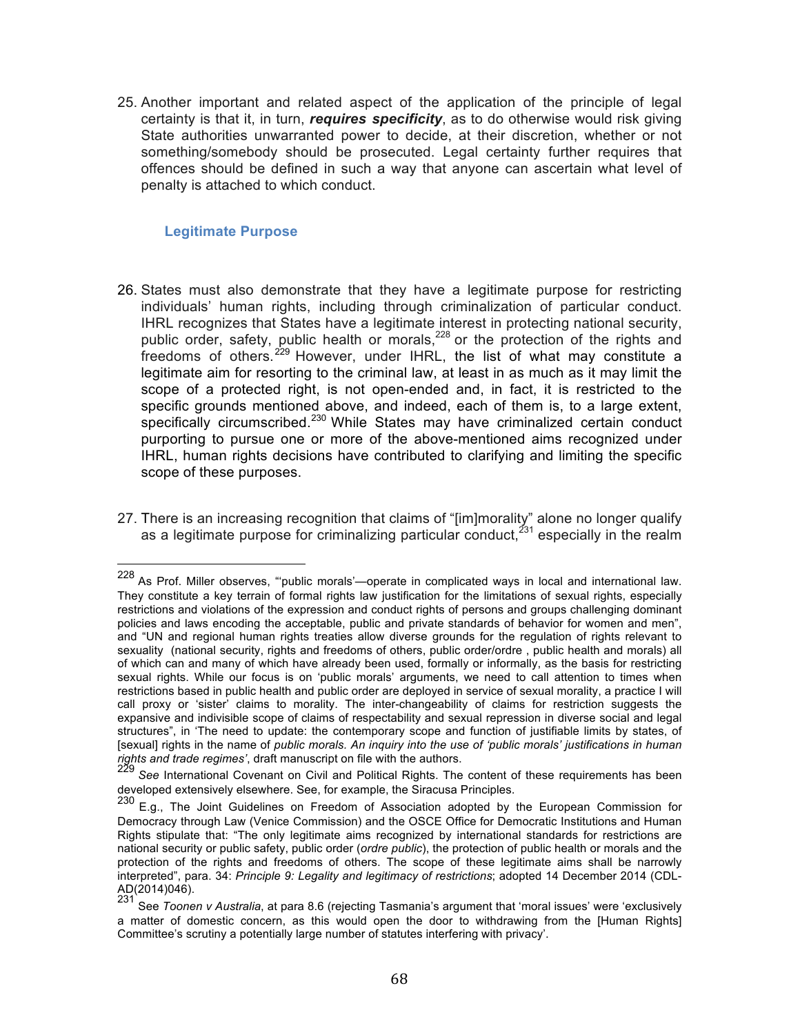25. Another important and related aspect of the application of the principle of legal certainty is that it, in turn, ***requires specificity***, as to do otherwise would risk giving State authorities unwarranted power to decide, at their discretion, whether or not something/somebody should be prosecuted. Legal certainty further requires that offences should be defined in such a way that anyone can ascertain what level of penalty is attached to which conduct.

### Legitimate Purpose

26. States must also demonstrate that they have a legitimate purpose for restricting individuals' human rights, including through criminalization of particular conduct. IHRL recognizes that States have a legitimate interest in protecting national security, public order, safety, public health or morals,[228] or the protection of the rights and freedoms of others.[229] However, under IHRL, the list of what may constitute a legitimate aim for resorting to the criminal law, at least in as much as it may limit the scope of a protected right, is not open-ended and, in fact, it is restricted to the specific grounds mentioned above, and indeed, each of them is, to a large extent, specifically circumscribed.[230] While States may have criminalized certain conduct purporting to pursue one or more of the above-mentioned aims recognized under IHRL, human rights decisions have contributed to clarifying and limiting the specific scope of these purposes.

27. There is an increasing recognition that claims of "[im]morality" alone no longer qualify as a legitimate purpose for criminalizing particular conduct,[231] especially in the realm

---

[228] As Prof. Miller observes, "'public morals'—operate in complicated ways in local and international law. They constitute a key terrain of formal rights law justification for the limitations of sexual rights, especially restrictions and violations of the expression and conduct rights of persons and groups challenging dominant policies and laws encoding the acceptable, public and private standards of behavior for women and men", and "UN and regional human rights treaties allow diverse grounds for the regulation of rights relevant to sexuality (national security, rights and freedoms of others, public order/ordre , public health and morals) all of which can and many of which have already been used, formally or informally, as the basis for restricting sexual rights. While our focus is on 'public morals' arguments, we need to call attention to times when restrictions based in public health and public order are deployed in service of sexual morality, a practice I will call proxy or 'sister' claims to morality. The inter-changeability of claims for restriction suggests the expansive and indivisible scope of claims of respectability and sexual repression in diverse social and legal structures", in 'The need to update: the contemporary scope and function of justifiable limits by states, of [sexual] rights in the name of *public morals. An inquiry into the use of 'public morals' justifications in human rights and trade regimes'*, draft manuscript on file with the authors.

[229] *See* International Covenant on Civil and Political Rights. The content of these requirements has been developed extensively elsewhere. See, for example, the Siracusa Principles.

[230] E.g., The Joint Guidelines on Freedom of Association adopted by the European Commission for Democracy through Law (Venice Commission) and the OSCE Office for Democratic Institutions and Human Rights stipulate that: "The only legitimate aims recognized by international standards for restrictions are national security or public safety, public order (*ordre public*), the protection of public health or morals and the protection of the rights and freedoms of others. The scope of these legitimate aims shall be narrowly interpreted", para. 34: *Principle 9: Legality and legitimacy of restrictions*; adopted 14 December 2014 (CDL-AD(2014)046).

[231] See *Toonen v Australia*, at para 8.6 (rejecting Tasmania's argument that 'moral issues' were 'exclusively a matter of domestic concern, as this would open the door to withdrawing from the [Human Rights] Committee's scrutiny a potentially large number of statutes interfering with privacy'.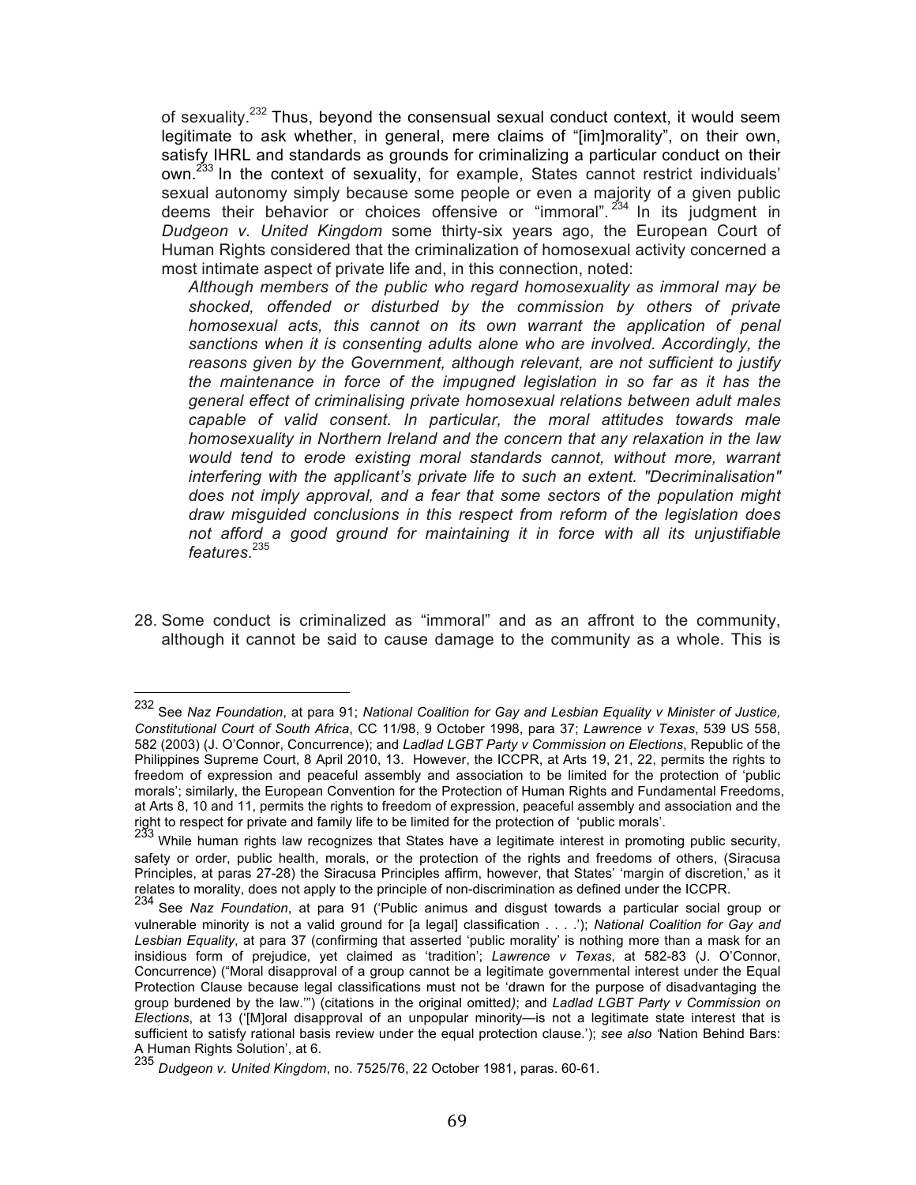of sexuality.[232] Thus, beyond the consensual sexual conduct context, it would seem legitimate to ask whether, in general, mere claims of "[im]morality", on their own, satisfy IHRL and standards as grounds for criminalizing a particular conduct on their own.[233] In the context of sexuality, for example, States cannot restrict individuals' sexual autonomy simply because some people or even a majority of a given public deems their behavior or choices offensive or "immoral".[234] In its judgment in *Dudgeon v. United Kingdom* some thirty-six years ago, the European Court of Human Rights considered that the criminalization of homosexual activity concerned a most intimate aspect of private life and, in this connection, noted:

> *Although members of the public who regard homosexuality as immoral may be shocked, offended or disturbed by the commission by others of private homosexual acts, this cannot on its own warrant the application of penal sanctions when it is consenting adults alone who are involved. Accordingly, the reasons given by the Government, although relevant, are not sufficient to justify the maintenance in force of the impugned legislation in so far as it has the general effect of criminalising private homosexual relations between adult males capable of valid consent. In particular, the moral attitudes towards male homosexuality in Northern Ireland and the concern that any relaxation in the law would tend to erode existing moral standards cannot, without more, warrant interfering with the applicant's private life to such an extent. "Decriminalisation" does not imply approval, and a fear that some sectors of the population might draw misguided conclusions in this respect from reform of the legislation does not afford a good ground for maintaining it in force with all its unjustifiable features*.[235]

28. Some conduct is criminalized as "immoral" and as an affront to the community, although it cannot be said to cause damage to the community as a whole. This is

---

[232] See *Naz Foundation*, at para 91; *National Coalition for Gay and Lesbian Equality v Minister of Justice, Constitutional Court of South Africa*, CC 11/98, 9 October 1998, para 37; *Lawrence v Texas*, 539 US 558, 582 (2003) (J. O'Connor, Concurrence); and *Ladlad LGBT Party v Commission on Elections*, Republic of the Philippines Supreme Court, 8 April 2010, 13. However, the ICCPR, at Arts 19, 21, 22, permits the rights to freedom of expression and peaceful assembly and association to be limited for the protection of 'public morals'; similarly, the European Convention for the Protection of Human Rights and Fundamental Freedoms, at Arts 8, 10 and 11, permits the rights to freedom of expression, peaceful assembly and association and the right to respect for private and family life to be limited for the protection of 'public morals'.

[233] While human rights law recognizes that States have a legitimate interest in promoting public security, safety or order, public health, morals, or the protection of the rights and freedoms of others, (Siracusa Principles, at paras 27-28) the Siracusa Principles affirm, however, that States' 'margin of discretion,' as it relates to morality, does not apply to the principle of non-discrimination as defined under the ICCPR.

[234] See *Naz Foundation*, at para 91 ('Public animus and disgust towards a particular social group or vulnerable minority is not a valid ground for [a legal] classification . . . .'); *National Coalition for Gay and Lesbian Equality*, at para 37 (confirming that asserted 'public morality' is nothing more than a mask for an insidious form of prejudice, yet claimed as 'tradition'; *Lawrence v Texas*, at 582-83 (J. O'Connor, Concurrence) ("Moral disapproval of a group cannot be a legitimate governmental interest under the Equal Protection Clause because legal classifications must not be 'drawn for the purpose of disadvantaging the group burdened by the law.'") (citations in the original omitted); and *Ladlad LGBT Party v Commission on Elections*, at 13 ('[M]oral disapproval of an unpopular minority—is not a legitimate state interest that is sufficient to satisfy rational basis review under the equal protection clause.'); *see also* 'Nation Behind Bars: A Human Rights Solution', at 6.

[235] *Dudgeon v. United Kingdom*, no. 7525/76, 22 October 1981, paras. 60-61.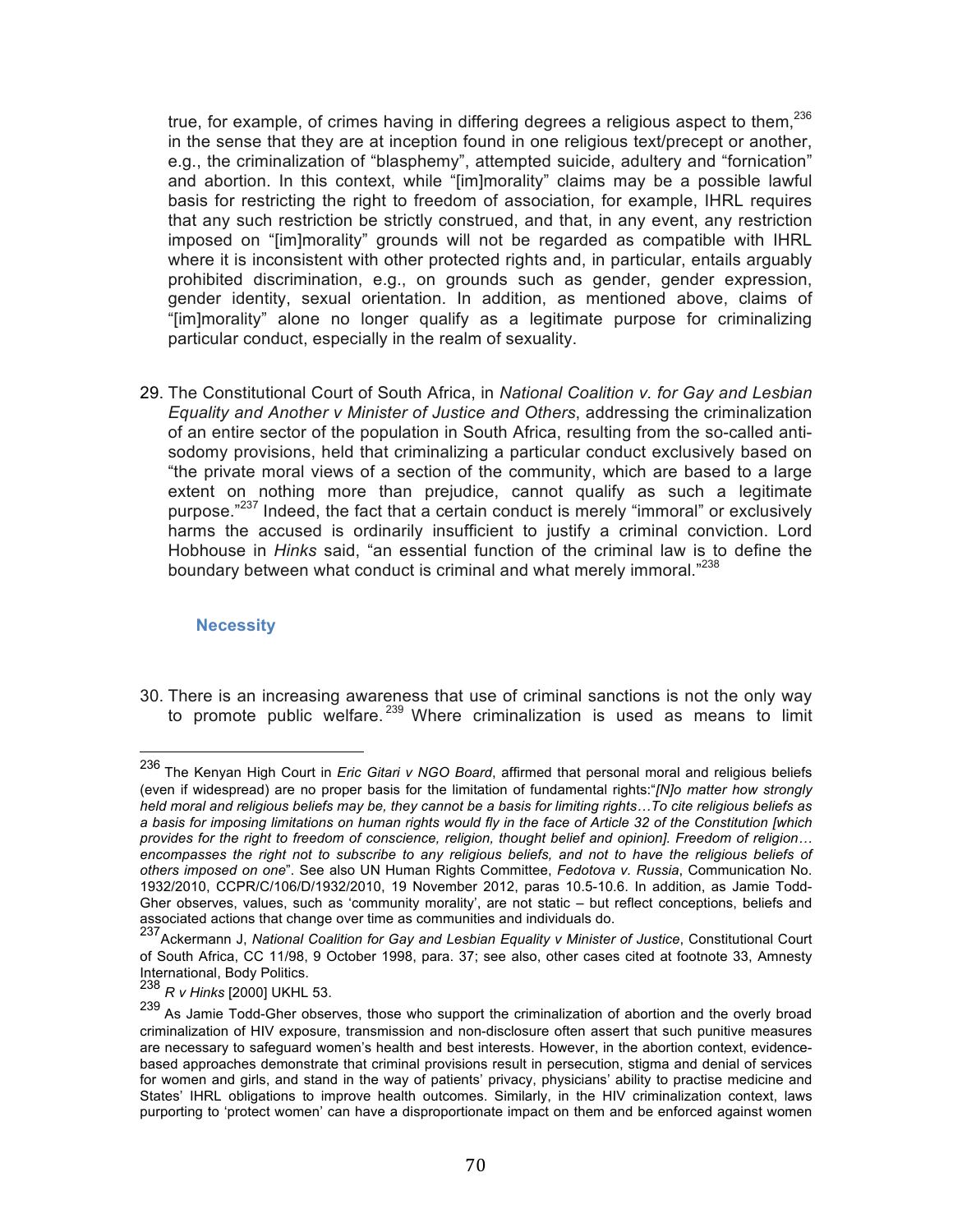true, for example, of crimes having in differing degrees a religious aspect to them,[236] in the sense that they are at inception found in one religious text/precept or another, e.g., the criminalization of "blasphemy", attempted suicide, adultery and "fornication" and abortion. In this context, while "[im]morality" claims may be a possible lawful basis for restricting the right to freedom of association, for example, IHRL requires that any such restriction be strictly construed, and that, in any event, any restriction imposed on "[im]morality" grounds will not be regarded as compatible with IHRL where it is inconsistent with other protected rights and, in particular, entails arguably prohibited discrimination, e.g., on grounds such as gender, gender expression, gender identity, sexual orientation. In addition, as mentioned above, claims of "[im]morality" alone no longer qualify as a legitimate purpose for criminalizing particular conduct, especially in the realm of sexuality.

29. The Constitutional Court of South Africa, in *National Coalition v. for Gay and Lesbian Equality and Another v Minister of Justice and Others*, addressing the criminalization of an entire sector of the population in South Africa, resulting from the so-called anti-sodomy provisions, held that criminalizing a particular conduct exclusively based on "the private moral views of a section of the community, which are based to a large extent on nothing more than prejudice, cannot qualify as such a legitimate purpose."[237] Indeed, the fact that a certain conduct is merely "immoral" or exclusively harms the accused is ordinarily insufficient to justify a criminal conviction. Lord Hobhouse in *Hinks* said, "an essential function of the criminal law is to define the boundary between what conduct is criminal and what merely immoral."[238]

### Necessity

30. There is an increasing awareness that use of criminal sanctions is not the only way to promote public welfare.[239] Where criminalization is used as means to limit

---

[236] The Kenyan High Court in *Eric Gitari v NGO Board*, affirmed that personal moral and religious beliefs (even if widespread) are no proper basis for the limitation of fundamental rights:"*[N]o matter how strongly held moral and religious beliefs may be, they cannot be a basis for limiting rights…To cite religious beliefs as a basis for imposing limitations on human rights would fly in the face of Article 32 of the Constitution [which provides for the right to freedom of conscience, religion, thought belief and opinion]. Freedom of religion… encompasses the right not to subscribe to any religious beliefs, and not to have the religious beliefs of others imposed on one*". See also UN Human Rights Committee, *Fedotova v. Russia*, Communication No. 1932/2010, CCPR/C/106/D/1932/2010, 19 November 2012, paras 10.5-10.6. In addition, as Jamie Todd-Gher observes, values, such as 'community morality', are not static – but reflect conceptions, beliefs and associated actions that change over time as communities and individuals do.

[237] Ackermann J, *National Coalition for Gay and Lesbian Equality v Minister of Justice*, Constitutional Court of South Africa, CC 11/98, 9 October 1998, para. 37; see also, other cases cited at footnote 33, Amnesty International, Body Politics.

[238] *R v Hinks* [2000] UKHL 53.

[239] As Jamie Todd-Gher observes, those who support the criminalization of abortion and the overly broad criminalization of HIV exposure, transmission and non-disclosure often assert that such punitive measures are necessary to safeguard women's health and best interests. However, in the abortion context, evidence-based approaches demonstrate that criminal provisions result in persecution, stigma and denial of services for women and girls, and stand in the way of patients' privacy, physicians' ability to practise medicine and States' IHRL obligations to improve health outcomes. Similarly, in the HIV criminalization context, laws purporting to 'protect women' can have a disproportionate impact on them and be enforced against women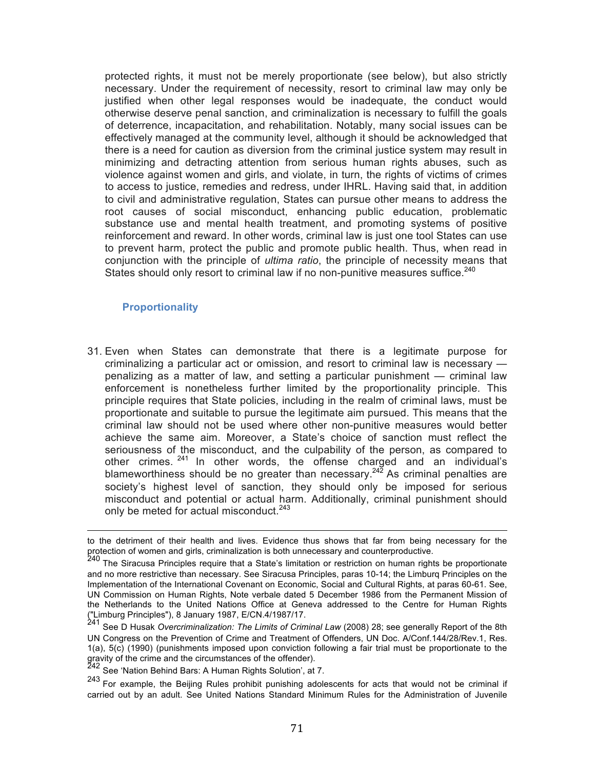protected rights, it must not be merely proportionate (see below), but also strictly necessary. Under the requirement of necessity, resort to criminal law may only be justified when other legal responses would be inadequate, the conduct would otherwise deserve penal sanction, and criminalization is necessary to fulfill the goals of deterrence, incapacitation, and rehabilitation. Notably, many social issues can be effectively managed at the community level, although it should be acknowledged that there is a need for caution as diversion from the criminal justice system may result in minimizing and detracting attention from serious human rights abuses, such as violence against women and girls, and violate, in turn, the rights of victims of crimes to access to justice, remedies and redress, under IHRL. Having said that, in addition to civil and administrative regulation, States can pursue other means to address the root causes of social misconduct, enhancing public education, problematic substance use and mental health treatment, and promoting systems of positive reinforcement and reward. In other words, criminal law is just one tool States can use to prevent harm, protect the public and promote public health. Thus, when read in conjunction with the principle of *ultima ratio*, the principle of necessity means that States should only resort to criminal law if no non-punitive measures suffice.[240]

### Proportionality

31. Even when States can demonstrate that there is a legitimate purpose for criminalizing a particular act or omission, and resort to criminal law is necessary — penalizing as a matter of law, and setting a particular punishment — criminal law enforcement is nonetheless further limited by the proportionality principle. This principle requires that State policies, including in the realm of criminal laws, must be proportionate and suitable to pursue the legitimate aim pursued. This means that the criminal law should not be used where other non-punitive measures would better achieve the same aim. Moreover, a State's choice of sanction must reflect the seriousness of the misconduct, and the culpability of the person, as compared to other crimes.[241] In other words, the offense charged and an individual's blameworthiness should be no greater than necessary.[242] As criminal penalties are society's highest level of sanction, they should only be imposed for serious misconduct and potential or actual harm. Additionally, criminal punishment should only be meted for actual misconduct.[243]

---

to the detriment of their health and lives. Evidence thus shows that far from being necessary for the protection of women and girls, criminalization is both unnecessary and counterproductive.

[240] The Siracusa Principles require that a State's limitation or restriction on human rights be proportionate and no more restrictive than necessary. See Siracusa Principles, paras 10-14; the Limburq Principles on the Implementation of the International Covenant on Economic, Social and Cultural Rights, at paras 60-61. See, UN Commission on Human Rights, Note verbale dated 5 December 1986 from the Permanent Mission of the Netherlands to the United Nations Office at Geneva addressed to the Centre for Human Rights ("Limburg Principles"), 8 January 1987, E/CN.4/1987/17.

[241] See D Husak *Overcriminalization: The Limits of Criminal Law* (2008) 28; see generally Report of the 8th UN Congress on the Prevention of Crime and Treatment of Offenders, UN Doc. A/Conf.144/28/Rev.1, Res. 1(a), 5(c) (1990) (punishments imposed upon conviction following a fair trial must be proportionate to the gravity of the crime and the circumstances of the offender).

[242] See 'Nation Behind Bars: A Human Rights Solution', at 7.

[243] For example, the Beijing Rules prohibit punishing adolescents for acts that would not be criminal if carried out by an adult. See United Nations Standard Minimum Rules for the Administration of Juvenile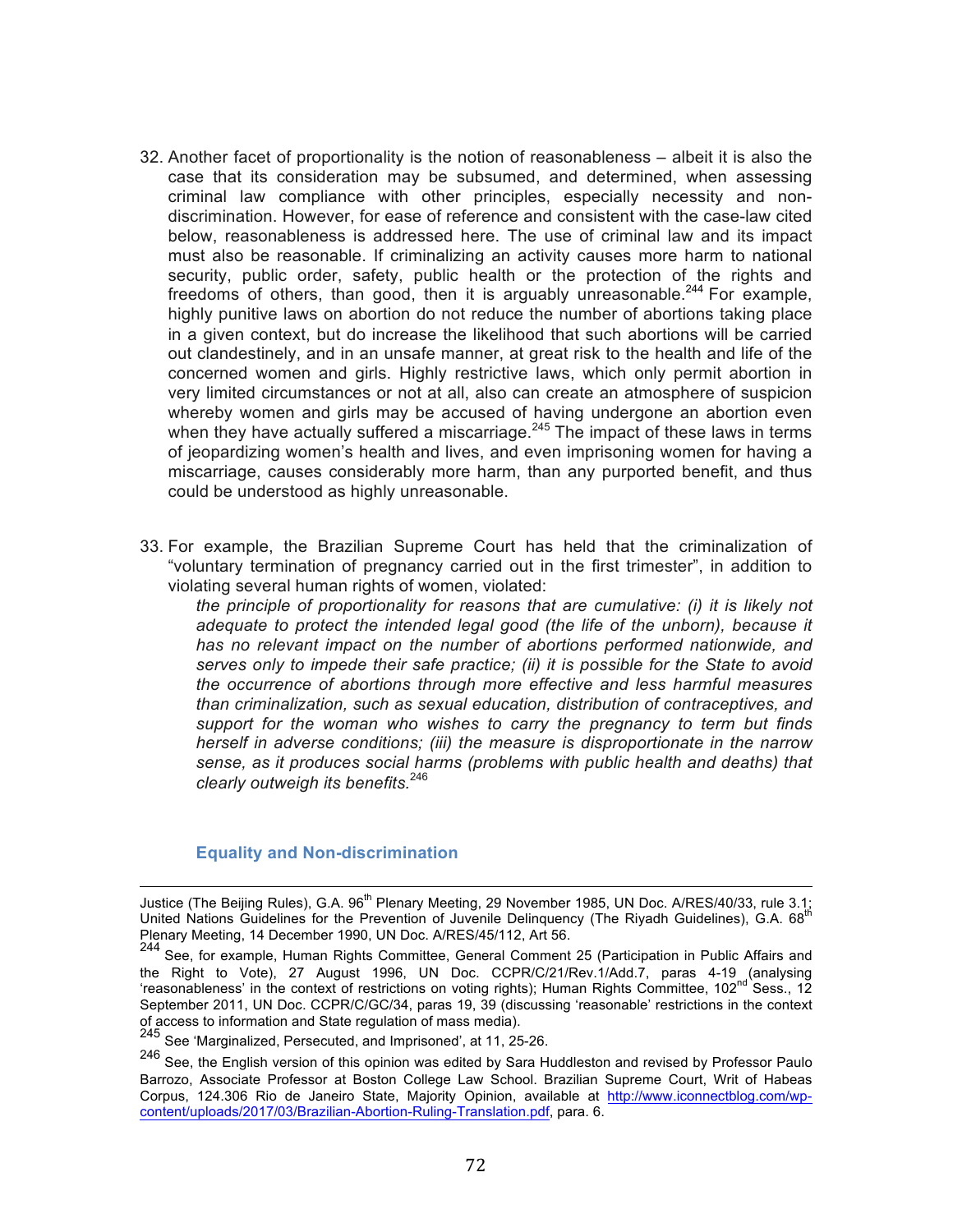32. Another facet of proportionality is the notion of reasonableness – albeit it is also the case that its consideration may be subsumed, and determined, when assessing criminal law compliance with other principles, especially necessity and non-discrimination. However, for ease of reference and consistent with the case-law cited below, reasonableness is addressed here. The use of criminal law and its impact must also be reasonable. If criminalizing an activity causes more harm to national security, public order, safety, public health or the protection of the rights and freedoms of others, than good, then it is arguably unreasonable.[244] For example, highly punitive laws on abortion do not reduce the number of abortions taking place in a given context, but do increase the likelihood that such abortions will be carried out clandestinely, and in an unsafe manner, at great risk to the health and life of the concerned women and girls. Highly restrictive laws, which only permit abortion in very limited circumstances or not at all, also can create an atmosphere of suspicion whereby women and girls may be accused of having undergone an abortion even when they have actually suffered a miscarriage.[245] The impact of these laws in terms of jeopardizing women's health and lives, and even imprisoning women for having a miscarriage, causes considerably more harm, than any purported benefit, and thus could be understood as highly unreasonable.

33. For example, the Brazilian Supreme Court has held that the criminalization of "voluntary termination of pregnancy carried out in the first trimester", in addition to violating several human rights of women, violated:

    *the principle of proportionality for reasons that are cumulative: (i) it is likely not adequate to protect the intended legal good (the life of the unborn), because it has no relevant impact on the number of abortions performed nationwide, and serves only to impede their safe practice; (ii) it is possible for the State to avoid the occurrence of abortions through more effective and less harmful measures than criminalization, such as sexual education, distribution of contraceptives, and support for the woman who wishes to carry the pregnancy to term but finds herself in adverse conditions; (iii) the measure is disproportionate in the narrow sense, as it produces social harms (problems with public health and deaths) that clearly outweigh its benefits.*[246]

### Equality and Non-discrimination

---

Justice (The Beijing Rules), G.A. 96th Plenary Meeting, 29 November 1985, UN Doc. A/RES/40/33, rule 3.1; United Nations Guidelines for the Prevention of Juvenile Delinquency (The Riyadh Guidelines), G.A. 68th Plenary Meeting, 14 December 1990, UN Doc. A/RES/45/112, Art 56.

[244] See, for example, Human Rights Committee, General Comment 25 (Participation in Public Affairs and the Right to Vote), 27 August 1996, UN Doc. CCPR/C/21/Rev.1/Add.7, paras 4-19 (analysing 'reasonableness' in the context of restrictions on voting rights); Human Rights Committee, 102nd Sess., 12 September 2011, UN Doc. CCPR/C/GC/34, paras 19, 39 (discussing 'reasonable' restrictions in the context of access to information and State regulation of mass media).

[245] See 'Marginalized, Persecuted, and Imprisoned', at 11, 25-26.

[246] See, the English version of this opinion was edited by Sara Huddleston and revised by Professor Paulo Barrozo, Associate Professor at Boston College Law School. Brazilian Supreme Court, Writ of Habeas Corpus, 124.306 Rio de Janeiro State, Majority Opinion, available at http://www.iconnectblog.com/wp-content/uploads/2017/03/Brazilian-Abortion-Ruling-Translation.pdf, para. 6.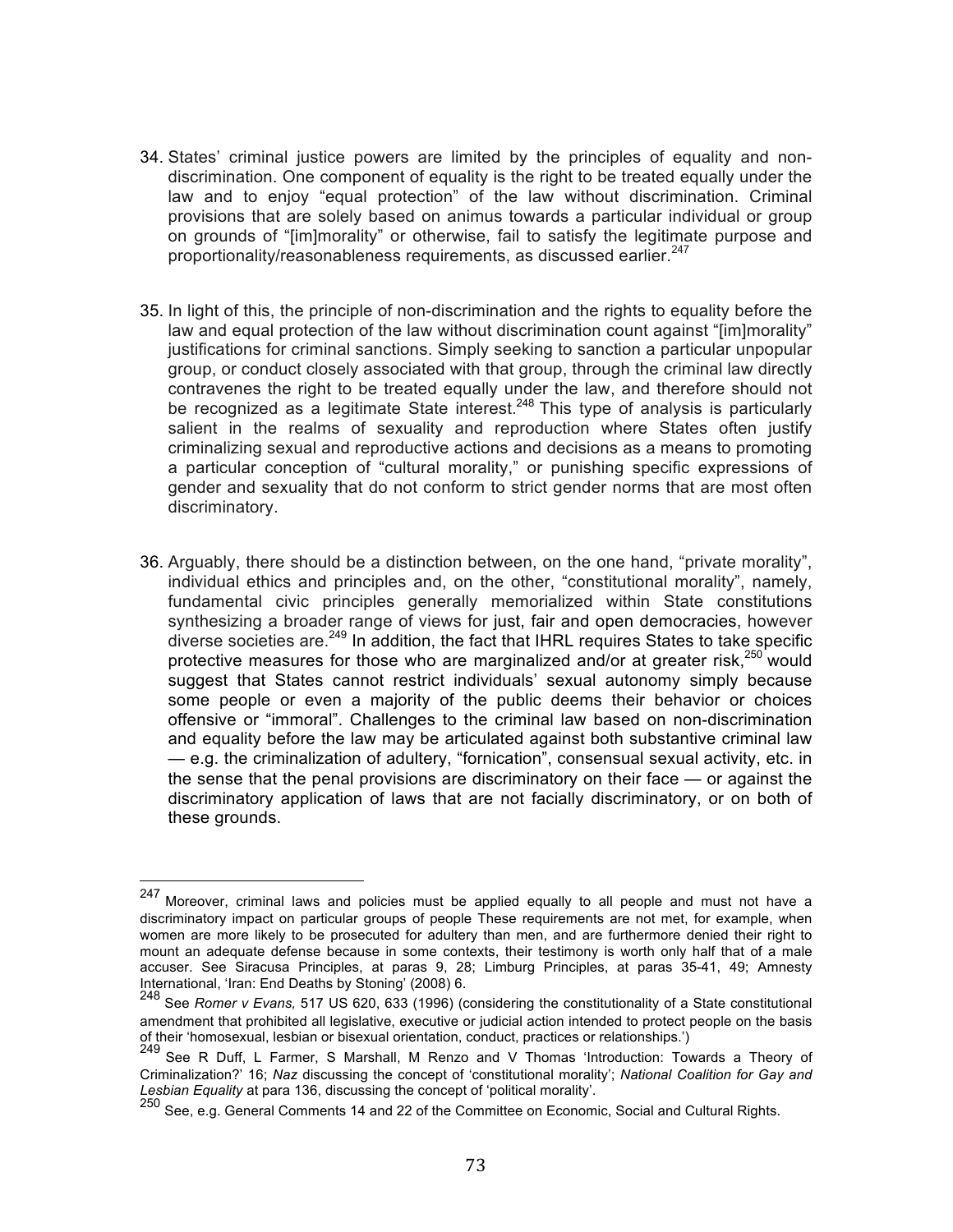34. States' criminal justice powers are limited by the principles of equality and non-discrimination. One component of equality is the right to be treated equally under the law and to enjoy "equal protection" of the law without discrimination. Criminal provisions that are solely based on animus towards a particular individual or group on grounds of "[im]morality" or otherwise, fail to satisfy the legitimate purpose and proportionality/reasonableness requirements, as discussed earlier.[247]

35. In light of this, the principle of non-discrimination and the rights to equality before the law and equal protection of the law without discrimination count against "[im]morality" justifications for criminal sanctions. Simply seeking to sanction a particular unpopular group, or conduct closely associated with that group, through the criminal law directly contravenes the right to be treated equally under the law, and therefore should not be recognized as a legitimate State interest.[248] This type of analysis is particularly salient in the realms of sexuality and reproduction where States often justify criminalizing sexual and reproductive actions and decisions as a means to promoting a particular conception of "cultural morality," or punishing specific expressions of gender and sexuality that do not conform to strict gender norms that are most often discriminatory.

36. Arguably, there should be a distinction between, on the one hand, "private morality", individual ethics and principles and, on the other, "constitutional morality", namely, fundamental civic principles generally memorialized within State constitutions synthesizing a broader range of views for just, fair and open democracies, however diverse societies are.[249] In addition, the fact that IHRL requires States to take specific protective measures for those who are marginalized and/or at greater risk,[250] would suggest that States cannot restrict individuals' sexual autonomy simply because some people or even a majority of the public deems their behavior or choices offensive or "immoral". Challenges to the criminal law based on non-discrimination and equality before the law may be articulated against both substantive criminal law — e.g. the criminalization of adultery, "fornication", consensual sexual activity, etc. in the sense that the penal provisions are discriminatory on their face — or against the discriminatory application of laws that are not facially discriminatory, or on both of these grounds.

---

[247] Moreover, criminal laws and policies must be applied equally to all people and must not have a discriminatory impact on particular groups of people These requirements are not met, for example, when women are more likely to be prosecuted for adultery than men, and are furthermore denied their right to mount an adequate defense because in some contexts, their testimony is worth only half that of a male accuser. See Siracusa Principles, at paras 9, 28; Limburg Principles, at paras 35-41, 49; Amnesty International, 'Iran: End Deaths by Stoning' (2008) 6.

[248] See *Romer v Evans,* 517 US 620, 633 (1996) (considering the constitutionality of a State constitutional amendment that prohibited all legislative, executive or judicial action intended to protect people on the basis of their 'homosexual, lesbian or bisexual orientation, conduct, practices or relationships.')

[249] See R Duff, L Farmer, S Marshall, M Renzo and V Thomas 'Introduction: Towards a Theory of Criminalization?' 16; *Naz* discussing the concept of 'constitutional morality'; *National Coalition for Gay and Lesbian Equality* at para 136, discussing the concept of 'political morality'.

[250] See, e.g. General Comments 14 and 22 of the Committee on Economic, Social and Cultural Rights.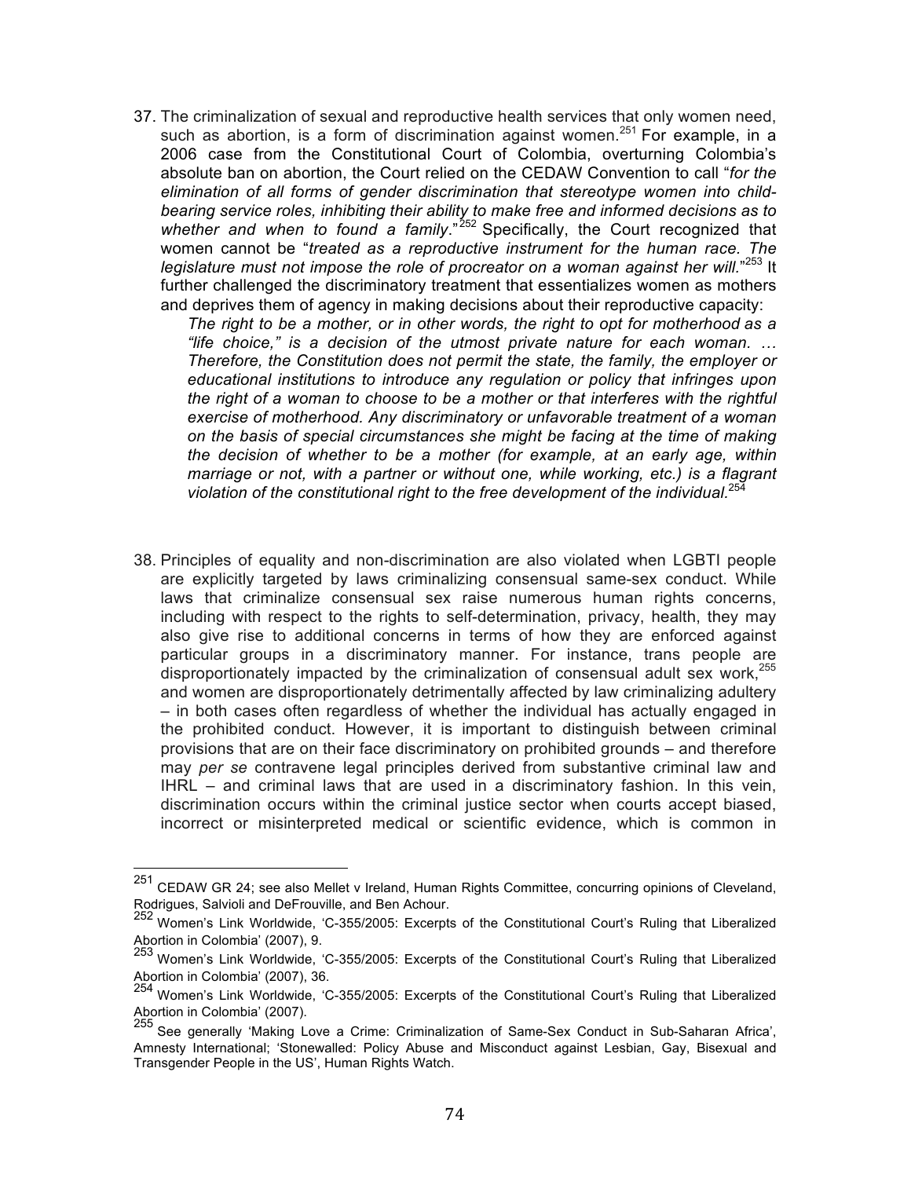37. The criminalization of sexual and reproductive health services that only women need, such as abortion, is a form of discrimination against women.[251] For example, in a 2006 case from the Constitutional Court of Colombia, overturning Colombia's absolute ban on abortion, the Court relied on the CEDAW Convention to call "*for the elimination of all forms of gender discrimination that stereotype women into child-bearing service roles, inhibiting their ability to make free and informed decisions as to whether and when to found a family*."[252] Specifically, the Court recognized that women cannot be "*treated as a reproductive instrument for the human race. The legislature must not impose the role of procreator on a woman against her will.*"[253] It further challenged the discriminatory treatment that essentializes women as mothers and deprives them of agency in making decisions about their reproductive capacity:

    *The right to be a mother, or in other words, the right to opt for motherhood as a "life choice," is a decision of the utmost private nature for each woman. … Therefore, the Constitution does not permit the state, the family, the employer or educational institutions to introduce any regulation or policy that infringes upon the right of a woman to choose to be a mother or that interferes with the rightful exercise of motherhood. Any discriminatory or unfavorable treatment of a woman on the basis of special circumstances she might be facing at the time of making the decision of whether to be a mother (for example, at an early age, within marriage or not, with a partner or without one, while working, etc.) is a flagrant violation of the constitutional right to the free development of the individual.*[254]

38. Principles of equality and non-discrimination are also violated when LGBTI people are explicitly targeted by laws criminalizing consensual same-sex conduct. While laws that criminalize consensual sex raise numerous human rights concerns, including with respect to the rights to self-determination, privacy, health, they may also give rise to additional concerns in terms of how they are enforced against particular groups in a discriminatory manner. For instance, trans people are disproportionately impacted by the criminalization of consensual adult sex work,[255] and women are disproportionately detrimentally affected by law criminalizing adultery – in both cases often regardless of whether the individual has actually engaged in the prohibited conduct. However, it is important to distinguish between criminal provisions that are on their face discriminatory on prohibited grounds – and therefore may *per se* contravene legal principles derived from substantive criminal law and IHRL – and criminal laws that are used in a discriminatory fashion. In this vein, discrimination occurs within the criminal justice sector when courts accept biased, incorrect or misinterpreted medical or scientific evidence, which is common in

---

[251] CEDAW GR 24; see also Mellet v Ireland, Human Rights Committee, concurring opinions of Cleveland, Rodrigues, Salvioli and DeFrouville, and Ben Achour.

[252] Women's Link Worldwide, 'C-355/2005: Excerpts of the Constitutional Court's Ruling that Liberalized Abortion in Colombia' (2007), 9.

[253] Women's Link Worldwide, 'C-355/2005: Excerpts of the Constitutional Court's Ruling that Liberalized Abortion in Colombia' (2007), 36.

[254] Women's Link Worldwide, 'C-355/2005: Excerpts of the Constitutional Court's Ruling that Liberalized Abortion in Colombia' (2007).

[255] See generally 'Making Love a Crime: Criminalization of Same-Sex Conduct in Sub-Saharan Africa', Amnesty International; 'Stonewalled: Policy Abuse and Misconduct against Lesbian, Gay, Bisexual and Transgender People in the US', Human Rights Watch.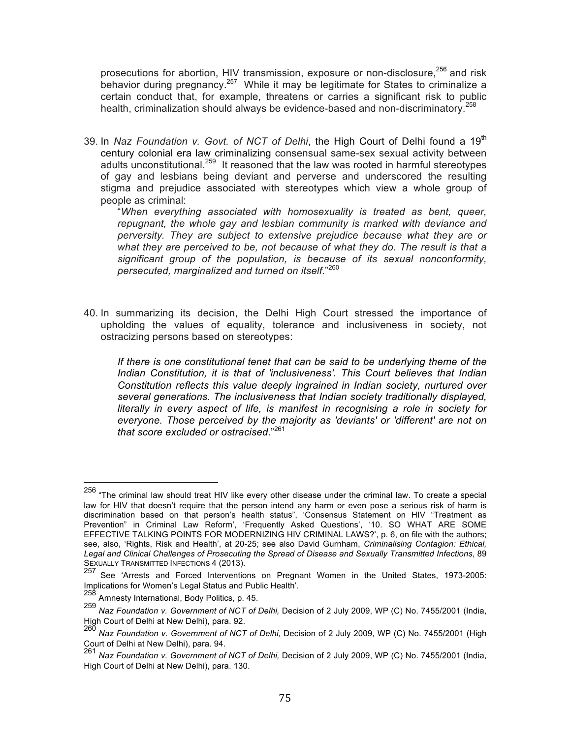prosecutions for abortion, HIV transmission, exposure or non-disclosure,[256] and risk behavior during pregnancy.[257] While it may be legitimate for States to criminalize a certain conduct that, for example, threatens or carries a significant risk to public health, criminalization should always be evidence-based and non-discriminatory.[258]

39. In *Naz Foundation v. Govt. of NCT of Delhi*, the High Court of Delhi found a 19th century colonial era law criminalizing consensual same-sex sexual activity between adults unconstitutional.[259] It reasoned that the law was rooted in harmful stereotypes of gay and lesbians being deviant and perverse and underscored the resulting stigma and prejudice associated with stereotypes which view a whole group of people as criminal:

    "*When everything associated with homosexuality is treated as bent, queer, repugnant, the whole gay and lesbian community is marked with deviance and perversity. They are subject to extensive prejudice because what they are or what they are perceived to be, not because of what they do. The result is that a significant group of the population, is because of its sexual nonconformity, persecuted, marginalized and turned on itself*."[260]

40. In summarizing its decision, the Delhi High Court stressed the importance of upholding the values of equality, tolerance and inclusiveness in society, not ostracizing persons based on stereotypes:

    *If there is one constitutional tenet that can be said to be underlying theme of the Indian Constitution, it is that of 'inclusiveness'. This Court believes that Indian Constitution reflects this value deeply ingrained in Indian society, nurtured over several generations. The inclusiveness that Indian society traditionally displayed, literally in every aspect of life, is manifest in recognising a role in society for everyone. Those perceived by the majority as 'deviants' or 'different' are not on that score excluded or ostracised*."[261]

---

[256] "The criminal law should treat HIV like every other disease under the criminal law. To create a special law for HIV that doesn't require that the person intend any harm or even pose a serious risk of harm is discrimination based on that person's health status", 'Consensus Statement on HIV "Treatment as Prevention" in Criminal Law Reform', 'Frequently Asked Questions', '10. SO WHAT ARE SOME EFFECTIVE TALKING POINTS FOR MODERNIZING HIV CRIMINAL LAWS?', p. 6, on file with the authors; see, also, 'Rights, Risk and Health', at 20-25; see also David Gurnham, *Criminalising Contagion: Ethical, Legal and Clinical Challenges of Prosecuting the Spread of Disease and Sexually Transmitted Infections*, 89 SEXUALLY TRANSMITTED INFECTIONS 4 (2013).

[257] See 'Arrests and Forced Interventions on Pregnant Women in the United States, 1973-2005: Implications for Women's Legal Status and Public Health'.

[258] Amnesty International, Body Politics, p. 45.

[259] *Naz Foundation v. Government of NCT of Delhi,* Decision of 2 July 2009, WP (C) No. 7455/2001 (India, High Court of Delhi at New Delhi), para. 92.

[260] *Naz Foundation v. Government of NCT of Delhi,* Decision of 2 July 2009, WP (C) No. 7455/2001 (High Court of Delhi at New Delhi), para. 94.

[261] *Naz Foundation v. Government of NCT of Delhi,* Decision of 2 July 2009, WP (C) No. 7455/2001 (India, High Court of Delhi at New Delhi), para. 130.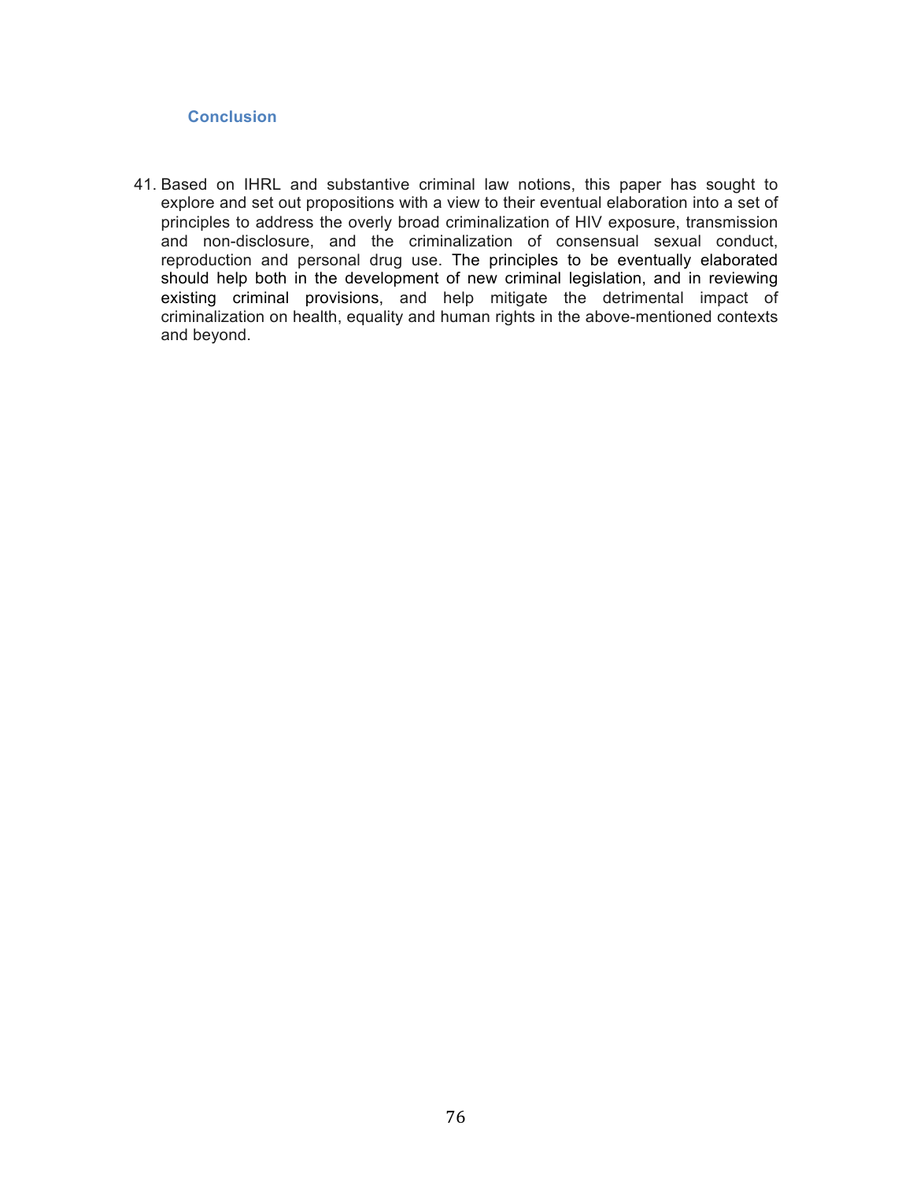## Conclusion

41. Based on IHRL and substantive criminal law notions, this paper has sought to explore and set out propositions with a view to their eventual elaboration into a set of principles to address the overly broad criminalization of HIV exposure, transmission and non-disclosure, and the criminalization of consensual sexual conduct, reproduction and personal drug use. The principles to be eventually elaborated should help both in the development of new criminal legislation, and in reviewing existing criminal provisions, and help mitigate the detrimental impact of criminalization on health, equality and human rights in the above-mentioned contexts and beyond.